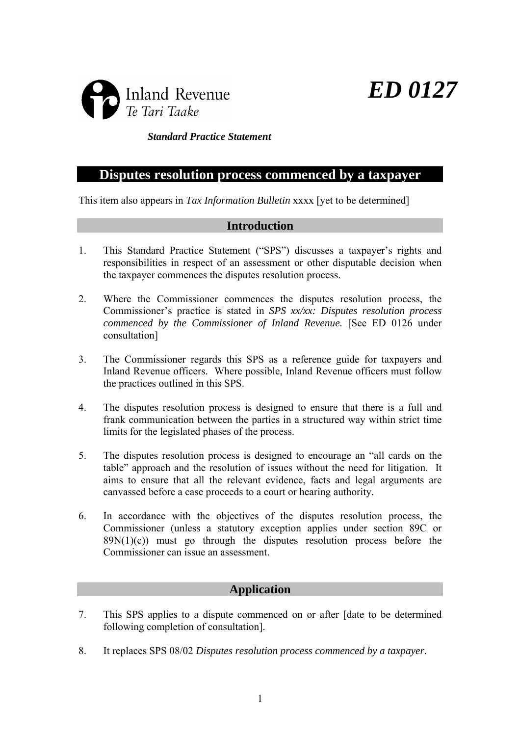Inland Revenue
*Te Tari Taake*

# *ED 0127*

***Standard Practice Statement***

# Disputes resolution process commenced by a taxpayer

This item also appears in *Tax Information Bulletin* xxxx [yet to be determined]

## Introduction

1. This Standard Practice Statement ("SPS") discusses a taxpayer's rights and responsibilities in respect of an assessment or other disputable decision when the taxpayer commences the disputes resolution process.

2. Where the Commissioner commences the disputes resolution process, the Commissioner's practice is stated in *SPS xx/xx: Disputes resolution process commenced by the Commissioner of Inland Revenue.* [See ED 0126 under consultation]

3. The Commissioner regards this SPS as a reference guide for taxpayers and Inland Revenue officers. Where possible, Inland Revenue officers must follow the practices outlined in this SPS.

4. The disputes resolution process is designed to ensure that there is a full and frank communication between the parties in a structured way within strict time limits for the legislated phases of the process.

5. The disputes resolution process is designed to encourage an "all cards on the table" approach and the resolution of issues without the need for litigation. It aims to ensure that all the relevant evidence, facts and legal arguments are canvassed before a case proceeds to a court or hearing authority.

6. In accordance with the objectives of the disputes resolution process, the Commissioner (unless a statutory exception applies under section 89C or 89N(1)(c)) must go through the disputes resolution process before the Commissioner can issue an assessment.

## Application

7. This SPS applies to a dispute commenced on or after [date to be determined following completion of consultation].

8. It replaces SPS 08/02 *Disputes resolution process commenced by a taxpayer*.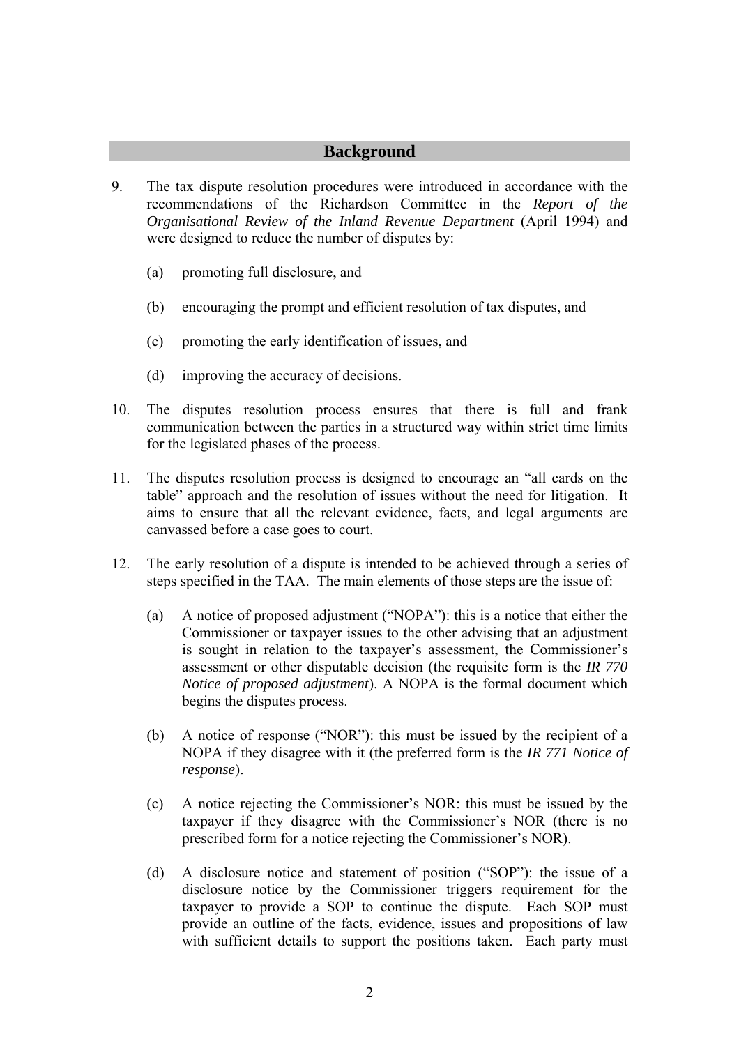## Background

9. The tax dispute resolution procedures were introduced in accordance with the recommendations of the Richardson Committee in the *Report of the Organisational Review of the Inland Revenue Department* (April 1994) and were designed to reduce the number of disputes by:

   (a) promoting full disclosure, and

   (b) encouraging the prompt and efficient resolution of tax disputes, and

   (c) promoting the early identification of issues, and

   (d) improving the accuracy of decisions.

10. The disputes resolution process ensures that there is full and frank communication between the parties in a structured way within strict time limits for the legislated phases of the process.

11. The disputes resolution process is designed to encourage an "all cards on the table" approach and the resolution of issues without the need for litigation. It aims to ensure that all the relevant evidence, facts, and legal arguments are canvassed before a case goes to court.

12. The early resolution of a dispute is intended to be achieved through a series of steps specified in the TAA. The main elements of those steps are the issue of:

    (a) A notice of proposed adjustment ("NOPA"): this is a notice that either the Commissioner or taxpayer issues to the other advising that an adjustment is sought in relation to the taxpayer's assessment, the Commissioner's assessment or other disputable decision (the requisite form is the *IR 770 Notice of proposed adjustment*). A NOPA is the formal document which begins the disputes process.

    (b) A notice of response ("NOR"): this must be issued by the recipient of a NOPA if they disagree with it (the preferred form is the *IR 771 Notice of response*).

    (c) A notice rejecting the Commissioner's NOR: this must be issued by the taxpayer if they disagree with the Commissioner's NOR (there is no prescribed form for a notice rejecting the Commissioner's NOR).

    (d) A disclosure notice and statement of position ("SOP"): the issue of a disclosure notice by the Commissioner triggers requirement for the taxpayer to provide a SOP to continue the dispute. Each SOP must provide an outline of the facts, evidence, issues and propositions of law with sufficient details to support the positions taken. Each party must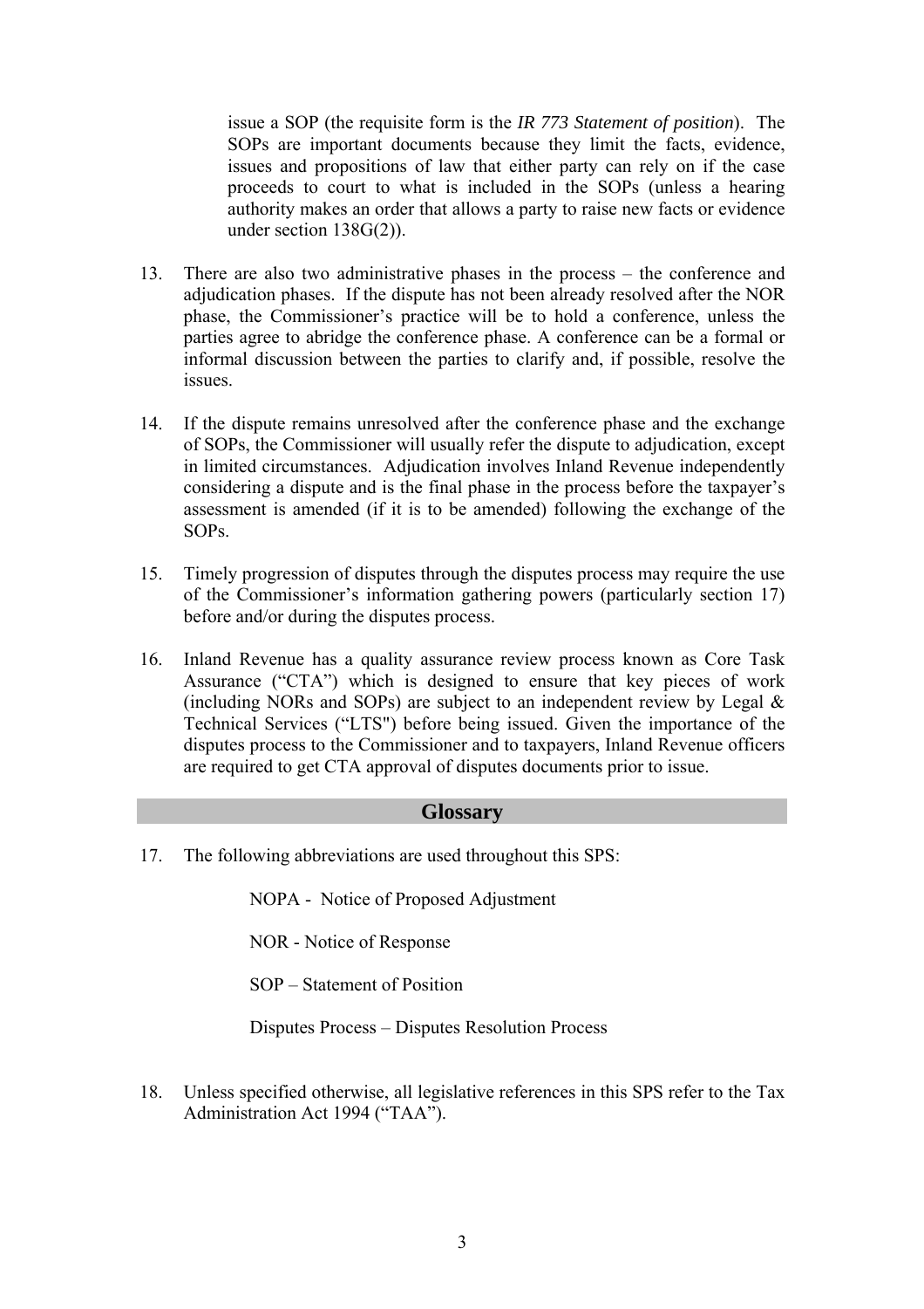issue a SOP (the requisite form is the *IR 773 Statement of position*). The SOPs are important documents because they limit the facts, evidence, issues and propositions of law that either party can rely on if the case proceeds to court to what is included in the SOPs (unless a hearing authority makes an order that allows a party to raise new facts or evidence under section 138G(2)).

13. There are also two administrative phases in the process – the conference and adjudication phases. If the dispute has not been already resolved after the NOR phase, the Commissioner's practice will be to hold a conference, unless the parties agree to abridge the conference phase. A conference can be a formal or informal discussion between the parties to clarify and, if possible, resolve the issues.

14. If the dispute remains unresolved after the conference phase and the exchange of SOPs, the Commissioner will usually refer the dispute to adjudication, except in limited circumstances. Adjudication involves Inland Revenue independently considering a dispute and is the final phase in the process before the taxpayer's assessment is amended (if it is to be amended) following the exchange of the SOPs.

15. Timely progression of disputes through the disputes process may require the use of the Commissioner's information gathering powers (particularly section 17) before and/or during the disputes process.

16. Inland Revenue has a quality assurance review process known as Core Task Assurance ("CTA") which is designed to ensure that key pieces of work (including NORs and SOPs) are subject to an independent review by Legal & Technical Services ("LTS") before being issued. Given the importance of the disputes process to the Commissioner and to taxpayers, Inland Revenue officers are required to get CTA approval of disputes documents prior to issue.

## Glossary

17. The following abbreviations are used throughout this SPS:

    NOPA - Notice of Proposed Adjustment

    NOR - Notice of Response

    SOP – Statement of Position

    Disputes Process – Disputes Resolution Process

18. Unless specified otherwise, all legislative references in this SPS refer to the Tax Administration Act 1994 ("TAA").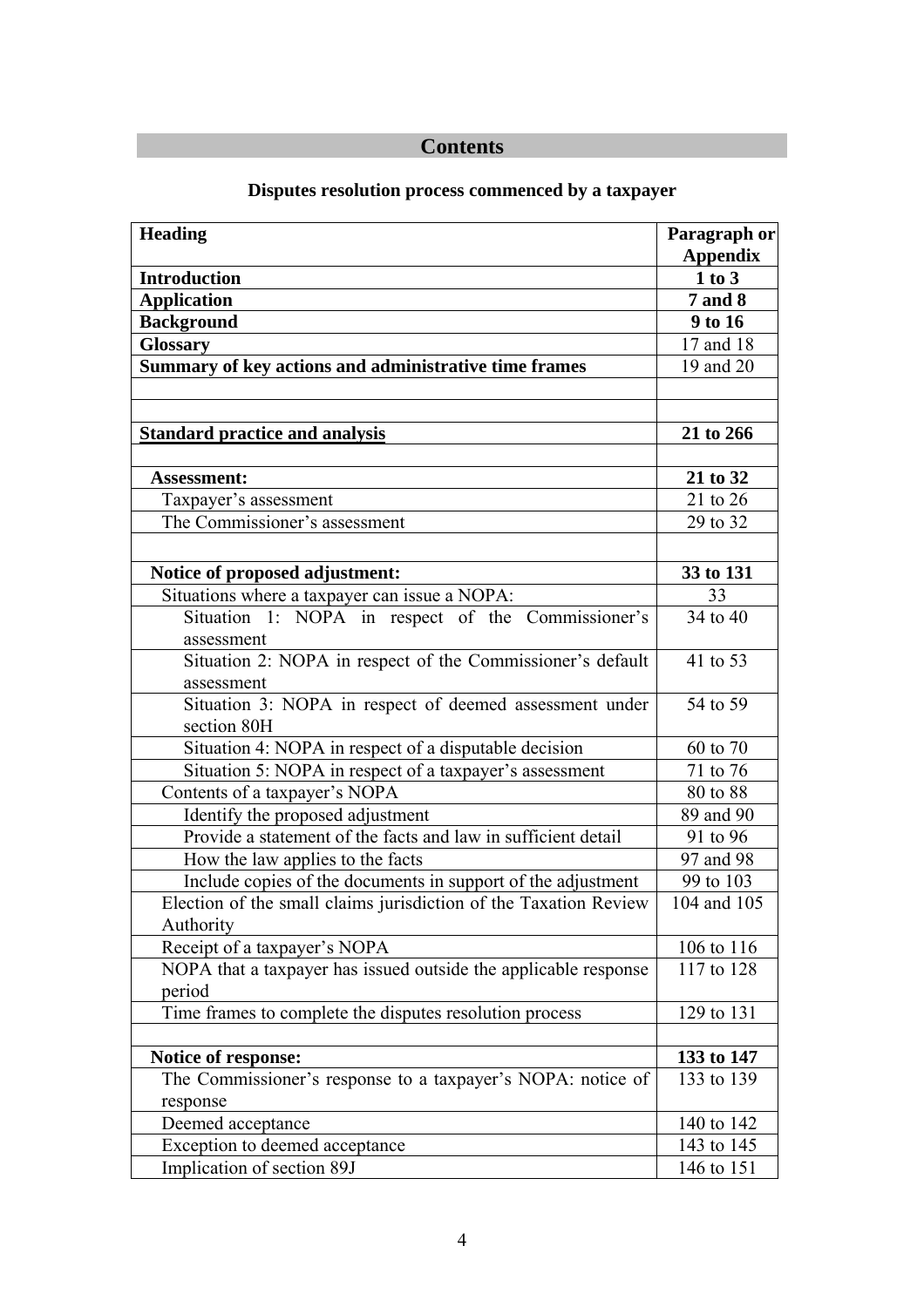## Contents

### Disputes resolution process commenced by a taxpayer

| Heading | Paragraph or Appendix |
|---|---|
| **Introduction** | **1 to 3** |
| **Application** | **7 and 8** |
| **Background** | **9 to 16** |
| **Glossary** | 17 and 18 |
| **Summary of key actions and administrative time frames** | 19 and 20 |
| | |
| | |
| **Standard practice and analysis** | **21 to 266** |
| | |
| **Assessment:** | **21 to 32** |
| Taxpayer's assessment | 21 to 26 |
| The Commissioner's assessment | 29 to 32 |
| | |
| **Notice of proposed adjustment:** | **33 to 131** |
| Situations where a taxpayer can issue a NOPA: | 33 |
| Situation 1: NOPA in respect of the Commissioner's assessment | 34 to 40 |
| Situation 2: NOPA in respect of the Commissioner's default assessment | 41 to 53 |
| Situation 3: NOPA in respect of deemed assessment under section 80H | 54 to 59 |
| Situation 4: NOPA in respect of a disputable decision | 60 to 70 |
| Situation 5: NOPA in respect of a taxpayer's assessment | 71 to 76 |
| Contents of a taxpayer's NOPA | 80 to 88 |
| Identify the proposed adjustment | 89 and 90 |
| Provide a statement of the facts and law in sufficient detail | 91 to 96 |
| How the law applies to the facts | 97 and 98 |
| Include copies of the documents in support of the adjustment | 99 to 103 |
| Election of the small claims jurisdiction of the Taxation Review Authority | 104 and 105 |
| Receipt of a taxpayer's NOPA | 106 to 116 |
| NOPA that a taxpayer has issued outside the applicable response period | 117 to 128 |
| Time frames to complete the disputes resolution process | 129 to 131 |
| | |
| **Notice of response:** | **133 to 147** |
| The Commissioner's response to a taxpayer's NOPA: notice of response | 133 to 139 |
| Deemed acceptance | 140 to 142 |
| Exception to deemed acceptance | 143 to 145 |
| Implication of section 89J | 146 to 151 |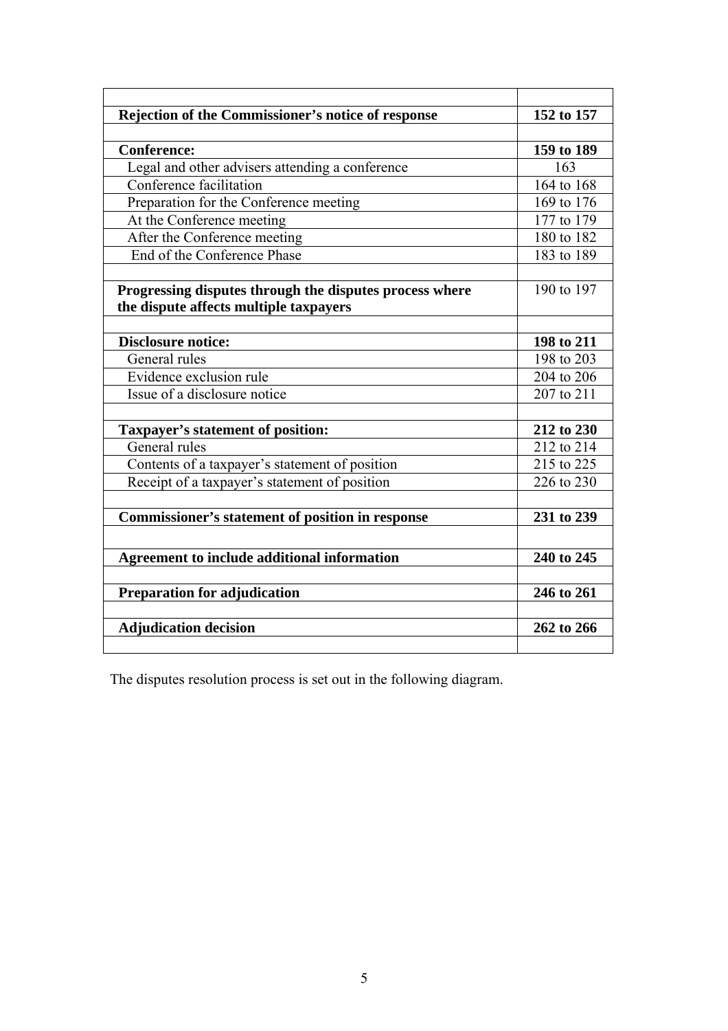| | |
|---|---|
| **Rejection of the Commissioner's notice of response** | **152 to 157** |
| | |
| **Conference:** | **159 to 189** |
| Legal and other advisers attending a conference | 163 |
| Conference facilitation | 164 to 168 |
| Preparation for the Conference meeting | 169 to 176 |
| At the Conference meeting | 177 to 179 |
| After the Conference meeting | 180 to 182 |
| End of the Conference Phase | 183 to 189 |
| | |
| **Progressing disputes through the disputes process where the dispute affects multiple taxpayers** | 190 to 197 |
| | |
| **Disclosure notice:** | **198 to 211** |
| General rules | 198 to 203 |
| Evidence exclusion rule | 204 to 206 |
| Issue of a disclosure notice | 207 to 211 |
| | |
| **Taxpayer's statement of position:** | **212 to 230** |
| General rules | 212 to 214 |
| Contents of a taxpayer's statement of position | 215 to 225 |
| Receipt of a taxpayer's statement of position | 226 to 230 |
| | |
| **Commissioner's statement of position in response** | **231 to 239** |
| | |
| **Agreement to include additional information** | **240 to 245** |
| | |
| **Preparation for adjudication** | **246 to 261** |
| | |
| **Adjudication decision** | **262 to 266** |
| | |

The disputes resolution process is set out in the following diagram.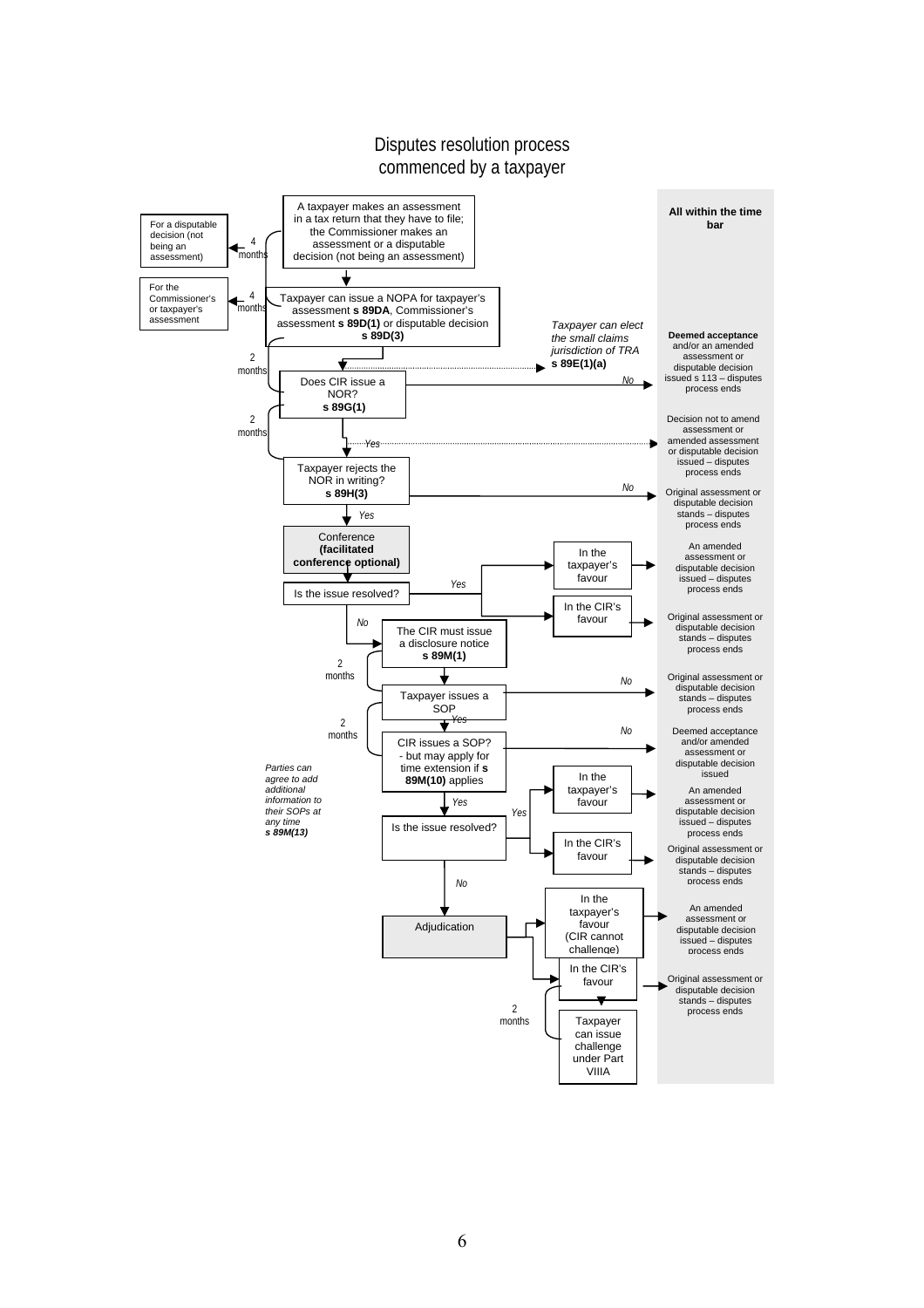# Disputes resolution process commenced by a taxpayer

A taxpayer makes an assessment in a tax return that they have to file; the Commissioner makes an assessment or a disputable decision (not being an assessment)

- 4 months → For a disputable decision (not being an assessment)
- 4 months → For the Commissioner's or taxpayer's assessment

↓

Taxpayer can issue a NOPA for taxpayer's assessment **s 89DA**, Commissioner's assessment **s 89D(1)** or disputable decision **s 89D(3)**

*Taxpayer can elect the small claims jurisdiction of TRA* **s 89E(1)(a)**

2 months ↓

Does CIR issue a NOR? **s 89G(1)**

- *No* → Deemed acceptance and/or an amended assessment or disputable decision issued s 113 – disputes process ends
- *Yes* → Decision not to amend assessment or amended assessment or disputable decision issued – disputes process ends

2 months ↓ *Yes*

Taxpayer rejects the NOR in writing? **s 89H(3)**

- *No* → Original assessment or disputable decision stands – disputes process ends

↓ *Yes*

Conference **(facilitated conference optional)**

Is the issue resolved?

- *Yes* →
  - In the taxpayer's favour → An amended assessment or disputable decision issued – disputes process ends
  - In the CIR's favour → Original assessment or disputable decision stands – disputes process ends
- *No* ↓

The CIR must issue a disclosure notice **s 89M(1)**

2 months ↓

Taxpayer issues a SOP

- *No* → Original assessment or disputable decision stands – disputes process ends

2 months ↓ *Yes*

CIR issues a SOP? - but may apply for time extension if **s 89M(10)** applies

- *No* → Deemed acceptance and/or amended assessment or disputable decision issued

*Parties can agree to add additional information to their SOPs at any time* ***s 89M(13)***

↓ *Yes*

Is the issue resolved?

- *Yes* →
  - In the taxpayer's favour → An amended assessment or disputable decision issued – disputes process ends
  - In the CIR's favour → Original assessment or disputable decision stands – disputes process ends
- *No* ↓

Adjudication

- In the taxpayer's favour (CIR cannot challenge) → An amended assessment or disputable decision issued – disputes process ends
- In the CIR's favour → Original assessment or disputable decision stands – disputes process ends
  - 2 months → Taxpayer can issue challenge under Part VIIIA

**All within the time bar**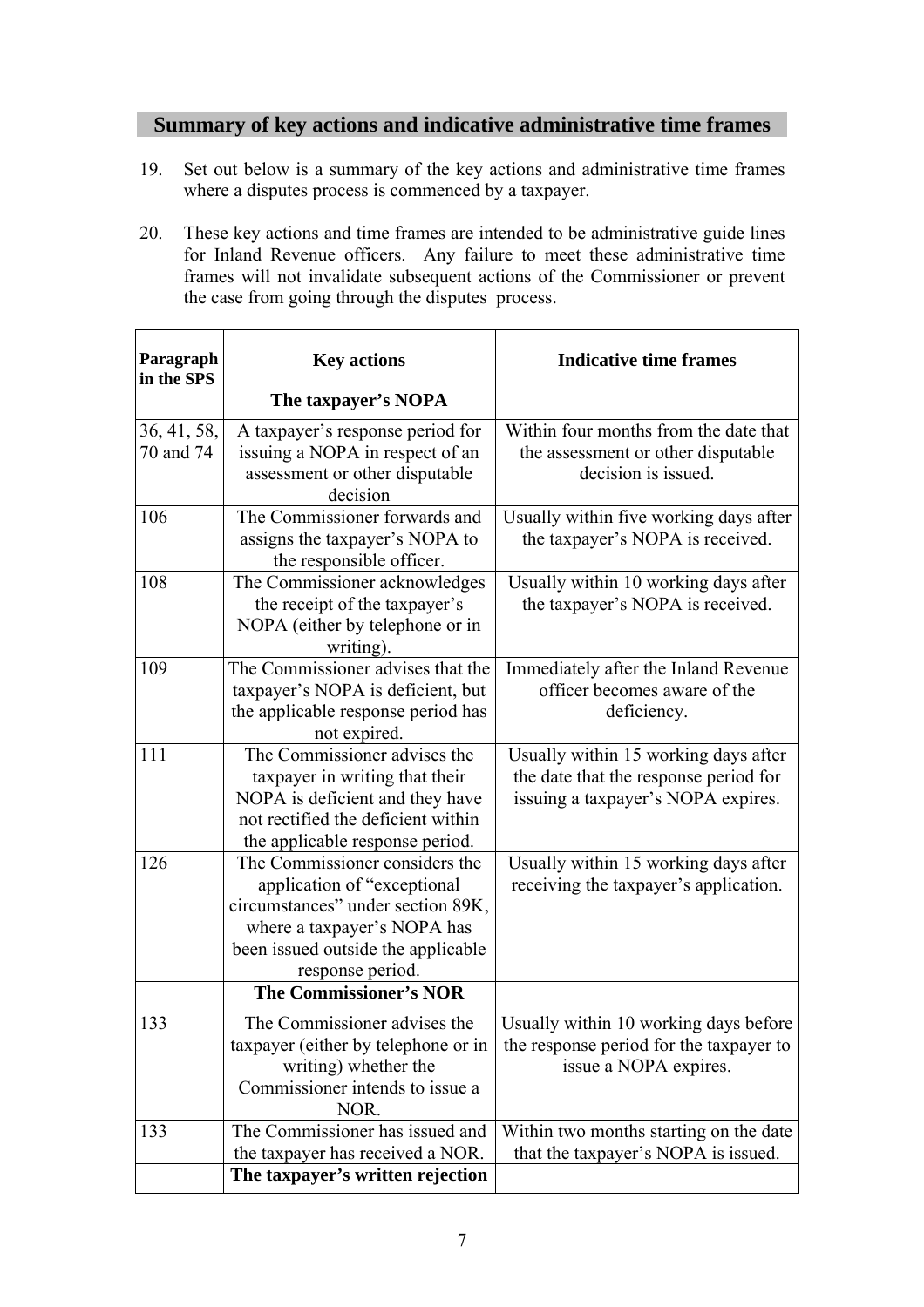## Summary of key actions and indicative administrative time frames

19. Set out below is a summary of the key actions and administrative time frames where a disputes process is commenced by a taxpayer.

20. These key actions and time frames are intended to be administrative guide lines for Inland Revenue officers. Any failure to meet these administrative time frames will not invalidate subsequent actions of the Commissioner or prevent the case from going through the disputes process.

| Paragraph in the SPS | Key actions | Indicative time frames |
|---|---|---|
| | **The taxpayer's NOPA** | |
| 36, 41, 58, 70 and 74 | A taxpayer's response period for issuing a NOPA in respect of an assessment or other disputable decision | Within four months from the date that the assessment or other disputable decision is issued. |
| 106 | The Commissioner forwards and assigns the taxpayer's NOPA to the responsible officer. | Usually within five working days after the taxpayer's NOPA is received. |
| 108 | The Commissioner acknowledges the receipt of the taxpayer's NOPA (either by telephone or in writing). | Usually within 10 working days after the taxpayer's NOPA is received. |
| 109 | The Commissioner advises that the taxpayer's NOPA is deficient, but the applicable response period has not expired. | Immediately after the Inland Revenue officer becomes aware of the deficiency. |
| 111 | The Commissioner advises the taxpayer in writing that their NOPA is deficient and they have not rectified the deficient within the applicable response period. | Usually within 15 working days after the date that the response period for issuing a taxpayer's NOPA expires. |
| 126 | The Commissioner considers the application of "exceptional circumstances" under section 89K, where a taxpayer's NOPA has been issued outside the applicable response period. | Usually within 15 working days after receiving the taxpayer's application. |
| | **The Commissioner's NOR** | |
| 133 | The Commissioner advises the taxpayer (either by telephone or in writing) whether the Commissioner intends to issue a NOR. | Usually within 10 working days before the response period for the taxpayer to issue a NOPA expires. |
| 133 | The Commissioner has issued and the taxpayer has received a NOR. | Within two months starting on the date that the taxpayer's NOPA is issued. |
| | **The taxpayer's written rejection** | |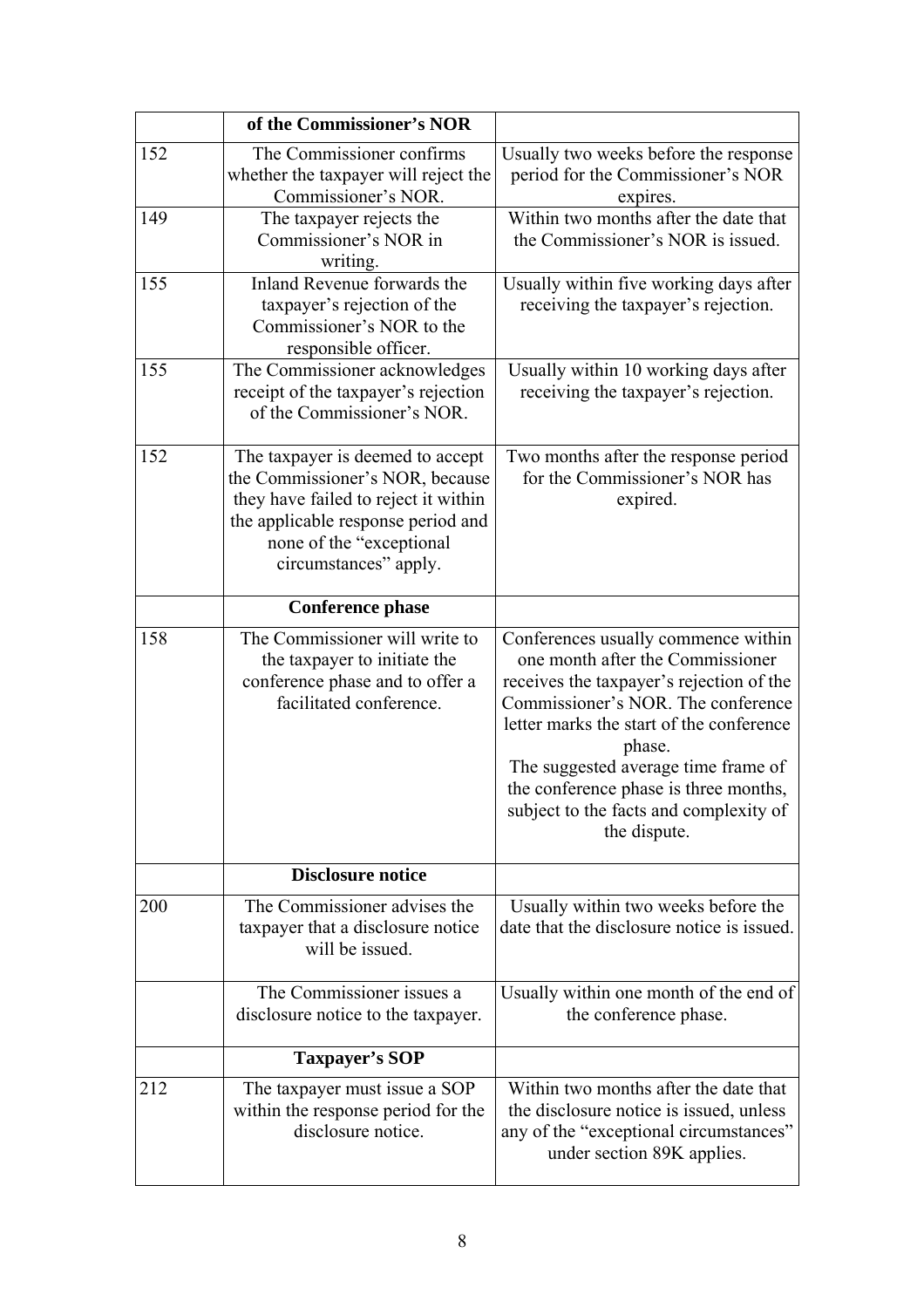| | of the Commissioner's NOR | |
|---|---|---|
| 152 | The Commissioner confirms whether the taxpayer will reject the Commissioner's NOR. | Usually two weeks before the response period for the Commissioner's NOR expires. |
| 149 | The taxpayer rejects the Commissioner's NOR in writing. | Within two months after the date that the Commissioner's NOR is issued. |
| 155 | Inland Revenue forwards the taxpayer's rejection of the Commissioner's NOR to the responsible officer. | Usually within five working days after receiving the taxpayer's rejection. |
| 155 | The Commissioner acknowledges receipt of the taxpayer's rejection of the Commissioner's NOR. | Usually within 10 working days after receiving the taxpayer's rejection. |
| 152 | The taxpayer is deemed to accept the Commissioner's NOR, because they have failed to reject it within the applicable response period and none of the "exceptional circumstances" apply. | Two months after the response period for the Commissioner's NOR has expired. |
| | **Conference phase** | |
| 158 | The Commissioner will write to the taxpayer to initiate the conference phase and to offer a facilitated conference. | Conferences usually commence within one month after the Commissioner receives the taxpayer's rejection of the Commissioner's NOR. The conference letter marks the start of the conference phase.<br>The suggested average time frame of the conference phase is three months, subject to the facts and complexity of the dispute. |
| | **Disclosure notice** | |
| 200 | The Commissioner advises the taxpayer that a disclosure notice will be issued. | Usually within two weeks before the date that the disclosure notice is issued. |
| | The Commissioner issues a disclosure notice to the taxpayer. | Usually within one month of the end of the conference phase. |
| | **Taxpayer's SOP** | |
| 212 | The taxpayer must issue a SOP within the response period for the disclosure notice. | Within two months after the date that the disclosure notice is issued, unless any of the "exceptional circumstances" under section 89K applies. |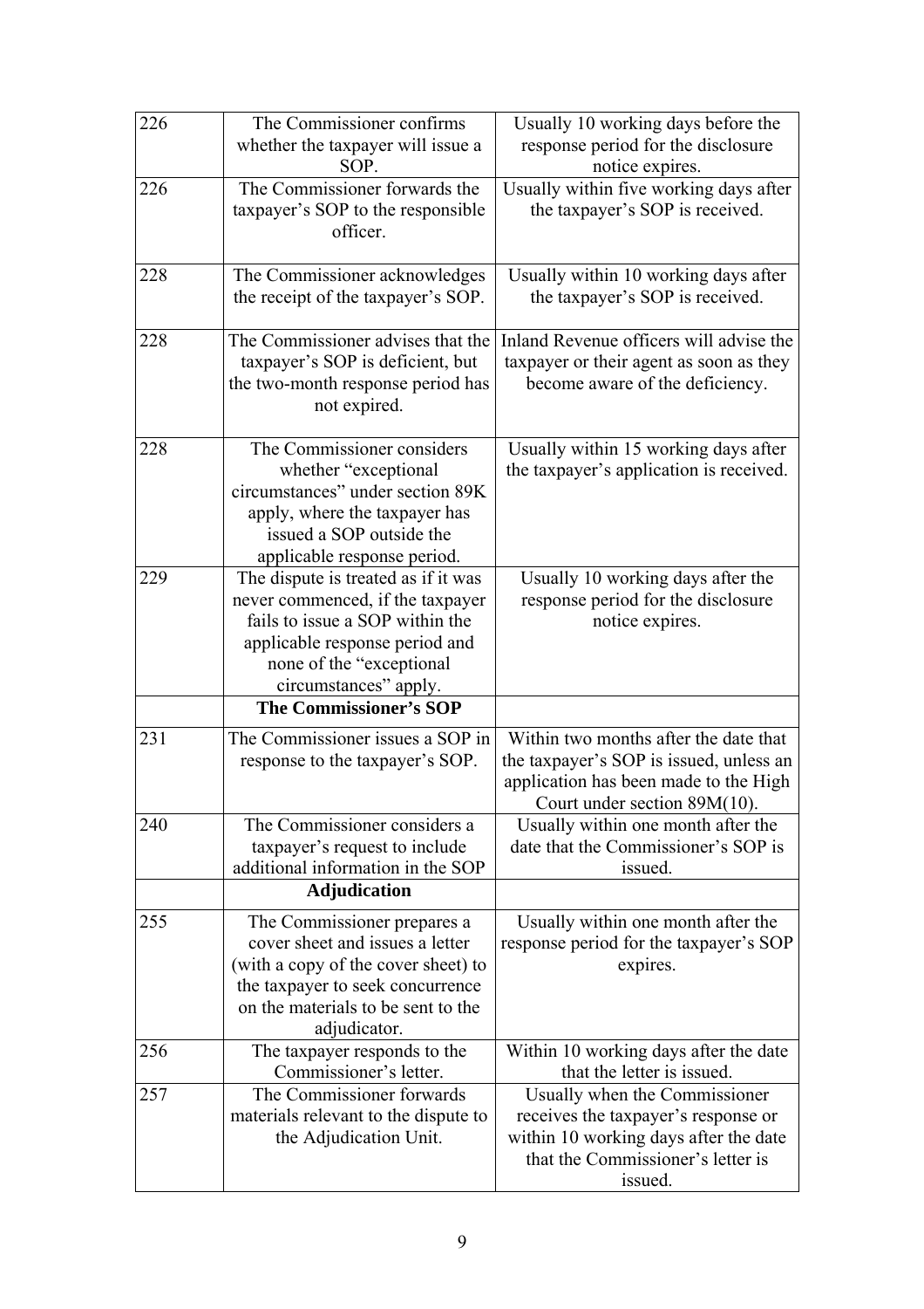| | | |
|---|---|---|
| 226 | The Commissioner confirms whether the taxpayer will issue a SOP. | Usually 10 working days before the response period for the disclosure notice expires. |
| 226 | The Commissioner forwards the taxpayer's SOP to the responsible officer. | Usually within five working days after the taxpayer's SOP is received. |
| 228 | The Commissioner acknowledges the receipt of the taxpayer's SOP. | Usually within 10 working days after the taxpayer's SOP is received. |
| 228 | The Commissioner advises that the taxpayer's SOP is deficient, but the two-month response period has not expired. | Inland Revenue officers will advise the taxpayer or their agent as soon as they become aware of the deficiency. |
| 228 | The Commissioner considers whether "exceptional circumstances" under section 89K apply, where the taxpayer has issued a SOP outside the applicable response period. | Usually within 15 working days after the taxpayer's application is received. |
| 229 | The dispute is treated as if it was never commenced, if the taxpayer fails to issue a SOP within the applicable response period and none of the "exceptional circumstances" apply. | Usually 10 working days after the response period for the disclosure notice expires. |
| | **The Commissioner's SOP** | |
| 231 | The Commissioner issues a SOP in response to the taxpayer's SOP. | Within two months after the date that the taxpayer's SOP is issued, unless an application has been made to the High Court under section 89M(10). |
| 240 | The Commissioner considers a taxpayer's request to include additional information in the SOP | Usually within one month after the date that the Commissioner's SOP is issued. |
| | **Adjudication** | |
| 255 | The Commissioner prepares a cover sheet and issues a letter (with a copy of the cover sheet) to the taxpayer to seek concurrence on the materials to be sent to the adjudicator. | Usually within one month after the response period for the taxpayer's SOP expires. |
| 256 | The taxpayer responds to the Commissioner's letter. | Within 10 working days after the date that the letter is issued. |
| 257 | The Commissioner forwards materials relevant to the dispute to the Adjudication Unit. | Usually when the Commissioner receives the taxpayer's response or within 10 working days after the date that the Commissioner's letter is issued. |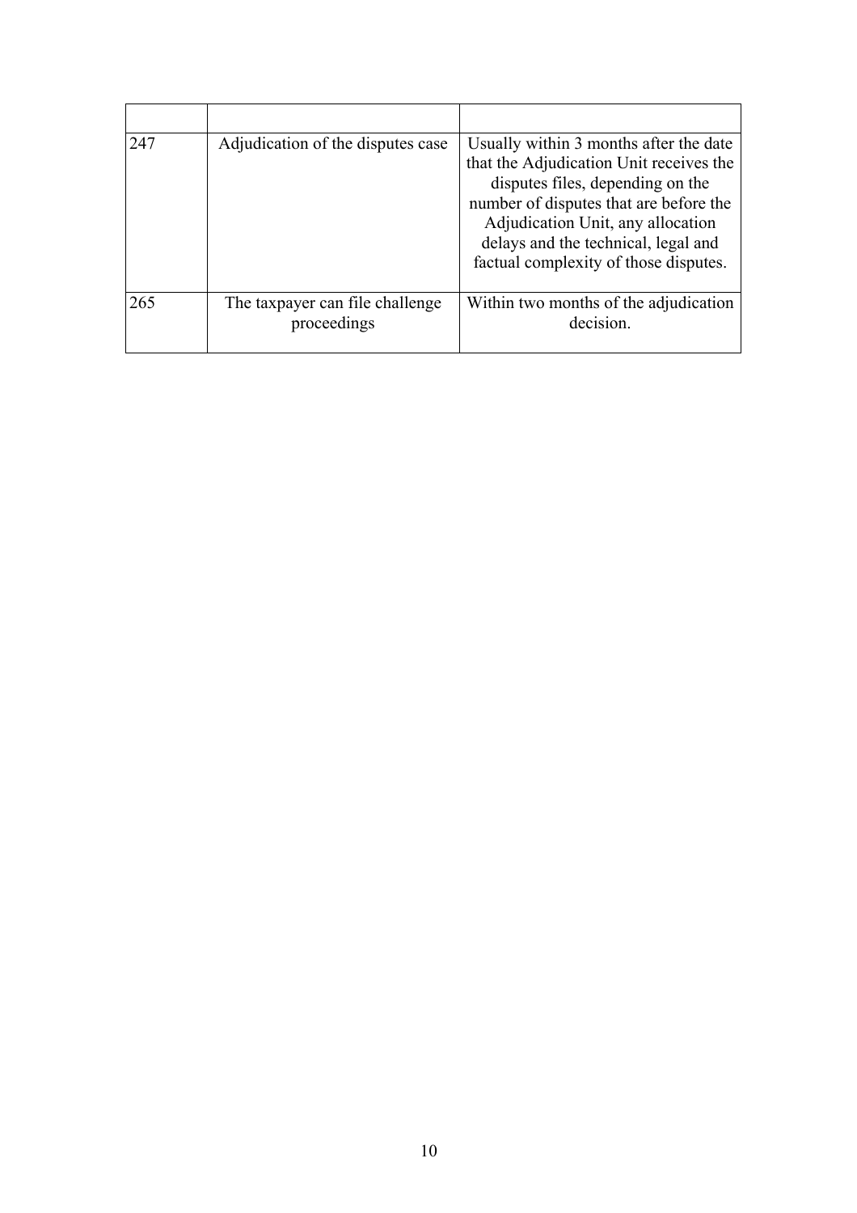| | | |
|---|---|---|
| 247 | Adjudication of the disputes case | Usually within 3 months after the date that the Adjudication Unit receives the disputes files, depending on the number of disputes that are before the Adjudication Unit, any allocation delays and the technical, legal and factual complexity of those disputes. |
| 265 | The taxpayer can file challenge proceedings | Within two months of the adjudication decision. |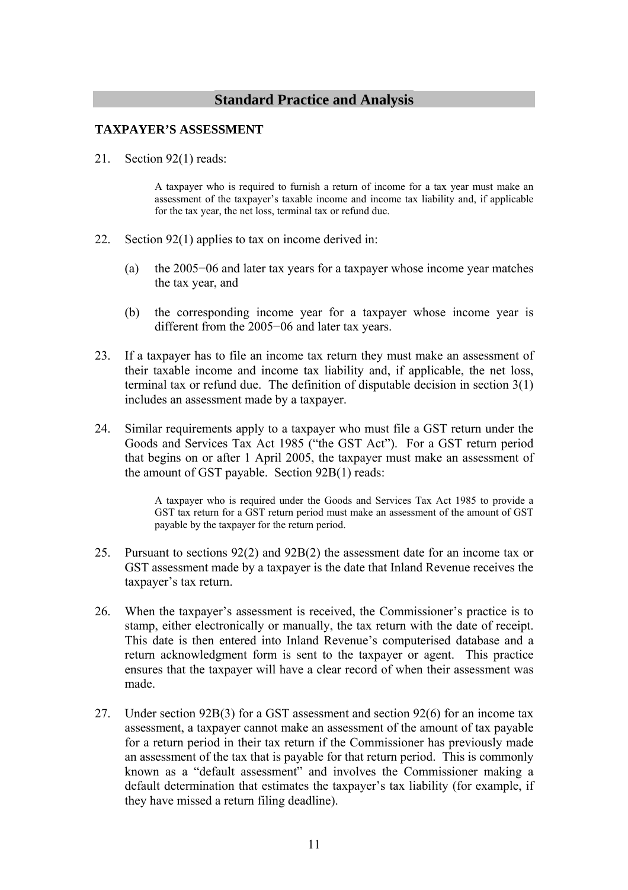## Standard Practice and Analysis

### TAXPAYER'S ASSESSMENT

21. Section 92(1) reads:

> A taxpayer who is required to furnish a return of income for a tax year must make an assessment of the taxpayer's taxable income and income tax liability and, if applicable for the tax year, the net loss, terminal tax or refund due.

22. Section 92(1) applies to tax on income derived in:

    (a) the 2005−06 and later tax years for a taxpayer whose income year matches the tax year, and

    (b) the corresponding income year for a taxpayer whose income year is different from the 2005−06 and later tax years.

23. If a taxpayer has to file an income tax return they must make an assessment of their taxable income and income tax liability and, if applicable, the net loss, terminal tax or refund due. The definition of disputable decision in section 3(1) includes an assessment made by a taxpayer.

24. Similar requirements apply to a taxpayer who must file a GST return under the Goods and Services Tax Act 1985 ("the GST Act"). For a GST return period that begins on or after 1 April 2005, the taxpayer must make an assessment of the amount of GST payable. Section 92B(1) reads:

> A taxpayer who is required under the Goods and Services Tax Act 1985 to provide a GST tax return for a GST return period must make an assessment of the amount of GST payable by the taxpayer for the return period.

25. Pursuant to sections 92(2) and 92B(2) the assessment date for an income tax or GST assessment made by a taxpayer is the date that Inland Revenue receives the taxpayer's tax return.

26. When the taxpayer's assessment is received, the Commissioner's practice is to stamp, either electronically or manually, the tax return with the date of receipt. This date is then entered into Inland Revenue's computerised database and a return acknowledgment form is sent to the taxpayer or agent. This practice ensures that the taxpayer will have a clear record of when their assessment was made.

27. Under section 92B(3) for a GST assessment and section 92(6) for an income tax assessment, a taxpayer cannot make an assessment of the amount of tax payable for a return period in their tax return if the Commissioner has previously made an assessment of the tax that is payable for that return period. This is commonly known as a "default assessment" and involves the Commissioner making a default determination that estimates the taxpayer's tax liability (for example, if they have missed a return filing deadline).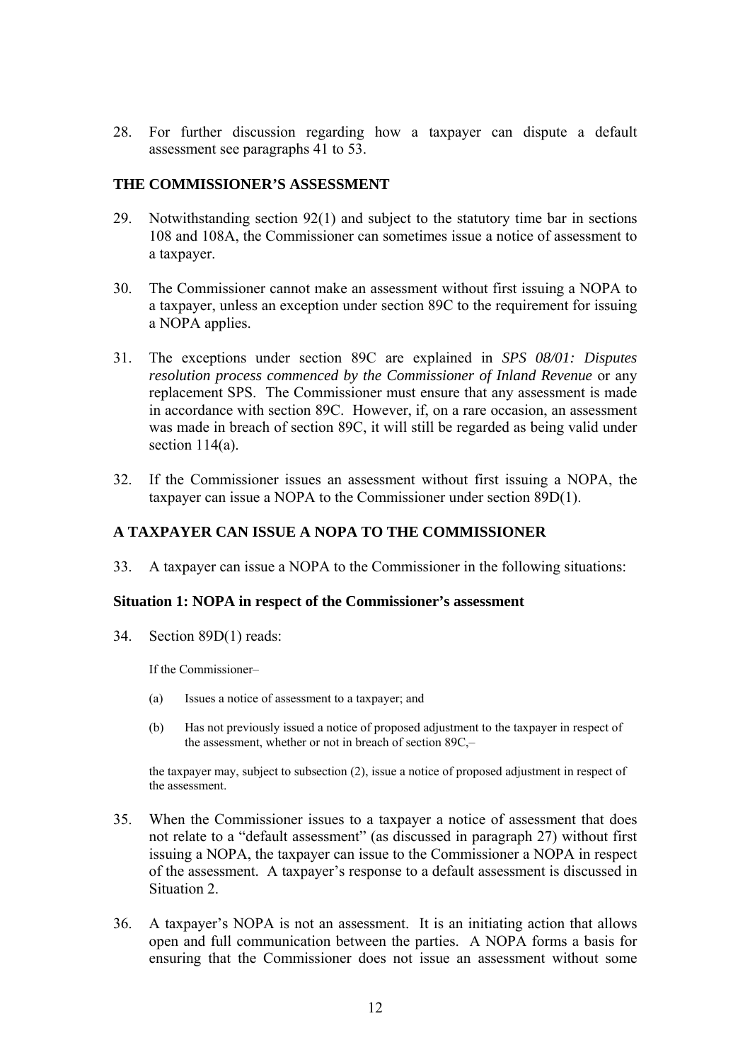28. For further discussion regarding how a taxpayer can dispute a default assessment see paragraphs 41 to 53.

## THE COMMISSIONER'S ASSESSMENT

29. Notwithstanding section 92(1) and subject to the statutory time bar in sections 108 and 108A, the Commissioner can sometimes issue a notice of assessment to a taxpayer.

30. The Commissioner cannot make an assessment without first issuing a NOPA to a taxpayer, unless an exception under section 89C to the requirement for issuing a NOPA applies.

31. The exceptions under section 89C are explained in *SPS 08/01: Disputes resolution process commenced by the Commissioner of Inland Revenue* or any replacement SPS. The Commissioner must ensure that any assessment is made in accordance with section 89C. However, if, on a rare occasion, an assessment was made in breach of section 89C, it will still be regarded as being valid under section 114(a).

32. If the Commissioner issues an assessment without first issuing a NOPA, the taxpayer can issue a NOPA to the Commissioner under section 89D(1).

## A TAXPAYER CAN ISSUE A NOPA TO THE COMMISSIONER

33. A taxpayer can issue a NOPA to the Commissioner in the following situations:

### Situation 1: NOPA in respect of the Commissioner's assessment

34. Section 89D(1) reads:

> If the Commissioner–
>
> (a) Issues a notice of assessment to a taxpayer; and
>
> (b) Has not previously issued a notice of proposed adjustment to the taxpayer in respect of the assessment, whether or not in breach of section 89C,–
>
> the taxpayer may, subject to subsection (2), issue a notice of proposed adjustment in respect of the assessment.

35. When the Commissioner issues to a taxpayer a notice of assessment that does not relate to a "default assessment" (as discussed in paragraph 27) without first issuing a NOPA, the taxpayer can issue to the Commissioner a NOPA in respect of the assessment. A taxpayer's response to a default assessment is discussed in Situation 2.

36. A taxpayer's NOPA is not an assessment. It is an initiating action that allows open and full communication between the parties. A NOPA forms a basis for ensuring that the Commissioner does not issue an assessment without some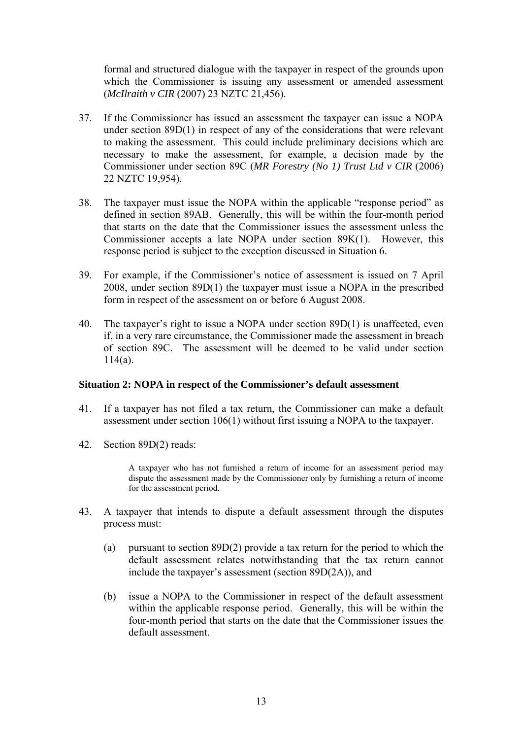formal and structured dialogue with the taxpayer in respect of the grounds upon which the Commissioner is issuing any assessment or amended assessment (*McIlraith v CIR* (2007) 23 NZTC 21,456).

37. If the Commissioner has issued an assessment the taxpayer can issue a NOPA under section 89D(1) in respect of any of the considerations that were relevant to making the assessment. This could include preliminary decisions which are necessary to make the assessment, for example, a decision made by the Commissioner under section 89C (*MR Forestry (No 1) Trust Ltd v CIR* (2006) 22 NZTC 19,954).

38. The taxpayer must issue the NOPA within the applicable "response period" as defined in section 89AB. Generally, this will be within the four-month period that starts on the date that the Commissioner issues the assessment unless the Commissioner accepts a late NOPA under section 89K(1). However, this response period is subject to the exception discussed in Situation 6.

39. For example, if the Commissioner's notice of assessment is issued on 7 April 2008, under section 89D(1) the taxpayer must issue a NOPA in the prescribed form in respect of the assessment on or before 6 August 2008.

40. The taxpayer's right to issue a NOPA under section 89D(1) is unaffected, even if, in a very rare circumstance, the Commissioner made the assessment in breach of section 89C. The assessment will be deemed to be valid under section 114(a).

**Situation 2: NOPA in respect of the Commissioner's default assessment**

41. If a taxpayer has not filed a tax return, the Commissioner can make a default assessment under section 106(1) without first issuing a NOPA to the taxpayer.

42. Section 89D(2) reads:

> A taxpayer who has not furnished a return of income for an assessment period may dispute the assessment made by the Commissioner only by furnishing a return of income for the assessment period.

43. A taxpayer that intends to dispute a default assessment through the disputes process must:

    (a) pursuant to section 89D(2) provide a tax return for the period to which the default assessment relates notwithstanding that the tax return cannot include the taxpayer's assessment (section 89D(2A)), and

    (b) issue a NOPA to the Commissioner in respect of the default assessment within the applicable response period. Generally, this will be within the four-month period that starts on the date that the Commissioner issues the default assessment.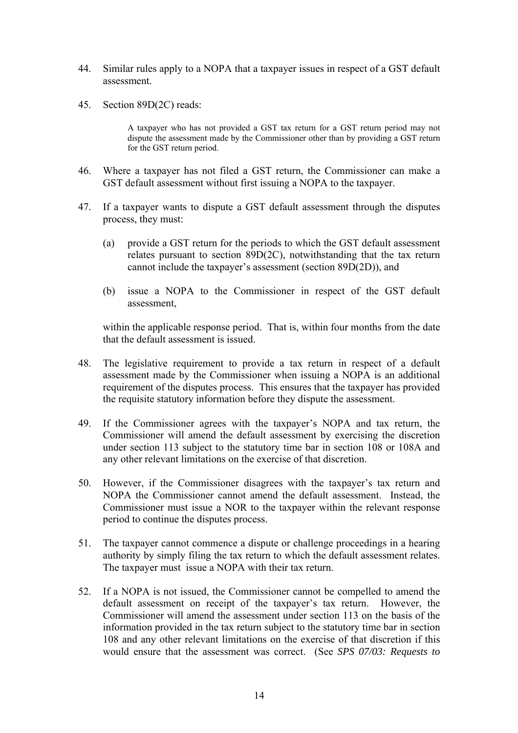44. Similar rules apply to a NOPA that a taxpayer issues in respect of a GST default assessment.

45. Section 89D(2C) reads:

> A taxpayer who has not provided a GST tax return for a GST return period may not dispute the assessment made by the Commissioner other than by providing a GST return for the GST return period.

46. Where a taxpayer has not filed a GST return, the Commissioner can make a GST default assessment without first issuing a NOPA to the taxpayer.

47. If a taxpayer wants to dispute a GST default assessment through the disputes process, they must:

    (a) provide a GST return for the periods to which the GST default assessment relates pursuant to section 89D(2C), notwithstanding that the tax return cannot include the taxpayer's assessment (section 89D(2D)), and

    (b) issue a NOPA to the Commissioner in respect of the GST default assessment,

    within the applicable response period. That is, within four months from the date that the default assessment is issued.

48. The legislative requirement to provide a tax return in respect of a default assessment made by the Commissioner when issuing a NOPA is an additional requirement of the disputes process. This ensures that the taxpayer has provided the requisite statutory information before they dispute the assessment.

49. If the Commissioner agrees with the taxpayer's NOPA and tax return, the Commissioner will amend the default assessment by exercising the discretion under section 113 subject to the statutory time bar in section 108 or 108A and any other relevant limitations on the exercise of that discretion.

50. However, if the Commissioner disagrees with the taxpayer's tax return and NOPA the Commissioner cannot amend the default assessment. Instead, the Commissioner must issue a NOR to the taxpayer within the relevant response period to continue the disputes process.

51. The taxpayer cannot commence a dispute or challenge proceedings in a hearing authority by simply filing the tax return to which the default assessment relates. The taxpayer must issue a NOPA with their tax return.

52. If a NOPA is not issued, the Commissioner cannot be compelled to amend the default assessment on receipt of the taxpayer's tax return. However, the Commissioner will amend the assessment under section 113 on the basis of the information provided in the tax return subject to the statutory time bar in section 108 and any other relevant limitations on the exercise of that discretion if this would ensure that the assessment was correct. (See *SPS 07/03: Requests to*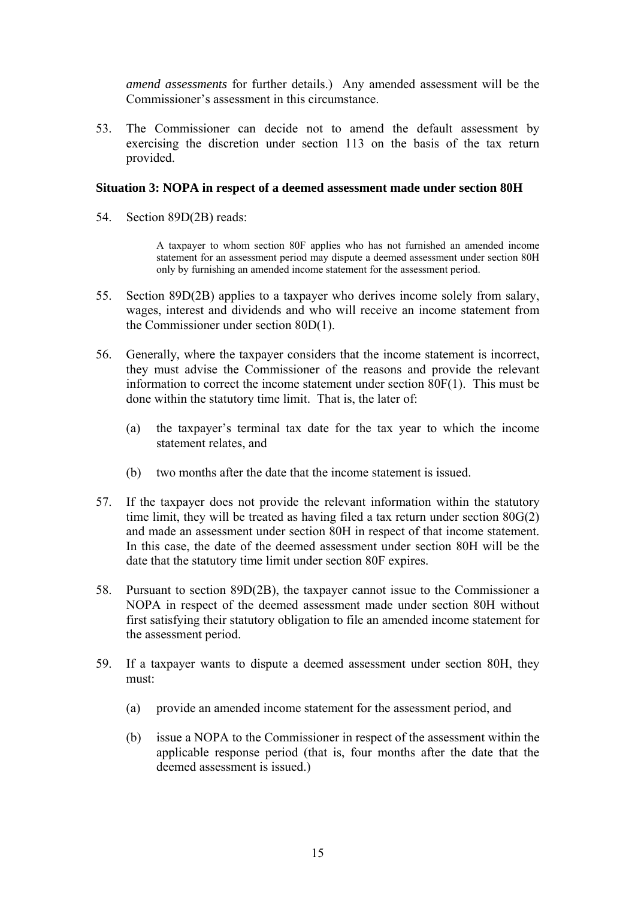*amend assessments* for further details.) Any amended assessment will be the Commissioner's assessment in this circumstance.

53. The Commissioner can decide not to amend the default assessment by exercising the discretion under section 113 on the basis of the tax return provided.

**Situation 3: NOPA in respect of a deemed assessment made under section 80H**

54. Section 89D(2B) reads:

> A taxpayer to whom section 80F applies who has not furnished an amended income statement for an assessment period may dispute a deemed assessment under section 80H only by furnishing an amended income statement for the assessment period.

55. Section 89D(2B) applies to a taxpayer who derives income solely from salary, wages, interest and dividends and who will receive an income statement from the Commissioner under section 80D(1).

56. Generally, where the taxpayer considers that the income statement is incorrect, they must advise the Commissioner of the reasons and provide the relevant information to correct the income statement under section 80F(1). This must be done within the statutory time limit. That is, the later of:

    (a) the taxpayer's terminal tax date for the tax year to which the income statement relates, and

    (b) two months after the date that the income statement is issued.

57. If the taxpayer does not provide the relevant information within the statutory time limit, they will be treated as having filed a tax return under section 80G(2) and made an assessment under section 80H in respect of that income statement. In this case, the date of the deemed assessment under section 80H will be the date that the statutory time limit under section 80F expires.

58. Pursuant to section 89D(2B), the taxpayer cannot issue to the Commissioner a NOPA in respect of the deemed assessment made under section 80H without first satisfying their statutory obligation to file an amended income statement for the assessment period.

59. If a taxpayer wants to dispute a deemed assessment under section 80H, they must:

    (a) provide an amended income statement for the assessment period, and

    (b) issue a NOPA to the Commissioner in respect of the assessment within the applicable response period (that is, four months after the date that the deemed assessment is issued.)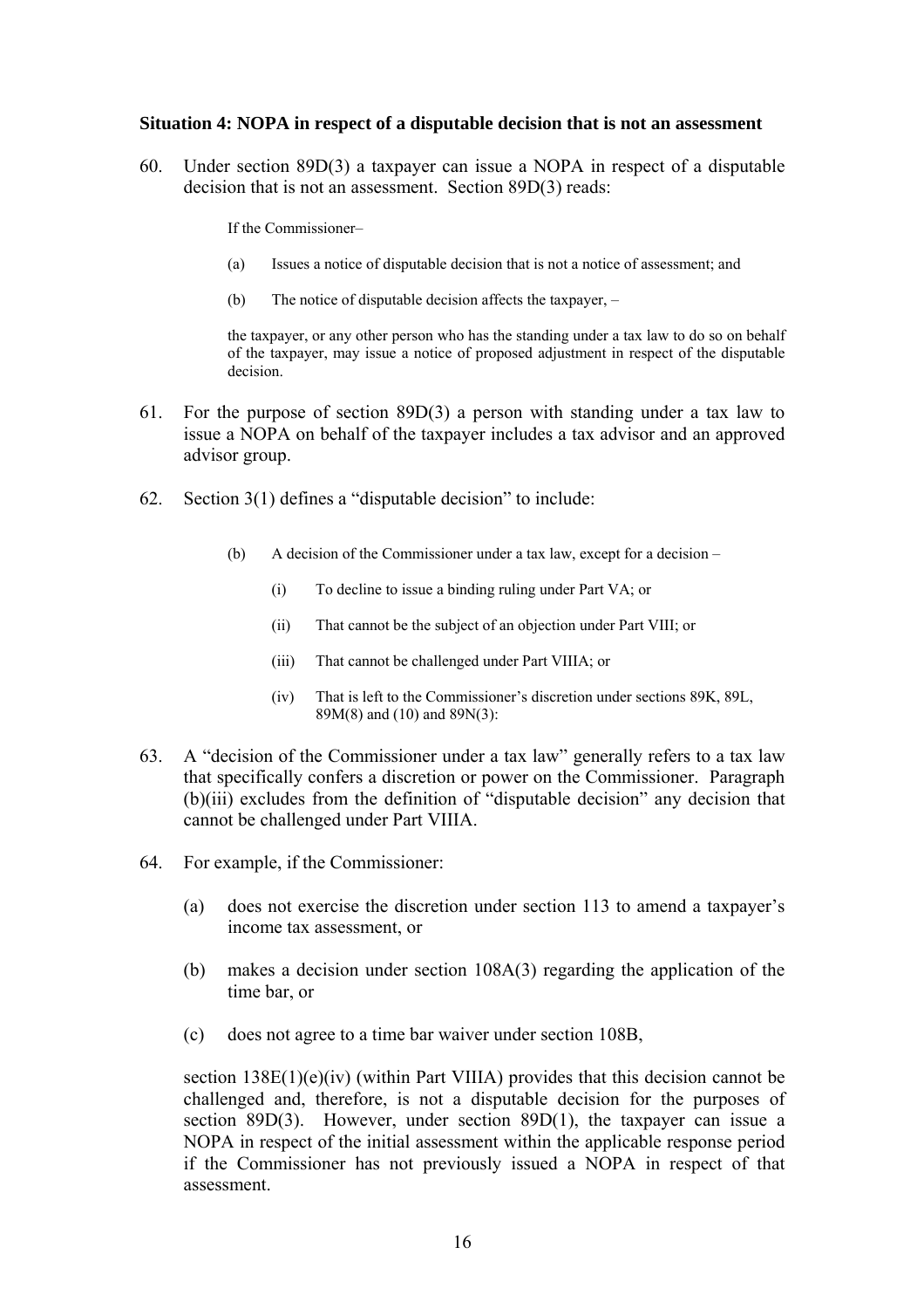**Situation 4: NOPA in respect of a disputable decision that is not an assessment**

60. Under section 89D(3) a taxpayer can issue a NOPA in respect of a disputable decision that is not an assessment. Section 89D(3) reads:

    If the Commissioner–

    (a) Issues a notice of disputable decision that is not a notice of assessment; and

    (b) The notice of disputable decision affects the taxpayer, –

    the taxpayer, or any other person who has the standing under a tax law to do so on behalf of the taxpayer, may issue a notice of proposed adjustment in respect of the disputable decision.

61. For the purpose of section 89D(3) a person with standing under a tax law to issue a NOPA on behalf of the taxpayer includes a tax advisor and an approved advisor group.

62. Section 3(1) defines a "disputable decision" to include:

    (b) A decision of the Commissioner under a tax law, except for a decision –

    (i) To decline to issue a binding ruling under Part VA; or

    (ii) That cannot be the subject of an objection under Part VIII; or

    (iii) That cannot be challenged under Part VIIIA; or

    (iv) That is left to the Commissioner's discretion under sections 89K, 89L, 89M(8) and (10) and 89N(3):

63. A "decision of the Commissioner under a tax law" generally refers to a tax law that specifically confers a discretion or power on the Commissioner. Paragraph (b)(iii) excludes from the definition of "disputable decision" any decision that cannot be challenged under Part VIIIA.

64. For example, if the Commissioner:

    (a) does not exercise the discretion under section 113 to amend a taxpayer's income tax assessment, or

    (b) makes a decision under section 108A(3) regarding the application of the time bar, or

    (c) does not agree to a time bar waiver under section 108B,

    section 138E(1)(e)(iv) (within Part VIIIA) provides that this decision cannot be challenged and, therefore, is not a disputable decision for the purposes of section 89D(3). However, under section 89D(1), the taxpayer can issue a NOPA in respect of the initial assessment within the applicable response period if the Commissioner has not previously issued a NOPA in respect of that assessment.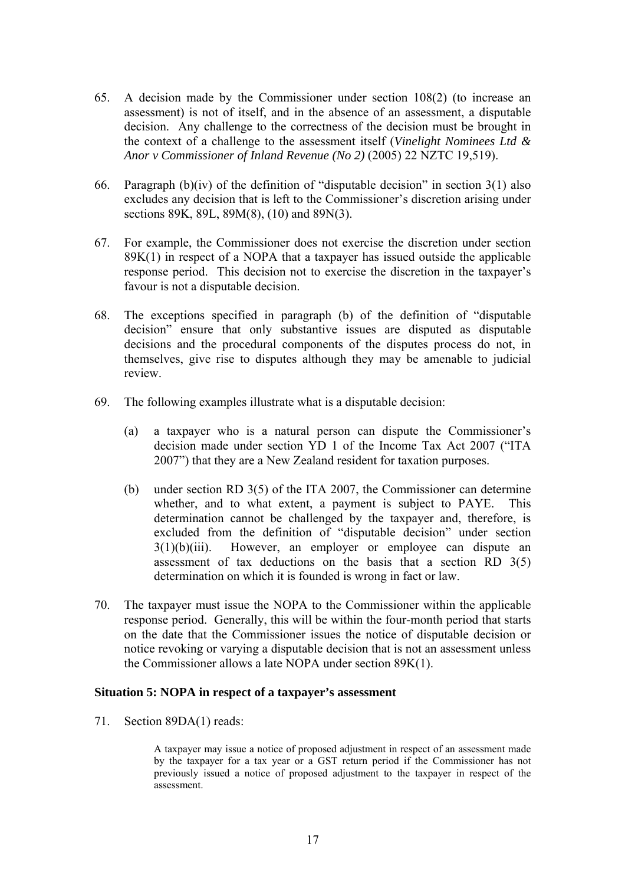65. A decision made by the Commissioner under section 108(2) (to increase an assessment) is not of itself, and in the absence of an assessment, a disputable decision. Any challenge to the correctness of the decision must be brought in the context of a challenge to the assessment itself (*Vinelight Nominees Ltd & Anor v Commissioner of Inland Revenue (No 2)* (2005) 22 NZTC 19,519).

66. Paragraph (b)(iv) of the definition of "disputable decision" in section 3(1) also excludes any decision that is left to the Commissioner's discretion arising under sections 89K, 89L, 89M(8), (10) and 89N(3).

67. For example, the Commissioner does not exercise the discretion under section 89K(1) in respect of a NOPA that a taxpayer has issued outside the applicable response period. This decision not to exercise the discretion in the taxpayer's favour is not a disputable decision.

68. The exceptions specified in paragraph (b) of the definition of "disputable decision" ensure that only substantive issues are disputed as disputable decisions and the procedural components of the disputes process do not, in themselves, give rise to disputes although they may be amenable to judicial review.

69. The following examples illustrate what is a disputable decision:

    (a) a taxpayer who is a natural person can dispute the Commissioner's decision made under section YD 1 of the Income Tax Act 2007 ("ITA 2007") that they are a New Zealand resident for taxation purposes.

    (b) under section RD 3(5) of the ITA 2007, the Commissioner can determine whether, and to what extent, a payment is subject to PAYE. This determination cannot be challenged by the taxpayer and, therefore, is excluded from the definition of "disputable decision" under section 3(1)(b)(iii). However, an employer or employee can dispute an assessment of tax deductions on the basis that a section RD 3(5) determination on which it is founded is wrong in fact or law.

70. The taxpayer must issue the NOPA to the Commissioner within the applicable response period. Generally, this will be within the four-month period that starts on the date that the Commissioner issues the notice of disputable decision or notice revoking or varying a disputable decision that is not an assessment unless the Commissioner allows a late NOPA under section 89K(1).

**Situation 5: NOPA in respect of a taxpayer's assessment**

71. Section 89DA(1) reads:

> A taxpayer may issue a notice of proposed adjustment in respect of an assessment made by the taxpayer for a tax year or a GST return period if the Commissioner has not previously issued a notice of proposed adjustment to the taxpayer in respect of the assessment.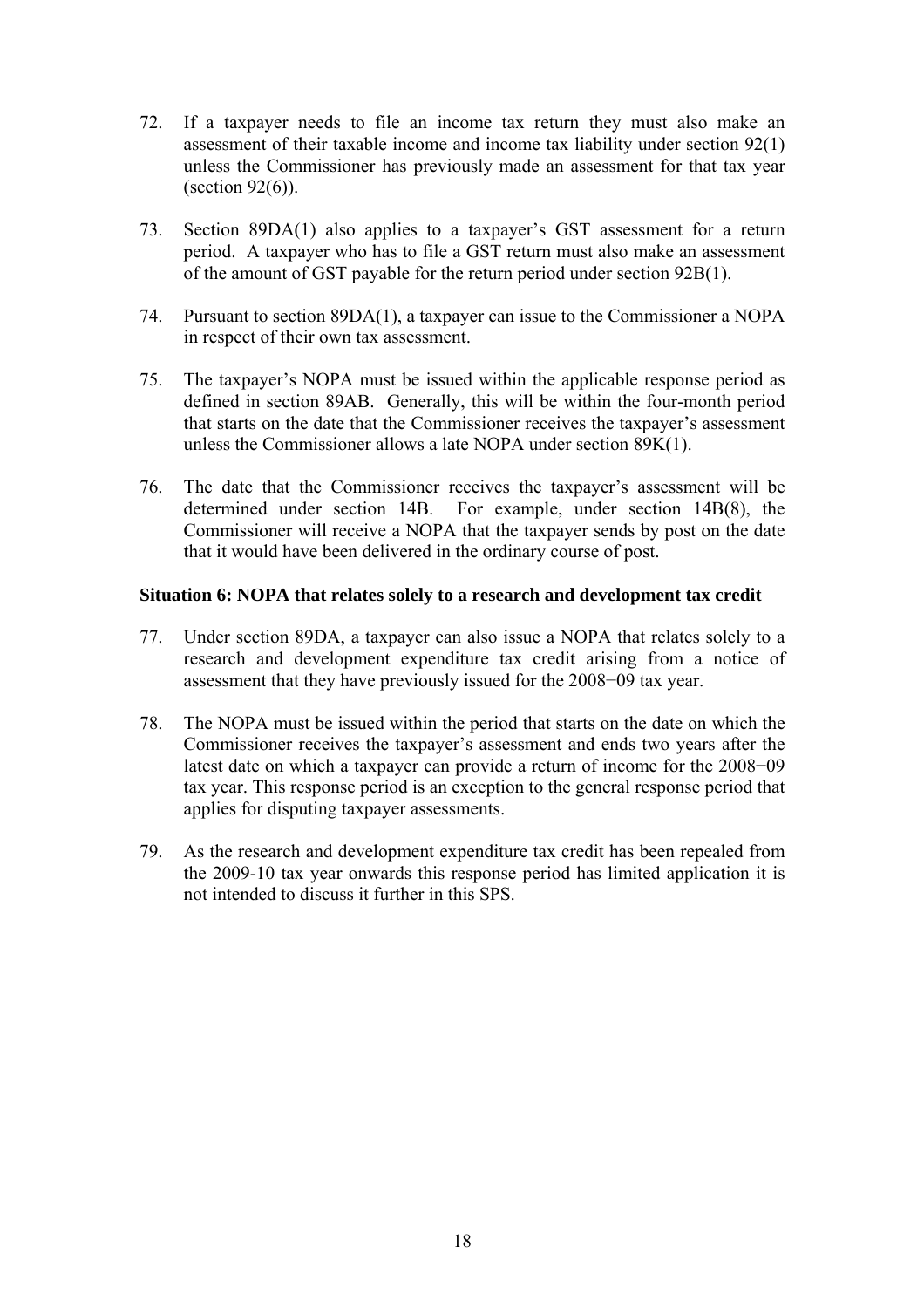72. If a taxpayer needs to file an income tax return they must also make an assessment of their taxable income and income tax liability under section 92(1) unless the Commissioner has previously made an assessment for that tax year (section 92(6)).

73. Section 89DA(1) also applies to a taxpayer's GST assessment for a return period. A taxpayer who has to file a GST return must also make an assessment of the amount of GST payable for the return period under section 92B(1).

74. Pursuant to section 89DA(1), a taxpayer can issue to the Commissioner a NOPA in respect of their own tax assessment.

75. The taxpayer's NOPA must be issued within the applicable response period as defined in section 89AB. Generally, this will be within the four-month period that starts on the date that the Commissioner receives the taxpayer's assessment unless the Commissioner allows a late NOPA under section 89K(1).

76. The date that the Commissioner receives the taxpayer's assessment will be determined under section 14B. For example, under section 14B(8), the Commissioner will receive a NOPA that the taxpayer sends by post on the date that it would have been delivered in the ordinary course of post.

**Situation 6: NOPA that relates solely to a research and development tax credit**

77. Under section 89DA, a taxpayer can also issue a NOPA that relates solely to a research and development expenditure tax credit arising from a notice of assessment that they have previously issued for the 2008−09 tax year.

78. The NOPA must be issued within the period that starts on the date on which the Commissioner receives the taxpayer's assessment and ends two years after the latest date on which a taxpayer can provide a return of income for the 2008−09 tax year. This response period is an exception to the general response period that applies for disputing taxpayer assessments.

79. As the research and development expenditure tax credit has been repealed from the 2009-10 tax year onwards this response period has limited application it is not intended to discuss it further in this SPS.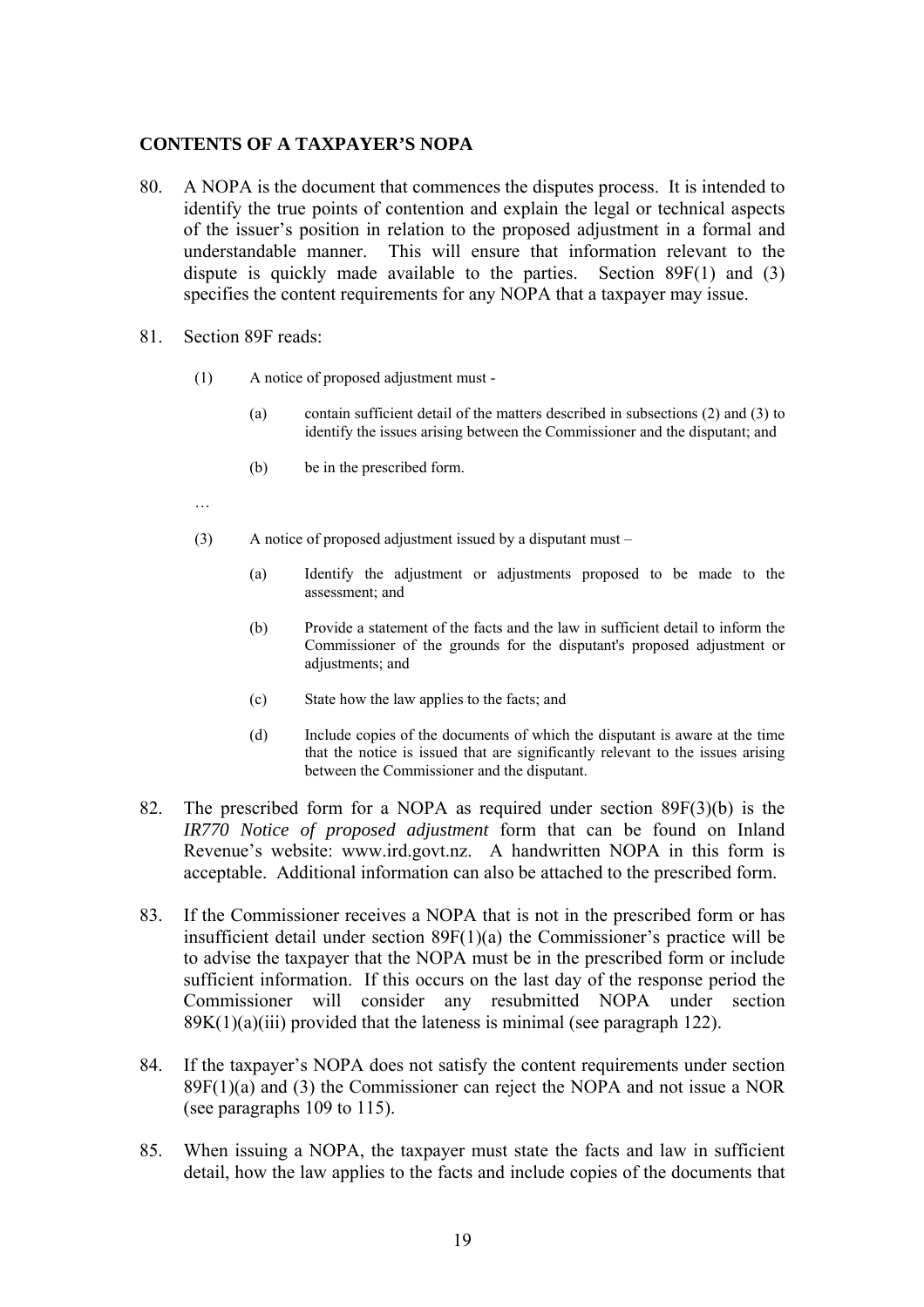## CONTENTS OF A TAXPAYER'S NOPA

80. A NOPA is the document that commences the disputes process. It is intended to identify the true points of contention and explain the legal or technical aspects of the issuer's position in relation to the proposed adjustment in a formal and understandable manner. This will ensure that information relevant to the dispute is quickly made available to the parties. Section 89F(1) and (3) specifies the content requirements for any NOPA that a taxpayer may issue.

81. Section 89F reads:

> (1) A notice of proposed adjustment must -
>
> (a) contain sufficient detail of the matters described in subsections (2) and (3) to identify the issues arising between the Commissioner and the disputant; and
>
> (b) be in the prescribed form.
>
> …
>
> (3) A notice of proposed adjustment issued by a disputant must –
>
> (a) Identify the adjustment or adjustments proposed to be made to the assessment; and
>
> (b) Provide a statement of the facts and the law in sufficient detail to inform the Commissioner of the grounds for the disputant's proposed adjustment or adjustments; and
>
> (c) State how the law applies to the facts; and
>
> (d) Include copies of the documents of which the disputant is aware at the time that the notice is issued that are significantly relevant to the issues arising between the Commissioner and the disputant.

82. The prescribed form for a NOPA as required under section 89F(3)(b) is the *IR770 Notice of proposed adjustment* form that can be found on Inland Revenue's website: www.ird.govt.nz. A handwritten NOPA in this form is acceptable. Additional information can also be attached to the prescribed form.

83. If the Commissioner receives a NOPA that is not in the prescribed form or has insufficient detail under section 89F(1)(a) the Commissioner's practice will be to advise the taxpayer that the NOPA must be in the prescribed form or include sufficient information. If this occurs on the last day of the response period the Commissioner will consider any resubmitted NOPA under section 89K(1)(a)(iii) provided that the lateness is minimal (see paragraph 122).

84. If the taxpayer's NOPA does not satisfy the content requirements under section 89F(1)(a) and (3) the Commissioner can reject the NOPA and not issue a NOR (see paragraphs 109 to 115).

85. When issuing a NOPA, the taxpayer must state the facts and law in sufficient detail, how the law applies to the facts and include copies of the documents that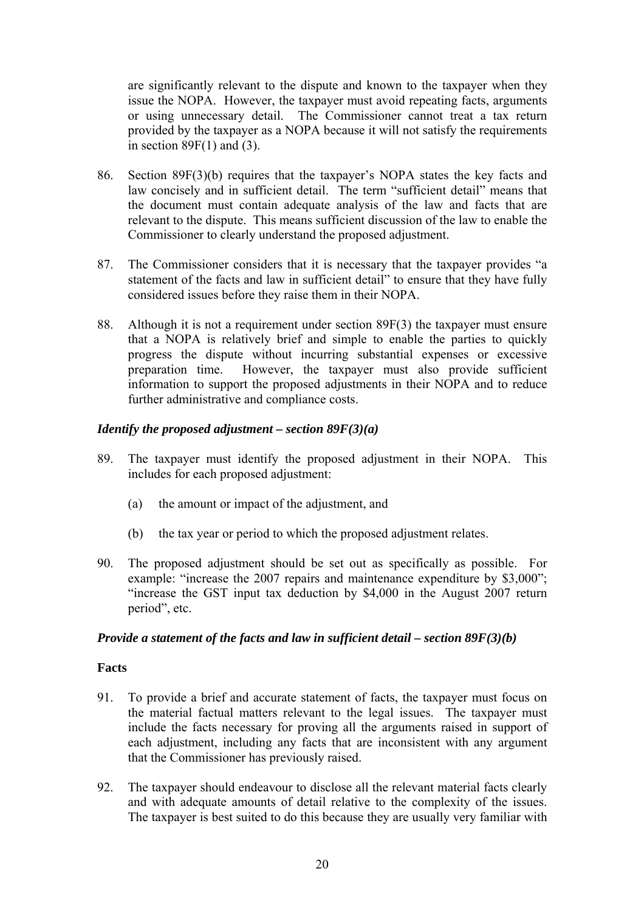are significantly relevant to the dispute and known to the taxpayer when they issue the NOPA. However, the taxpayer must avoid repeating facts, arguments or using unnecessary detail. The Commissioner cannot treat a tax return provided by the taxpayer as a NOPA because it will not satisfy the requirements in section 89F(1) and (3).

86. Section 89F(3)(b) requires that the taxpayer's NOPA states the key facts and law concisely and in sufficient detail. The term "sufficient detail" means that the document must contain adequate analysis of the law and facts that are relevant to the dispute. This means sufficient discussion of the law to enable the Commissioner to clearly understand the proposed adjustment.

87. The Commissioner considers that it is necessary that the taxpayer provides "a statement of the facts and law in sufficient detail" to ensure that they have fully considered issues before they raise them in their NOPA.

88. Although it is not a requirement under section 89F(3) the taxpayer must ensure that a NOPA is relatively brief and simple to enable the parties to quickly progress the dispute without incurring substantial expenses or excessive preparation time. However, the taxpayer must also provide sufficient information to support the proposed adjustments in their NOPA and to reduce further administrative and compliance costs.

### *Identify the proposed adjustment – section 89F(3)(a)*

89. The taxpayer must identify the proposed adjustment in their NOPA. This includes for each proposed adjustment:

    (a) the amount or impact of the adjustment, and

    (b) the tax year or period to which the proposed adjustment relates.

90. The proposed adjustment should be set out as specifically as possible. For example: "increase the 2007 repairs and maintenance expenditure by $3,000"; "increase the GST input tax deduction by $4,000 in the August 2007 return period", etc.

### *Provide a statement of the facts and law in sufficient detail – section 89F(3)(b)*

#### Facts

91. To provide a brief and accurate statement of facts, the taxpayer must focus on the material factual matters relevant to the legal issues. The taxpayer must include the facts necessary for proving all the arguments raised in support of each adjustment, including any facts that are inconsistent with any argument that the Commissioner has previously raised.

92. The taxpayer should endeavour to disclose all the relevant material facts clearly and with adequate amounts of detail relative to the complexity of the issues. The taxpayer is best suited to do this because they are usually very familiar with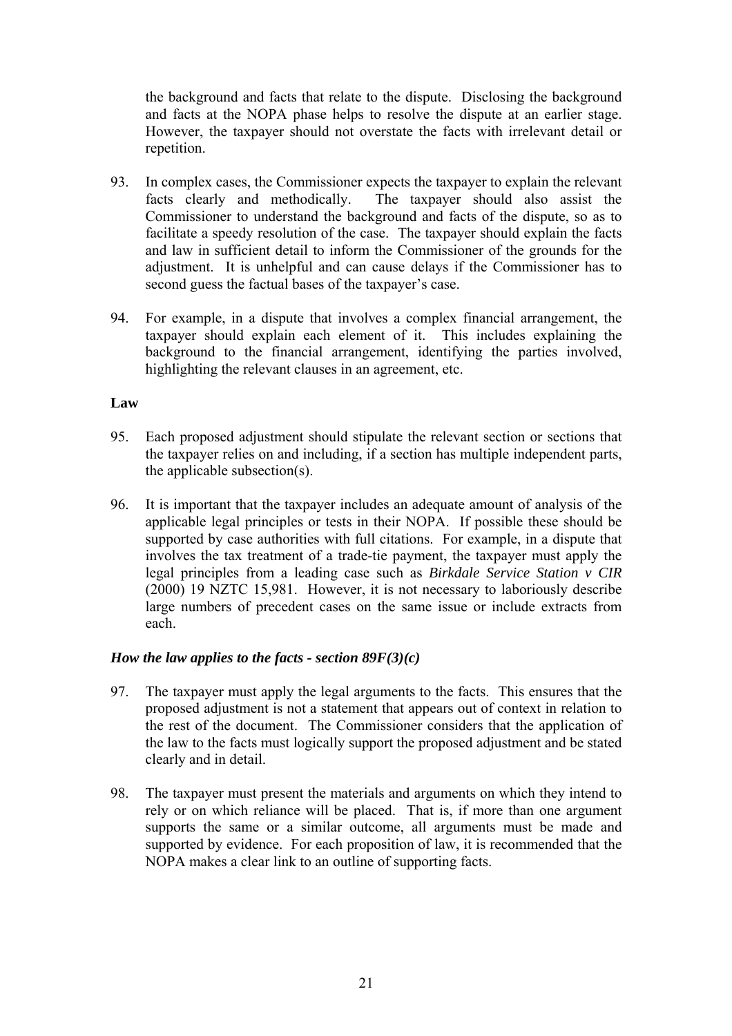the background and facts that relate to the dispute. Disclosing the background and facts at the NOPA phase helps to resolve the dispute at an earlier stage. However, the taxpayer should not overstate the facts with irrelevant detail or repetition.

93. In complex cases, the Commissioner expects the taxpayer to explain the relevant facts clearly and methodically. The taxpayer should also assist the Commissioner to understand the background and facts of the dispute, so as to facilitate a speedy resolution of the case. The taxpayer should explain the facts and law in sufficient detail to inform the Commissioner of the grounds for the adjustment. It is unhelpful and can cause delays if the Commissioner has to second guess the factual bases of the taxpayer's case.

94. For example, in a dispute that involves a complex financial arrangement, the taxpayer should explain each element of it. This includes explaining the background to the financial arrangement, identifying the parties involved, highlighting the relevant clauses in an agreement, etc.

**Law**

95. Each proposed adjustment should stipulate the relevant section or sections that the taxpayer relies on and including, if a section has multiple independent parts, the applicable subsection(s).

96. It is important that the taxpayer includes an adequate amount of analysis of the applicable legal principles or tests in their NOPA. If possible these should be supported by case authorities with full citations. For example, in a dispute that involves the tax treatment of a trade-tie payment, the taxpayer must apply the legal principles from a leading case such as *Birkdale Service Station v CIR* (2000) 19 NZTC 15,981. However, it is not necessary to laboriously describe large numbers of precedent cases on the same issue or include extracts from each.

***How the law applies to the facts - section 89F(3)(c)***

97. The taxpayer must apply the legal arguments to the facts. This ensures that the proposed adjustment is not a statement that appears out of context in relation to the rest of the document. The Commissioner considers that the application of the law to the facts must logically support the proposed adjustment and be stated clearly and in detail.

98. The taxpayer must present the materials and arguments on which they intend to rely or on which reliance will be placed. That is, if more than one argument supports the same or a similar outcome, all arguments must be made and supported by evidence. For each proposition of law, it is recommended that the NOPA makes a clear link to an outline of supporting facts.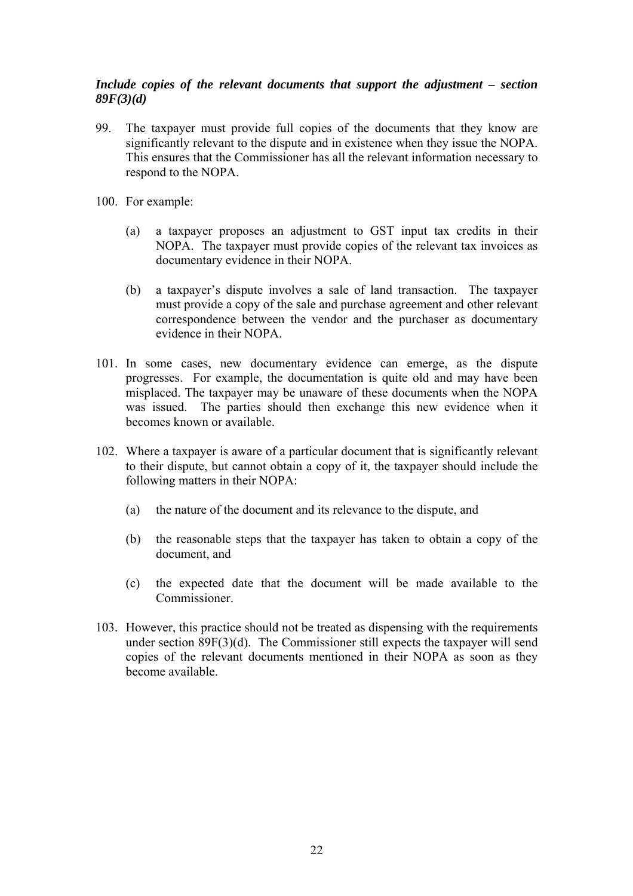***Include copies of the relevant documents that support the adjustment – section 89F(3)(d)***

99. The taxpayer must provide full copies of the documents that they know are significantly relevant to the dispute and in existence when they issue the NOPA. This ensures that the Commissioner has all the relevant information necessary to respond to the NOPA.

100. For example:

 (a) a taxpayer proposes an adjustment to GST input tax credits in their NOPA. The taxpayer must provide copies of the relevant tax invoices as documentary evidence in their NOPA.

 (b) a taxpayer's dispute involves a sale of land transaction. The taxpayer must provide a copy of the sale and purchase agreement and other relevant correspondence between the vendor and the purchaser as documentary evidence in their NOPA.

101. In some cases, new documentary evidence can emerge, as the dispute progresses. For example, the documentation is quite old and may have been misplaced. The taxpayer may be unaware of these documents when the NOPA was issued. The parties should then exchange this new evidence when it becomes known or available.

102. Where a taxpayer is aware of a particular document that is significantly relevant to their dispute, but cannot obtain a copy of it, the taxpayer should include the following matters in their NOPA:

 (a) the nature of the document and its relevance to the dispute, and

 (b) the reasonable steps that the taxpayer has taken to obtain a copy of the document, and

 (c) the expected date that the document will be made available to the Commissioner.

103. However, this practice should not be treated as dispensing with the requirements under section 89F(3)(d). The Commissioner still expects the taxpayer will send copies of the relevant documents mentioned in their NOPA as soon as they become available.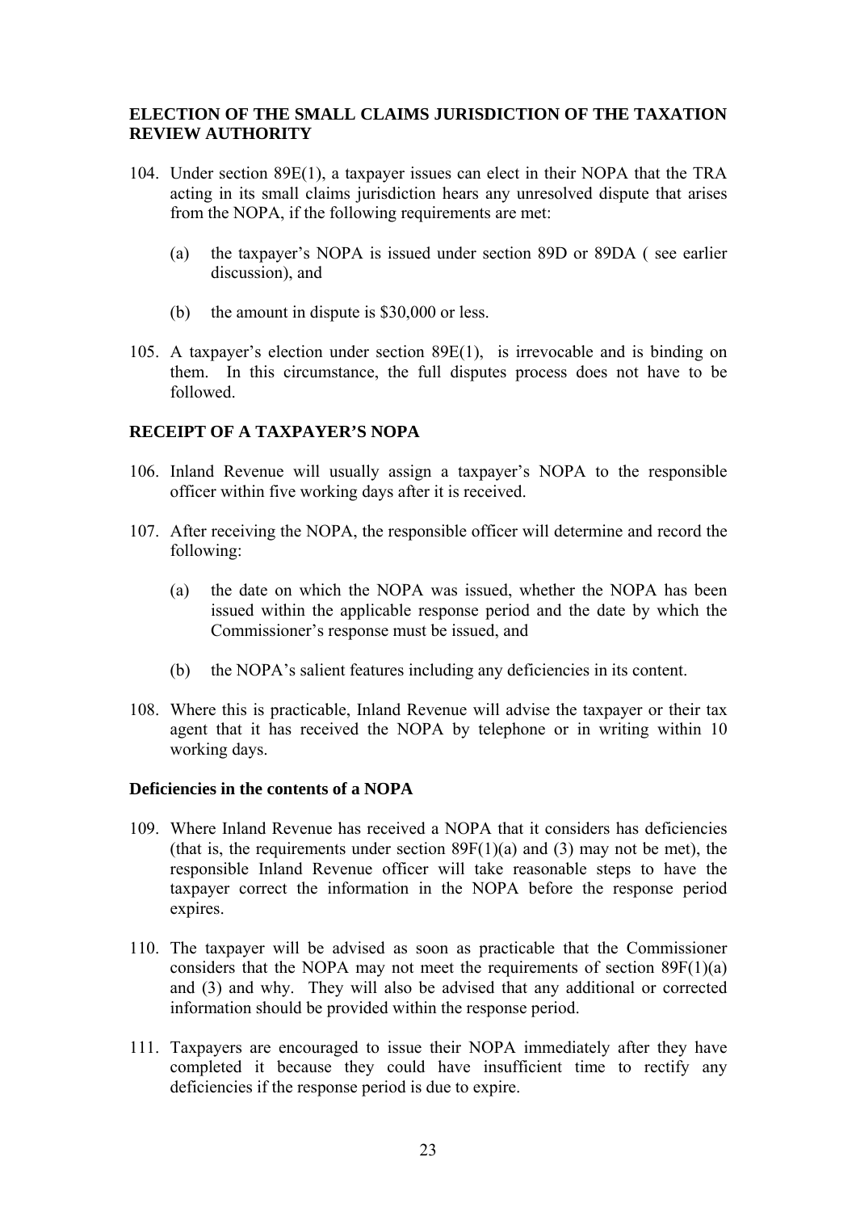## ELECTION OF THE SMALL CLAIMS JURISDICTION OF THE TAXATION REVIEW AUTHORITY

104. Under section 89E(1), a taxpayer issues can elect in their NOPA that the TRA acting in its small claims jurisdiction hears any unresolved dispute that arises from the NOPA, if the following requirements are met:

    (a) the taxpayer's NOPA is issued under section 89D or 89DA ( see earlier discussion), and

    (b) the amount in dispute is $30,000 or less.

105. A taxpayer's election under section 89E(1), is irrevocable and is binding on them. In this circumstance, the full disputes process does not have to be followed.

## RECEIPT OF A TAXPAYER'S NOPA

106. Inland Revenue will usually assign a taxpayer's NOPA to the responsible officer within five working days after it is received.

107. After receiving the NOPA, the responsible officer will determine and record the following:

    (a) the date on which the NOPA was issued, whether the NOPA has been issued within the applicable response period and the date by which the Commissioner's response must be issued, and

    (b) the NOPA's salient features including any deficiencies in its content.

108. Where this is practicable, Inland Revenue will advise the taxpayer or their tax agent that it has received the NOPA by telephone or in writing within 10 working days.

### Deficiencies in the contents of a NOPA

109. Where Inland Revenue has received a NOPA that it considers has deficiencies (that is, the requirements under section 89F(1)(a) and (3) may not be met), the responsible Inland Revenue officer will take reasonable steps to have the taxpayer correct the information in the NOPA before the response period expires.

110. The taxpayer will be advised as soon as practicable that the Commissioner considers that the NOPA may not meet the requirements of section 89F(1)(a) and (3) and why. They will also be advised that any additional or corrected information should be provided within the response period.

111. Taxpayers are encouraged to issue their NOPA immediately after they have completed it because they could have insufficient time to rectify any deficiencies if the response period is due to expire.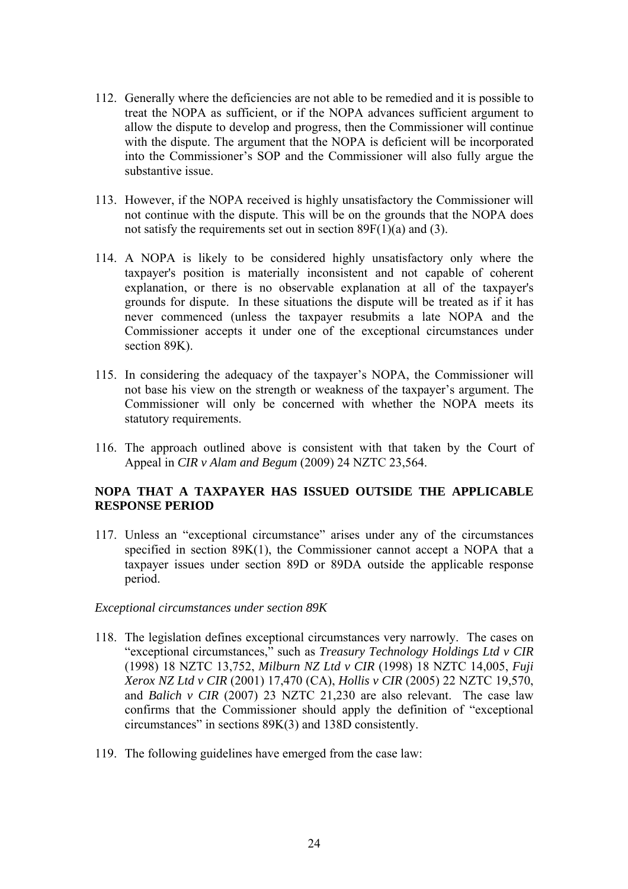112. Generally where the deficiencies are not able to be remedied and it is possible to treat the NOPA as sufficient, or if the NOPA advances sufficient argument to allow the dispute to develop and progress, then the Commissioner will continue with the dispute. The argument that the NOPA is deficient will be incorporated into the Commissioner's SOP and the Commissioner will also fully argue the substantive issue.

113. However, if the NOPA received is highly unsatisfactory the Commissioner will not continue with the dispute. This will be on the grounds that the NOPA does not satisfy the requirements set out in section 89F(1)(a) and (3).

114. A NOPA is likely to be considered highly unsatisfactory only where the taxpayer's position is materially inconsistent and not capable of coherent explanation, or there is no observable explanation at all of the taxpayer's grounds for dispute. In these situations the dispute will be treated as if it has never commenced (unless the taxpayer resubmits a late NOPA and the Commissioner accepts it under one of the exceptional circumstances under section 89K).

115. In considering the adequacy of the taxpayer's NOPA, the Commissioner will not base his view on the strength or weakness of the taxpayer's argument. The Commissioner will only be concerned with whether the NOPA meets its statutory requirements.

116. The approach outlined above is consistent with that taken by the Court of Appeal in *CIR v Alam and Begum* (2009) 24 NZTC 23,564.

## NOPA THAT A TAXPAYER HAS ISSUED OUTSIDE THE APPLICABLE RESPONSE PERIOD

117. Unless an "exceptional circumstance" arises under any of the circumstances specified in section 89K(1), the Commissioner cannot accept a NOPA that a taxpayer issues under section 89D or 89DA outside the applicable response period.

*Exceptional circumstances under section 89K*

118. The legislation defines exceptional circumstances very narrowly. The cases on "exceptional circumstances," such as *Treasury Technology Holdings Ltd v CIR* (1998) 18 NZTC 13,752, *Milburn NZ Ltd v CIR* (1998) 18 NZTC 14,005, *Fuji Xerox NZ Ltd v CIR* (2001) 17,470 (CA), *Hollis v CIR* (2005) 22 NZTC 19,570, and *Balich v CIR* (2007) 23 NZTC 21,230 are also relevant. The case law confirms that the Commissioner should apply the definition of "exceptional circumstances" in sections 89K(3) and 138D consistently.

119. The following guidelines have emerged from the case law: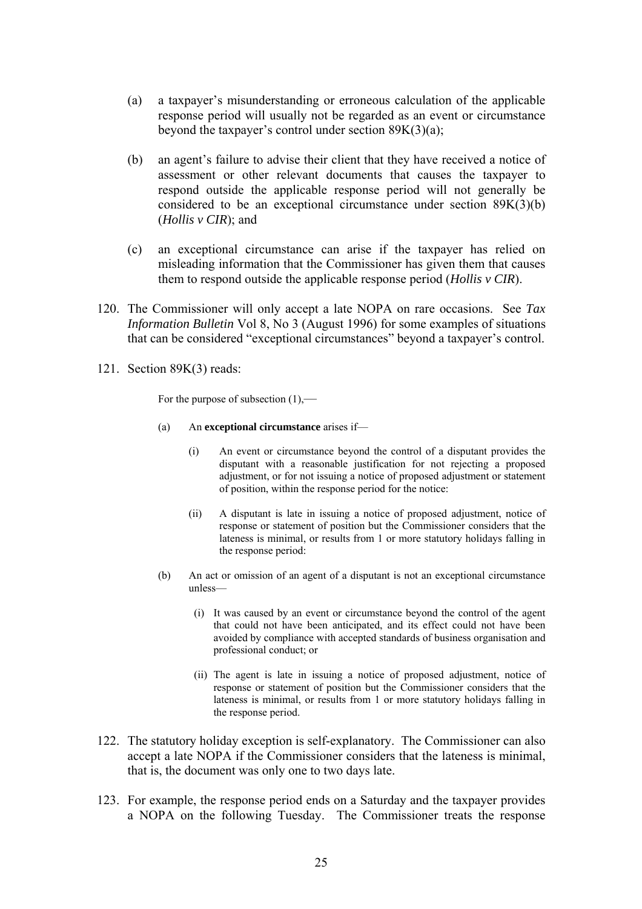(a) a taxpayer's misunderstanding or erroneous calculation of the applicable response period will usually not be regarded as an event or circumstance beyond the taxpayer's control under section 89K(3)(a);

(b) an agent's failure to advise their client that they have received a notice of assessment or other relevant documents that causes the taxpayer to respond outside the applicable response period will not generally be considered to be an exceptional circumstance under section 89K(3)(b) (*Hollis v CIR*); and

(c) an exceptional circumstance can arise if the taxpayer has relied on misleading information that the Commissioner has given them that causes them to respond outside the applicable response period (*Hollis v CIR*).

120. The Commissioner will only accept a late NOPA on rare occasions. See *Tax Information Bulletin* Vol 8, No 3 (August 1996) for some examples of situations that can be considered "exceptional circumstances" beyond a taxpayer's control.

121. Section 89K(3) reads:

> For the purpose of subsection (1),—
>
> (a) An **exceptional circumstance** arises if—
>
> (i) An event or circumstance beyond the control of a disputant provides the disputant with a reasonable justification for not rejecting a proposed adjustment, or for not issuing a notice of proposed adjustment or statement of position, within the response period for the notice:
>
> (ii) A disputant is late in issuing a notice of proposed adjustment, notice of response or statement of position but the Commissioner considers that the lateness is minimal, or results from 1 or more statutory holidays falling in the response period:
>
> (b) An act or omission of an agent of a disputant is not an exceptional circumstance unless—
>
> (i) It was caused by an event or circumstance beyond the control of the agent that could not have been anticipated, and its effect could not have been avoided by compliance with accepted standards of business organisation and professional conduct; or
>
> (ii) The agent is late in issuing a notice of proposed adjustment, notice of response or statement of position but the Commissioner considers that the lateness is minimal, or results from 1 or more statutory holidays falling in the response period.

122. The statutory holiday exception is self-explanatory. The Commissioner can also accept a late NOPA if the Commissioner considers that the lateness is minimal, that is, the document was only one to two days late.

123. For example, the response period ends on a Saturday and the taxpayer provides a NOPA on the following Tuesday. The Commissioner treats the response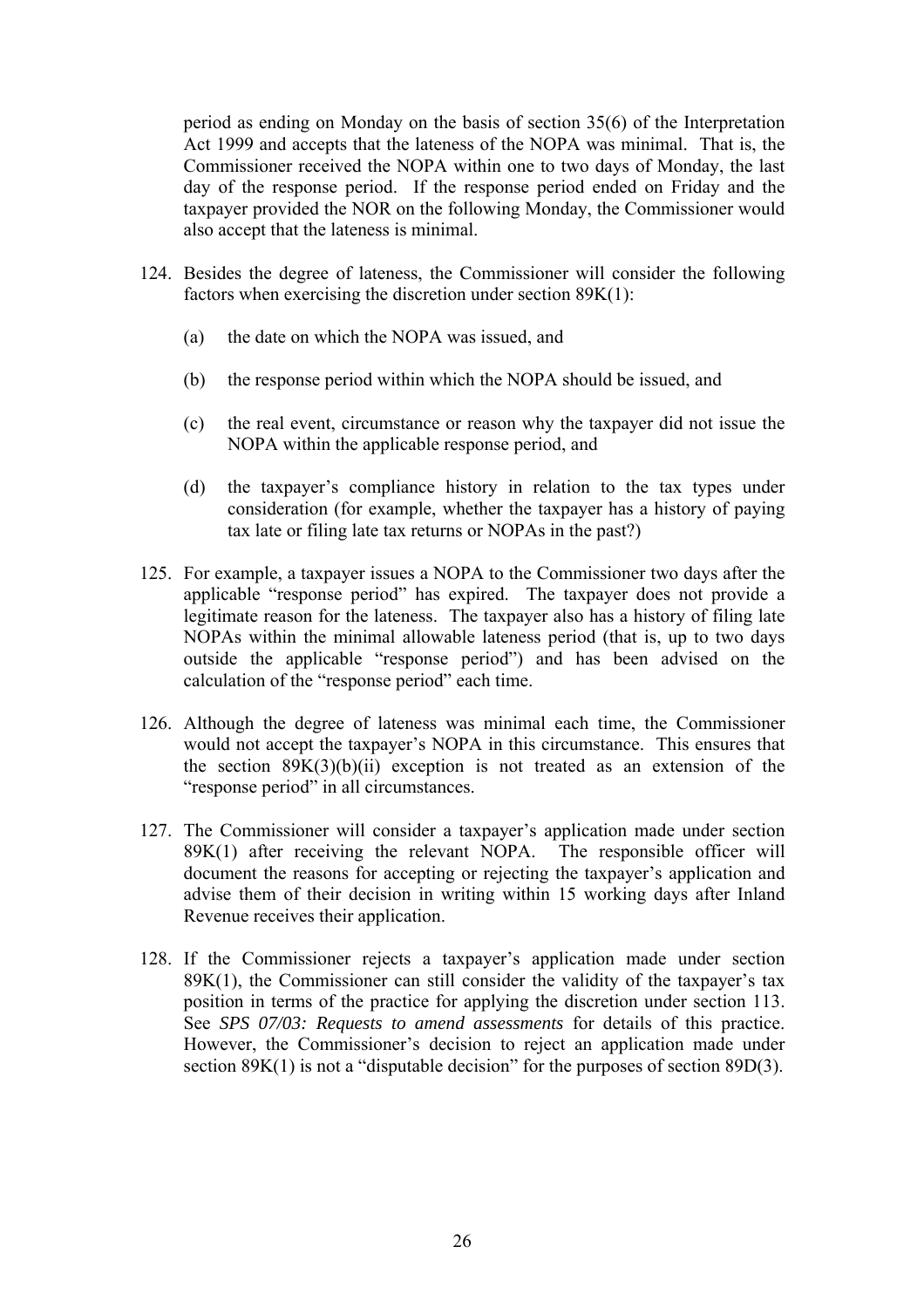period as ending on Monday on the basis of section 35(6) of the Interpretation Act 1999 and accepts that the lateness of the NOPA was minimal. That is, the Commissioner received the NOPA within one to two days of Monday, the last day of the response period. If the response period ended on Friday and the taxpayer provided the NOR on the following Monday, the Commissioner would also accept that the lateness is minimal.

124. Besides the degree of lateness, the Commissioner will consider the following factors when exercising the discretion under section 89K(1):

    (a) the date on which the NOPA was issued, and

    (b) the response period within which the NOPA should be issued, and

    (c) the real event, circumstance or reason why the taxpayer did not issue the NOPA within the applicable response period, and

    (d) the taxpayer's compliance history in relation to the tax types under consideration (for example, whether the taxpayer has a history of paying tax late or filing late tax returns or NOPAs in the past?)

125. For example, a taxpayer issues a NOPA to the Commissioner two days after the applicable "response period" has expired. The taxpayer does not provide a legitimate reason for the lateness. The taxpayer also has a history of filing late NOPAs within the minimal allowable lateness period (that is, up to two days outside the applicable "response period") and has been advised on the calculation of the "response period" each time.

126. Although the degree of lateness was minimal each time, the Commissioner would not accept the taxpayer's NOPA in this circumstance. This ensures that the section 89K(3)(b)(ii) exception is not treated as an extension of the "response period" in all circumstances.

127. The Commissioner will consider a taxpayer's application made under section 89K(1) after receiving the relevant NOPA. The responsible officer will document the reasons for accepting or rejecting the taxpayer's application and advise them of their decision in writing within 15 working days after Inland Revenue receives their application.

128. If the Commissioner rejects a taxpayer's application made under section 89K(1), the Commissioner can still consider the validity of the taxpayer's tax position in terms of the practice for applying the discretion under section 113. See *SPS 07/03: Requests to amend assessments* for details of this practice. However, the Commissioner's decision to reject an application made under section 89K(1) is not a "disputable decision" for the purposes of section 89D(3).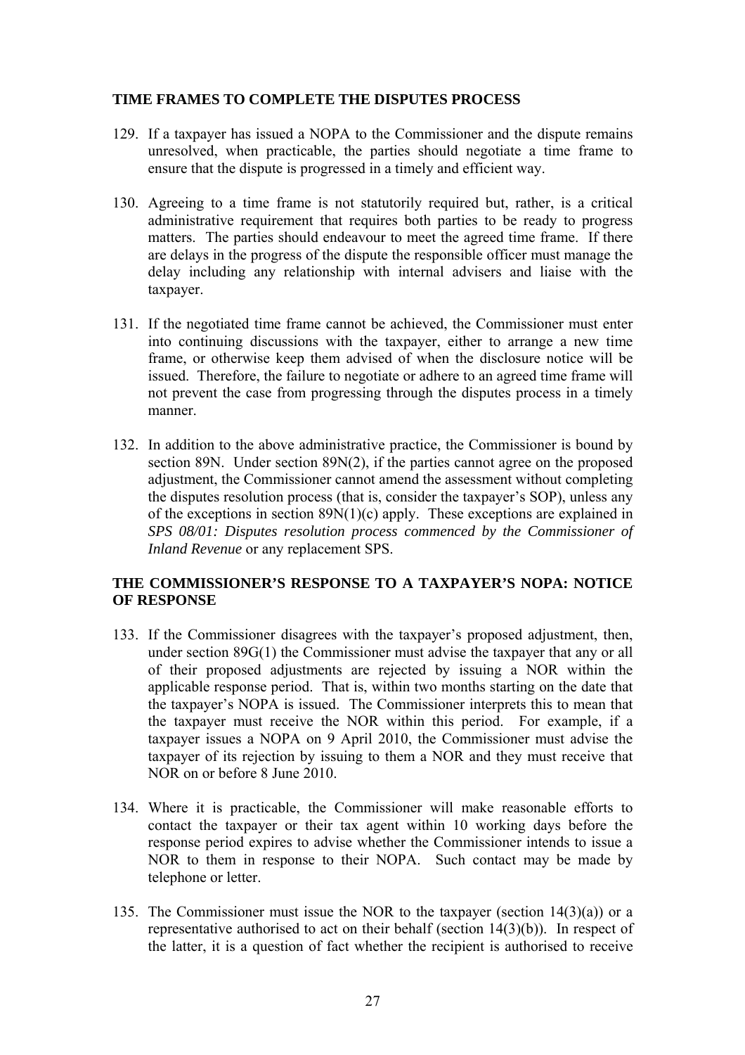## TIME FRAMES TO COMPLETE THE DISPUTES PROCESS

129. If a taxpayer has issued a NOPA to the Commissioner and the dispute remains unresolved, when practicable, the parties should negotiate a time frame to ensure that the dispute is progressed in a timely and efficient way.

130. Agreeing to a time frame is not statutorily required but, rather, is a critical administrative requirement that requires both parties to be ready to progress matters. The parties should endeavour to meet the agreed time frame. If there are delays in the progress of the dispute the responsible officer must manage the delay including any relationship with internal advisers and liaise with the taxpayer.

131. If the negotiated time frame cannot be achieved, the Commissioner must enter into continuing discussions with the taxpayer, either to arrange a new time frame, or otherwise keep them advised of when the disclosure notice will be issued. Therefore, the failure to negotiate or adhere to an agreed time frame will not prevent the case from progressing through the disputes process in a timely manner.

132. In addition to the above administrative practice, the Commissioner is bound by section 89N. Under section 89N(2), if the parties cannot agree on the proposed adjustment, the Commissioner cannot amend the assessment without completing the disputes resolution process (that is, consider the taxpayer's SOP), unless any of the exceptions in section 89N(1)(c) apply. These exceptions are explained in *SPS 08/01: Disputes resolution process commenced by the Commissioner of Inland Revenue* or any replacement SPS.

## THE COMMISSIONER'S RESPONSE TO A TAXPAYER'S NOPA: NOTICE OF RESPONSE

133. If the Commissioner disagrees with the taxpayer's proposed adjustment, then, under section 89G(1) the Commissioner must advise the taxpayer that any or all of their proposed adjustments are rejected by issuing a NOR within the applicable response period. That is, within two months starting on the date that the taxpayer's NOPA is issued. The Commissioner interprets this to mean that the taxpayer must receive the NOR within this period. For example, if a taxpayer issues a NOPA on 9 April 2010, the Commissioner must advise the taxpayer of its rejection by issuing to them a NOR and they must receive that NOR on or before 8 June 2010.

134. Where it is practicable, the Commissioner will make reasonable efforts to contact the taxpayer or their tax agent within 10 working days before the response period expires to advise whether the Commissioner intends to issue a NOR to them in response to their NOPA. Such contact may be made by telephone or letter.

135. The Commissioner must issue the NOR to the taxpayer (section 14(3)(a)) or a representative authorised to act on their behalf (section 14(3)(b)). In respect of the latter, it is a question of fact whether the recipient is authorised to receive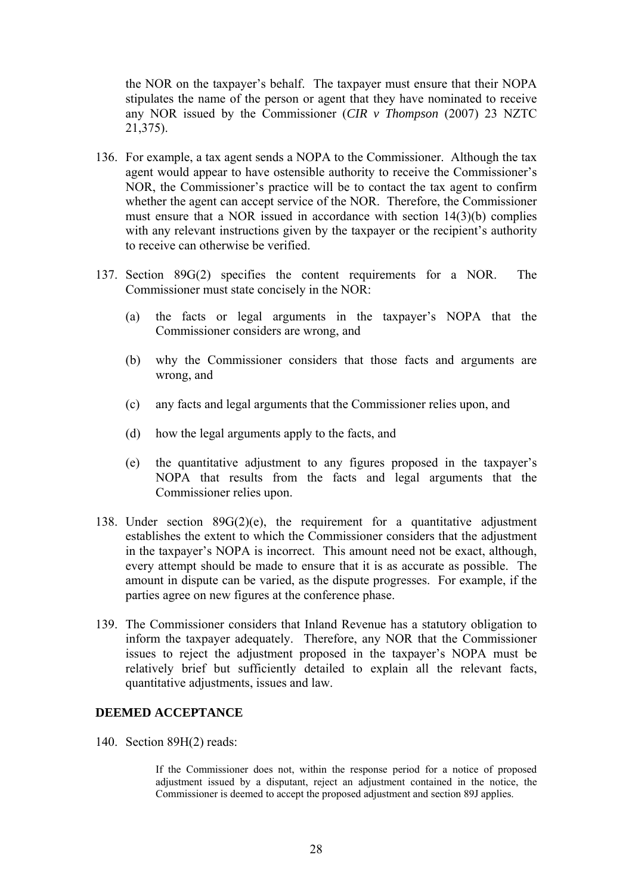the NOR on the taxpayer's behalf. The taxpayer must ensure that their NOPA stipulates the name of the person or agent that they have nominated to receive any NOR issued by the Commissioner (*CIR v Thompson* (2007) 23 NZTC 21,375).

136. For example, a tax agent sends a NOPA to the Commissioner. Although the tax agent would appear to have ostensible authority to receive the Commissioner's NOR, the Commissioner's practice will be to contact the tax agent to confirm whether the agent can accept service of the NOR. Therefore, the Commissioner must ensure that a NOR issued in accordance with section 14(3)(b) complies with any relevant instructions given by the taxpayer or the recipient's authority to receive can otherwise be verified.

137. Section 89G(2) specifies the content requirements for a NOR. The Commissioner must state concisely in the NOR:

    (a) the facts or legal arguments in the taxpayer's NOPA that the Commissioner considers are wrong, and

    (b) why the Commissioner considers that those facts and arguments are wrong, and

    (c) any facts and legal arguments that the Commissioner relies upon, and

    (d) how the legal arguments apply to the facts, and

    (e) the quantitative adjustment to any figures proposed in the taxpayer's NOPA that results from the facts and legal arguments that the Commissioner relies upon.

138. Under section 89G(2)(e), the requirement for a quantitative adjustment establishes the extent to which the Commissioner considers that the adjustment in the taxpayer's NOPA is incorrect. This amount need not be exact, although, every attempt should be made to ensure that it is as accurate as possible. The amount in dispute can be varied, as the dispute progresses. For example, if the parties agree on new figures at the conference phase.

139. The Commissioner considers that Inland Revenue has a statutory obligation to inform the taxpayer adequately. Therefore, any NOR that the Commissioner issues to reject the adjustment proposed in the taxpayer's NOPA must be relatively brief but sufficiently detailed to explain all the relevant facts, quantitative adjustments, issues and law.

## DEEMED ACCEPTANCE

140. Section 89H(2) reads:

> If the Commissioner does not, within the response period for a notice of proposed adjustment issued by a disputant, reject an adjustment contained in the notice, the Commissioner is deemed to accept the proposed adjustment and section 89J applies.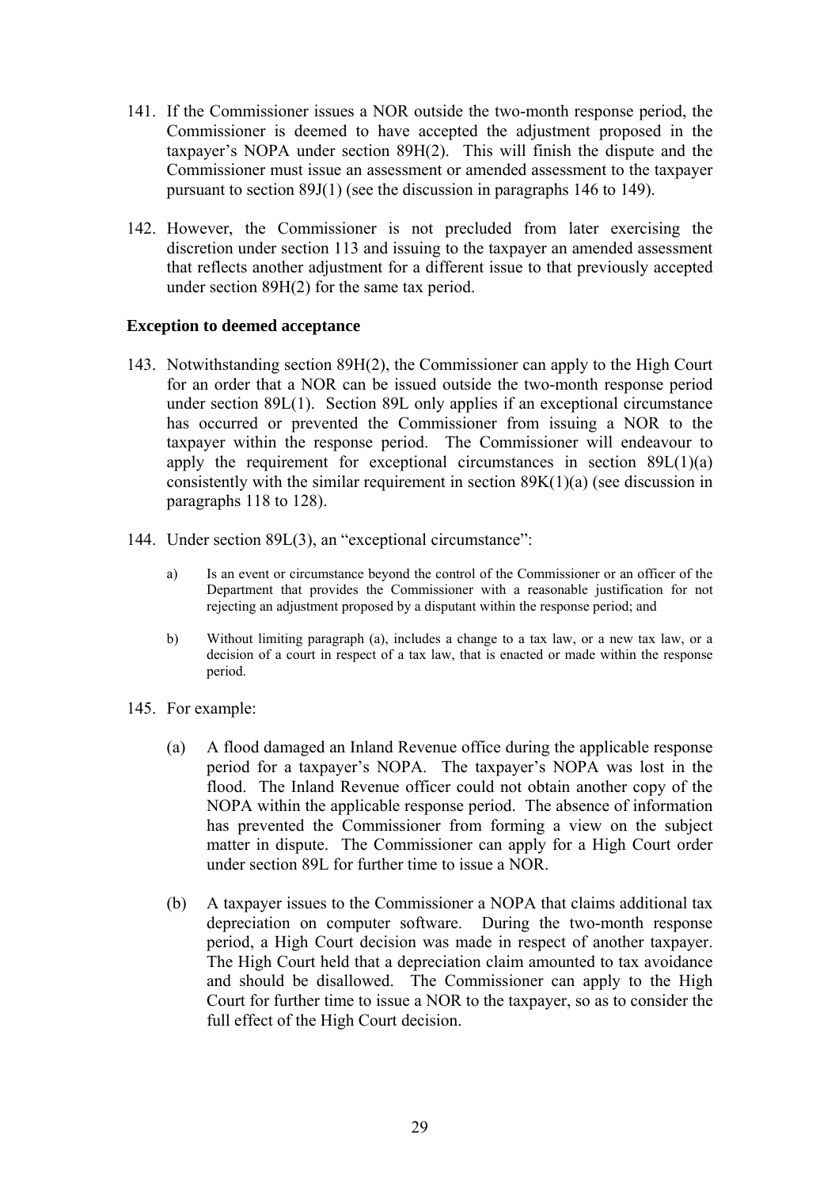141. If the Commissioner issues a NOR outside the two-month response period, the Commissioner is deemed to have accepted the adjustment proposed in the taxpayer's NOPA under section 89H(2). This will finish the dispute and the Commissioner must issue an assessment or amended assessment to the taxpayer pursuant to section 89J(1) (see the discussion in paragraphs 146 to 149).

142. However, the Commissioner is not precluded from later exercising the discretion under section 113 and issuing to the taxpayer an amended assessment that reflects another adjustment for a different issue to that previously accepted under section 89H(2) for the same tax period.

**Exception to deemed acceptance**

143. Notwithstanding section 89H(2), the Commissioner can apply to the High Court for an order that a NOR can be issued outside the two-month response period under section 89L(1). Section 89L only applies if an exceptional circumstance has occurred or prevented the Commissioner from issuing a NOR to the taxpayer within the response period. The Commissioner will endeavour to apply the requirement for exceptional circumstances in section 89L(1)(a) consistently with the similar requirement in section 89K(1)(a) (see discussion in paragraphs 118 to 128).

144. Under section 89L(3), an "exceptional circumstance":

    a) Is an event or circumstance beyond the control of the Commissioner or an officer of the Department that provides the Commissioner with a reasonable justification for not rejecting an adjustment proposed by a disputant within the response period; and

    b) Without limiting paragraph (a), includes a change to a tax law, or a new tax law, or a decision of a court in respect of a tax law, that is enacted or made within the response period.

145. For example:

    (a) A flood damaged an Inland Revenue office during the applicable response period for a taxpayer's NOPA. The taxpayer's NOPA was lost in the flood. The Inland Revenue officer could not obtain another copy of the NOPA within the applicable response period. The absence of information has prevented the Commissioner from forming a view on the subject matter in dispute. The Commissioner can apply for a High Court order under section 89L for further time to issue a NOR.

    (b) A taxpayer issues to the Commissioner a NOPA that claims additional tax depreciation on computer software. During the two-month response period, a High Court decision was made in respect of another taxpayer. The High Court held that a depreciation claim amounted to tax avoidance and should be disallowed. The Commissioner can apply to the High Court for further time to issue a NOR to the taxpayer, so as to consider the full effect of the High Court decision.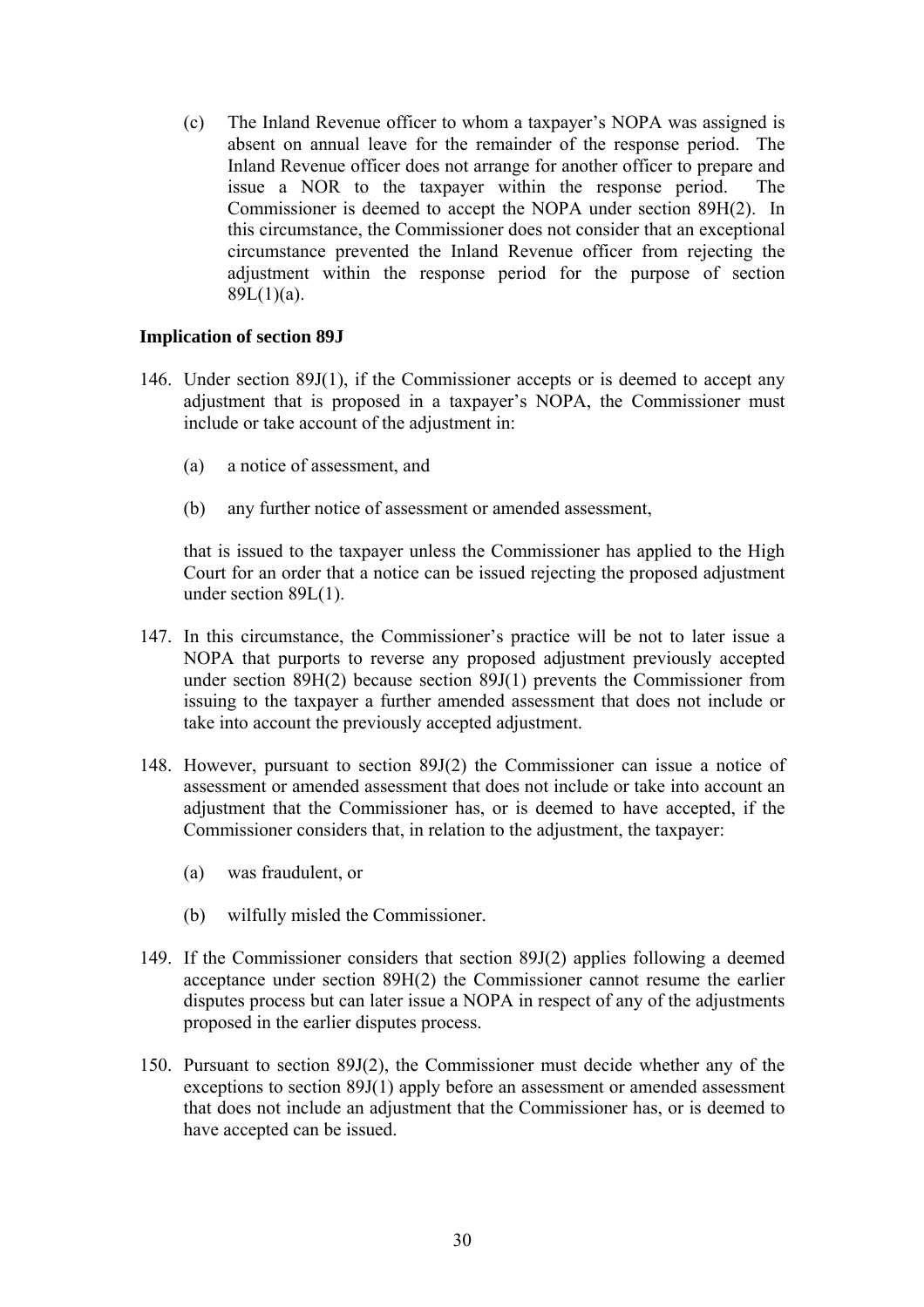(c) The Inland Revenue officer to whom a taxpayer's NOPA was assigned is absent on annual leave for the remainder of the response period. The Inland Revenue officer does not arrange for another officer to prepare and issue a NOR to the taxpayer within the response period. The Commissioner is deemed to accept the NOPA under section 89H(2). In this circumstance, the Commissioner does not consider that an exceptional circumstance prevented the Inland Revenue officer from rejecting the adjustment within the response period for the purpose of section 89L(1)(a).

**Implication of section 89J**

146. Under section 89J(1), if the Commissioner accepts or is deemed to accept any adjustment that is proposed in a taxpayer's NOPA, the Commissioner must include or take account of the adjustment in:

 (a) a notice of assessment, and

 (b) any further notice of assessment or amended assessment,

 that is issued to the taxpayer unless the Commissioner has applied to the High Court for an order that a notice can be issued rejecting the proposed adjustment under section 89L(1).

147. In this circumstance, the Commissioner's practice will be not to later issue a NOPA that purports to reverse any proposed adjustment previously accepted under section 89H(2) because section 89J(1) prevents the Commissioner from issuing to the taxpayer a further amended assessment that does not include or take into account the previously accepted adjustment.

148. However, pursuant to section 89J(2) the Commissioner can issue a notice of assessment or amended assessment that does not include or take into account an adjustment that the Commissioner has, or is deemed to have accepted, if the Commissioner considers that, in relation to the adjustment, the taxpayer:

 (a) was fraudulent, or

 (b) wilfully misled the Commissioner.

149. If the Commissioner considers that section 89J(2) applies following a deemed acceptance under section 89H(2) the Commissioner cannot resume the earlier disputes process but can later issue a NOPA in respect of any of the adjustments proposed in the earlier disputes process.

150. Pursuant to section 89J(2), the Commissioner must decide whether any of the exceptions to section 89J(1) apply before an assessment or amended assessment that does not include an adjustment that the Commissioner has, or is deemed to have accepted can be issued.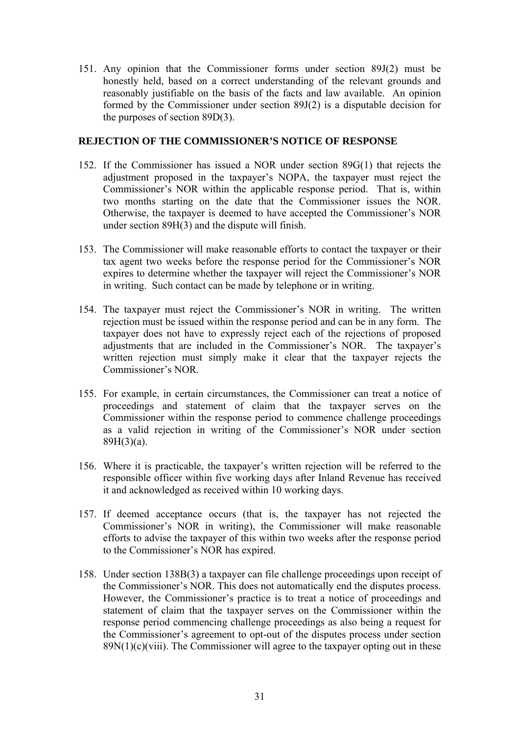151. Any opinion that the Commissioner forms under section 89J(2) must be honestly held, based on a correct understanding of the relevant grounds and reasonably justifiable on the basis of the facts and law available. An opinion formed by the Commissioner under section 89J(2) is a disputable decision for the purposes of section 89D(3).

## REJECTION OF THE COMMISSIONER'S NOTICE OF RESPONSE

152. If the Commissioner has issued a NOR under section 89G(1) that rejects the adjustment proposed in the taxpayer's NOPA, the taxpayer must reject the Commissioner's NOR within the applicable response period. That is, within two months starting on the date that the Commissioner issues the NOR. Otherwise, the taxpayer is deemed to have accepted the Commissioner's NOR under section 89H(3) and the dispute will finish.

153. The Commissioner will make reasonable efforts to contact the taxpayer or their tax agent two weeks before the response period for the Commissioner's NOR expires to determine whether the taxpayer will reject the Commissioner's NOR in writing. Such contact can be made by telephone or in writing.

154. The taxpayer must reject the Commissioner's NOR in writing. The written rejection must be issued within the response period and can be in any form. The taxpayer does not have to expressly reject each of the rejections of proposed adjustments that are included in the Commissioner's NOR. The taxpayer's written rejection must simply make it clear that the taxpayer rejects the Commissioner's NOR.

155. For example, in certain circumstances, the Commissioner can treat a notice of proceedings and statement of claim that the taxpayer serves on the Commissioner within the response period to commence challenge proceedings as a valid rejection in writing of the Commissioner's NOR under section 89H(3)(a).

156. Where it is practicable, the taxpayer's written rejection will be referred to the responsible officer within five working days after Inland Revenue has received it and acknowledged as received within 10 working days.

157. If deemed acceptance occurs (that is, the taxpayer has not rejected the Commissioner's NOR in writing), the Commissioner will make reasonable efforts to advise the taxpayer of this within two weeks after the response period to the Commissioner's NOR has expired.

158. Under section 138B(3) a taxpayer can file challenge proceedings upon receipt of the Commissioner's NOR. This does not automatically end the disputes process. However, the Commissioner's practice is to treat a notice of proceedings and statement of claim that the taxpayer serves on the Commissioner within the response period commencing challenge proceedings as also being a request for the Commissioner's agreement to opt-out of the disputes process under section 89N(1)(c)(viii). The Commissioner will agree to the taxpayer opting out in these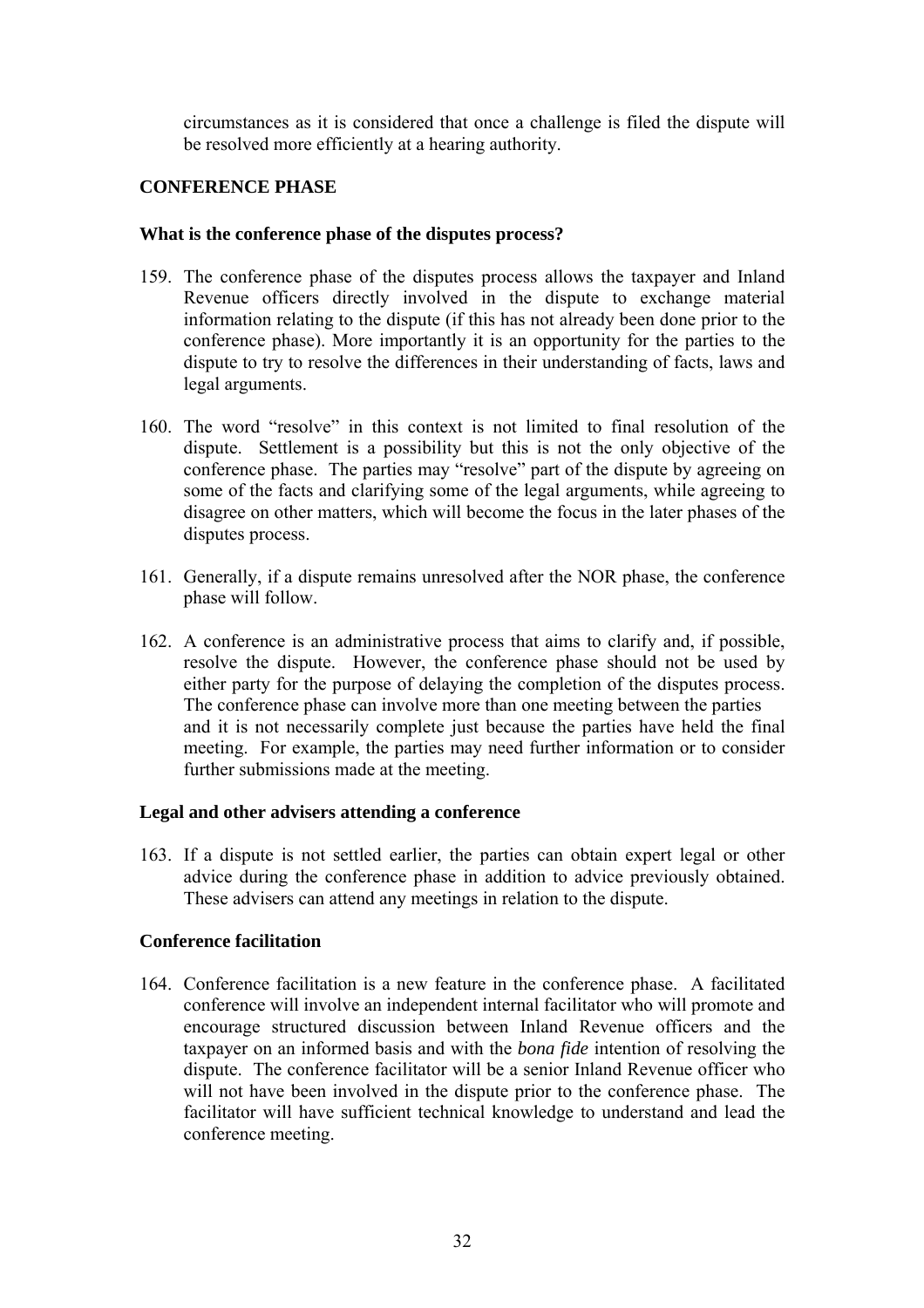circumstances as it is considered that once a challenge is filed the dispute will be resolved more efficiently at a hearing authority.

## CONFERENCE PHASE

### What is the conference phase of the disputes process?

159. The conference phase of the disputes process allows the taxpayer and Inland Revenue officers directly involved in the dispute to exchange material information relating to the dispute (if this has not already been done prior to the conference phase). More importantly it is an opportunity for the parties to the dispute to try to resolve the differences in their understanding of facts, laws and legal arguments.

160. The word "resolve" in this context is not limited to final resolution of the dispute. Settlement is a possibility but this is not the only objective of the conference phase. The parties may "resolve" part of the dispute by agreeing on some of the facts and clarifying some of the legal arguments, while agreeing to disagree on other matters, which will become the focus in the later phases of the disputes process.

161. Generally, if a dispute remains unresolved after the NOR phase, the conference phase will follow.

162. A conference is an administrative process that aims to clarify and, if possible, resolve the dispute. However, the conference phase should not be used by either party for the purpose of delaying the completion of the disputes process. The conference phase can involve more than one meeting between the parties and it is not necessarily complete just because the parties have held the final meeting. For example, the parties may need further information or to consider further submissions made at the meeting.

### Legal and other advisers attending a conference

163. If a dispute is not settled earlier, the parties can obtain expert legal or other advice during the conference phase in addition to advice previously obtained. These advisers can attend any meetings in relation to the dispute.

### Conference facilitation

164. Conference facilitation is a new feature in the conference phase. A facilitated conference will involve an independent internal facilitator who will promote and encourage structured discussion between Inland Revenue officers and the taxpayer on an informed basis and with the *bona fide* intention of resolving the dispute. The conference facilitator will be a senior Inland Revenue officer who will not have been involved in the dispute prior to the conference phase. The facilitator will have sufficient technical knowledge to understand and lead the conference meeting.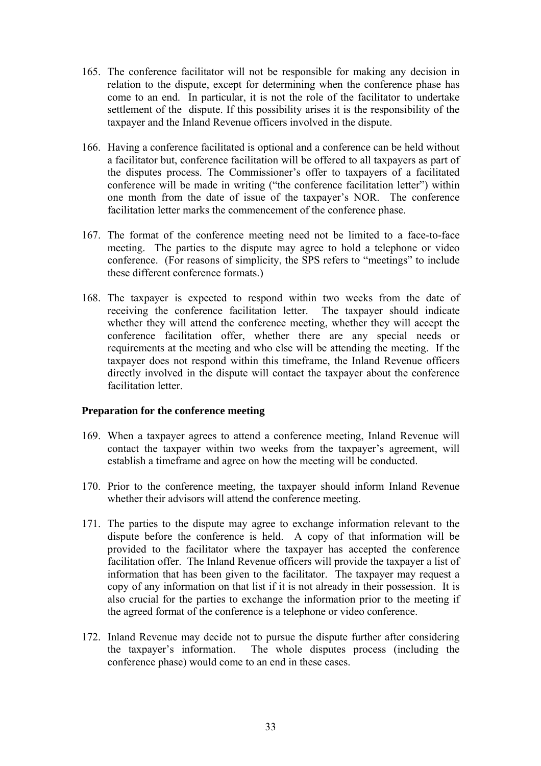165. The conference facilitator will not be responsible for making any decision in relation to the dispute, except for determining when the conference phase has come to an end. In particular, it is not the role of the facilitator to undertake settlement of the dispute. If this possibility arises it is the responsibility of the taxpayer and the Inland Revenue officers involved in the dispute.

166. Having a conference facilitated is optional and a conference can be held without a facilitator but, conference facilitation will be offered to all taxpayers as part of the disputes process. The Commissioner's offer to taxpayers of a facilitated conference will be made in writing ("the conference facilitation letter") within one month from the date of issue of the taxpayer's NOR. The conference facilitation letter marks the commencement of the conference phase.

167. The format of the conference meeting need not be limited to a face-to-face meeting. The parties to the dispute may agree to hold a telephone or video conference. (For reasons of simplicity, the SPS refers to "meetings" to include these different conference formats.)

168. The taxpayer is expected to respond within two weeks from the date of receiving the conference facilitation letter. The taxpayer should indicate whether they will attend the conference meeting, whether they will accept the conference facilitation offer, whether there are any special needs or requirements at the meeting and who else will be attending the meeting. If the taxpayer does not respond within this timeframe, the Inland Revenue officers directly involved in the dispute will contact the taxpayer about the conference facilitation letter.

**Preparation for the conference meeting**

169. When a taxpayer agrees to attend a conference meeting, Inland Revenue will contact the taxpayer within two weeks from the taxpayer's agreement, will establish a timeframe and agree on how the meeting will be conducted.

170. Prior to the conference meeting, the taxpayer should inform Inland Revenue whether their advisors will attend the conference meeting.

171. The parties to the dispute may agree to exchange information relevant to the dispute before the conference is held. A copy of that information will be provided to the facilitator where the taxpayer has accepted the conference facilitation offer. The Inland Revenue officers will provide the taxpayer a list of information that has been given to the facilitator. The taxpayer may request a copy of any information on that list if it is not already in their possession. It is also crucial for the parties to exchange the information prior to the meeting if the agreed format of the conference is a telephone or video conference.

172. Inland Revenue may decide not to pursue the dispute further after considering the taxpayer's information. The whole disputes process (including the conference phase) would come to an end in these cases.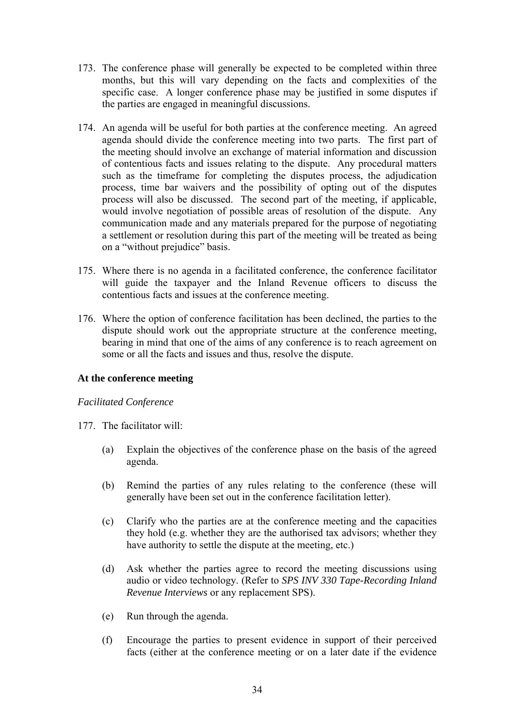173. The conference phase will generally be expected to be completed within three months, but this will vary depending on the facts and complexities of the specific case. A longer conference phase may be justified in some disputes if the parties are engaged in meaningful discussions.

174. An agenda will be useful for both parties at the conference meeting. An agreed agenda should divide the conference meeting into two parts. The first part of the meeting should involve an exchange of material information and discussion of contentious facts and issues relating to the dispute. Any procedural matters such as the timeframe for completing the disputes process, the adjudication process, time bar waivers and the possibility of opting out of the disputes process will also be discussed. The second part of the meeting, if applicable, would involve negotiation of possible areas of resolution of the dispute. Any communication made and any materials prepared for the purpose of negotiating a settlement or resolution during this part of the meeting will be treated as being on a "without prejudice" basis.

175. Where there is no agenda in a facilitated conference, the conference facilitator will guide the taxpayer and the Inland Revenue officers to discuss the contentious facts and issues at the conference meeting.

176. Where the option of conference facilitation has been declined, the parties to the dispute should work out the appropriate structure at the conference meeting, bearing in mind that one of the aims of any conference is to reach agreement on some or all the facts and issues and thus, resolve the dispute.

### At the conference meeting

*Facilitated Conference*

177. The facilitator will:

   (a) Explain the objectives of the conference phase on the basis of the agreed agenda.

   (b) Remind the parties of any rules relating to the conference (these will generally have been set out in the conference facilitation letter).

   (c) Clarify who the parties are at the conference meeting and the capacities they hold (e.g. whether they are the authorised tax advisors; whether they have authority to settle the dispute at the meeting, etc.)

   (d) Ask whether the parties agree to record the meeting discussions using audio or video technology. (Refer to *SPS INV 330 Tape-Recording Inland Revenue Interviews* or any replacement SPS).

   (e) Run through the agenda.

   (f) Encourage the parties to present evidence in support of their perceived facts (either at the conference meeting or on a later date if the evidence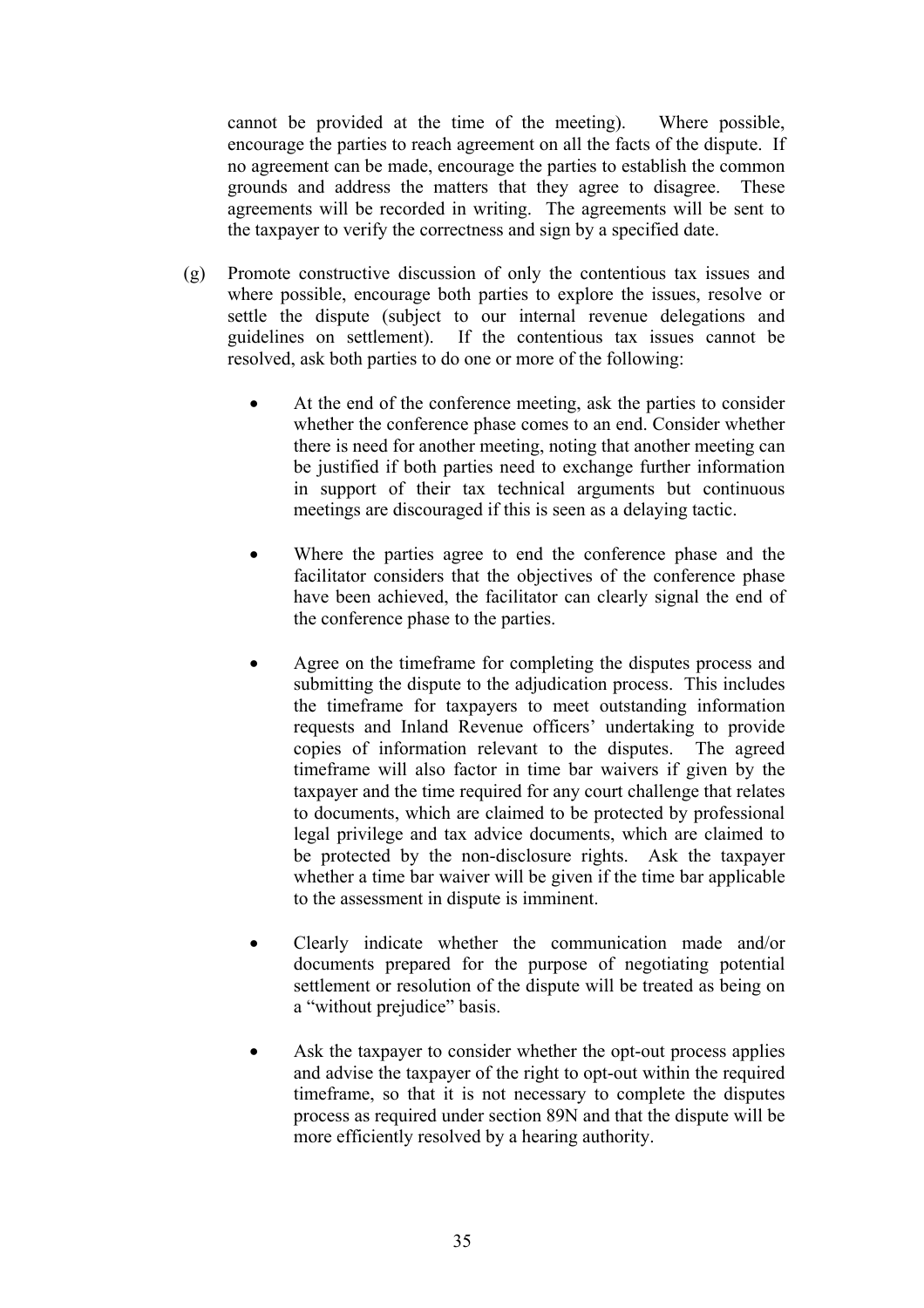cannot be provided at the time of the meeting). Where possible, encourage the parties to reach agreement on all the facts of the dispute. If no agreement can be made, encourage the parties to establish the common grounds and address the matters that they agree to disagree. These agreements will be recorded in writing. The agreements will be sent to the taxpayer to verify the correctness and sign by a specified date.

(g) Promote constructive discussion of only the contentious tax issues and where possible, encourage both parties to explore the issues, resolve or settle the dispute (subject to our internal revenue delegations and guidelines on settlement). If the contentious tax issues cannot be resolved, ask both parties to do one or more of the following:

- At the end of the conference meeting, ask the parties to consider whether the conference phase comes to an end. Consider whether there is need for another meeting, noting that another meeting can be justified if both parties need to exchange further information in support of their tax technical arguments but continuous meetings are discouraged if this is seen as a delaying tactic.

- Where the parties agree to end the conference phase and the facilitator considers that the objectives of the conference phase have been achieved, the facilitator can clearly signal the end of the conference phase to the parties.

- Agree on the timeframe for completing the disputes process and submitting the dispute to the adjudication process. This includes the timeframe for taxpayers to meet outstanding information requests and Inland Revenue officers' undertaking to provide copies of information relevant to the disputes. The agreed timeframe will also factor in time bar waivers if given by the taxpayer and the time required for any court challenge that relates to documents, which are claimed to be protected by professional legal privilege and tax advice documents, which are claimed to be protected by the non-disclosure rights. Ask the taxpayer whether a time bar waiver will be given if the time bar applicable to the assessment in dispute is imminent.

- Clearly indicate whether the communication made and/or documents prepared for the purpose of negotiating potential settlement or resolution of the dispute will be treated as being on a "without prejudice" basis.

- Ask the taxpayer to consider whether the opt-out process applies and advise the taxpayer of the right to opt-out within the required timeframe, so that it is not necessary to complete the disputes process as required under section 89N and that the dispute will be more efficiently resolved by a hearing authority.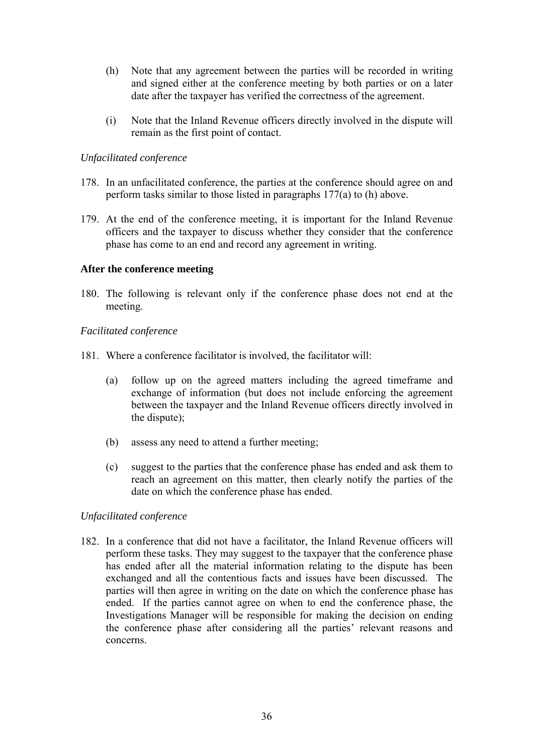(h) Note that any agreement between the parties will be recorded in writing and signed either at the conference meeting by both parties or on a later date after the taxpayer has verified the correctness of the agreement.

(i) Note that the Inland Revenue officers directly involved in the dispute will remain as the first point of contact.

*Unfacilitated conference*

178. In an unfacilitated conference, the parties at the conference should agree on and perform tasks similar to those listed in paragraphs 177(a) to (h) above.

179. At the end of the conference meeting, it is important for the Inland Revenue officers and the taxpayer to discuss whether they consider that the conference phase has come to an end and record any agreement in writing.

**After the conference meeting**

180. The following is relevant only if the conference phase does not end at the meeting.

*Facilitated conference*

181. Where a conference facilitator is involved, the facilitator will:

(a) follow up on the agreed matters including the agreed timeframe and exchange of information (but does not include enforcing the agreement between the taxpayer and the Inland Revenue officers directly involved in the dispute);

(b) assess any need to attend a further meeting;

(c) suggest to the parties that the conference phase has ended and ask them to reach an agreement on this matter, then clearly notify the parties of the date on which the conference phase has ended.

*Unfacilitated conference*

182. In a conference that did not have a facilitator, the Inland Revenue officers will perform these tasks. They may suggest to the taxpayer that the conference phase has ended after all the material information relating to the dispute has been exchanged and all the contentious facts and issues have been discussed. The parties will then agree in writing on the date on which the conference phase has ended. If the parties cannot agree on when to end the conference phase, the Investigations Manager will be responsible for making the decision on ending the conference phase after considering all the parties' relevant reasons and concerns.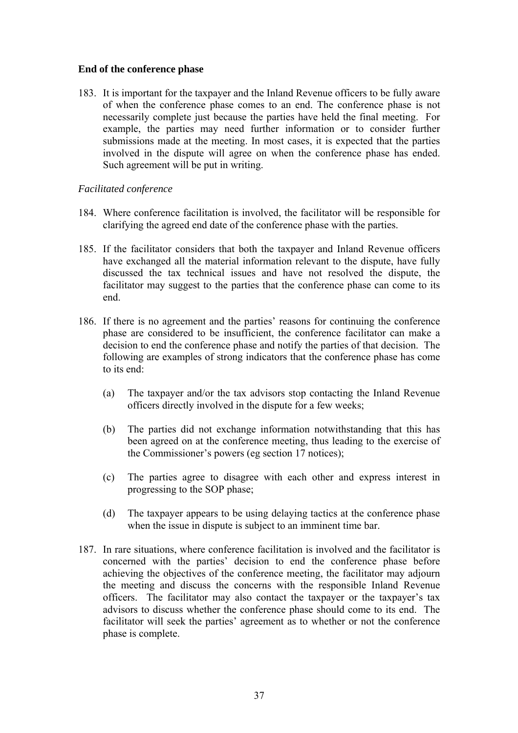**End of the conference phase**

183. It is important for the taxpayer and the Inland Revenue officers to be fully aware of when the conference phase comes to an end. The conference phase is not necessarily complete just because the parties have held the final meeting. For example, the parties may need further information or to consider further submissions made at the meeting. In most cases, it is expected that the parties involved in the dispute will agree on when the conference phase has ended. Such agreement will be put in writing.

*Facilitated conference*

184. Where conference facilitation is involved, the facilitator will be responsible for clarifying the agreed end date of the conference phase with the parties.

185. If the facilitator considers that both the taxpayer and Inland Revenue officers have exchanged all the material information relevant to the dispute, have fully discussed the tax technical issues and have not resolved the dispute, the facilitator may suggest to the parties that the conference phase can come to its end.

186. If there is no agreement and the parties' reasons for continuing the conference phase are considered to be insufficient, the conference facilitator can make a decision to end the conference phase and notify the parties of that decision. The following are examples of strong indicators that the conference phase has come to its end:

    (a) The taxpayer and/or the tax advisors stop contacting the Inland Revenue officers directly involved in the dispute for a few weeks;

    (b) The parties did not exchange information notwithstanding that this has been agreed on at the conference meeting, thus leading to the exercise of the Commissioner's powers (eg section 17 notices);

    (c) The parties agree to disagree with each other and express interest in progressing to the SOP phase;

    (d) The taxpayer appears to be using delaying tactics at the conference phase when the issue in dispute is subject to an imminent time bar.

187. In rare situations, where conference facilitation is involved and the facilitator is concerned with the parties' decision to end the conference phase before achieving the objectives of the conference meeting, the facilitator may adjourn the meeting and discuss the concerns with the responsible Inland Revenue officers. The facilitator may also contact the taxpayer or the taxpayer's tax advisors to discuss whether the conference phase should come to its end. The facilitator will seek the parties' agreement as to whether or not the conference phase is complete.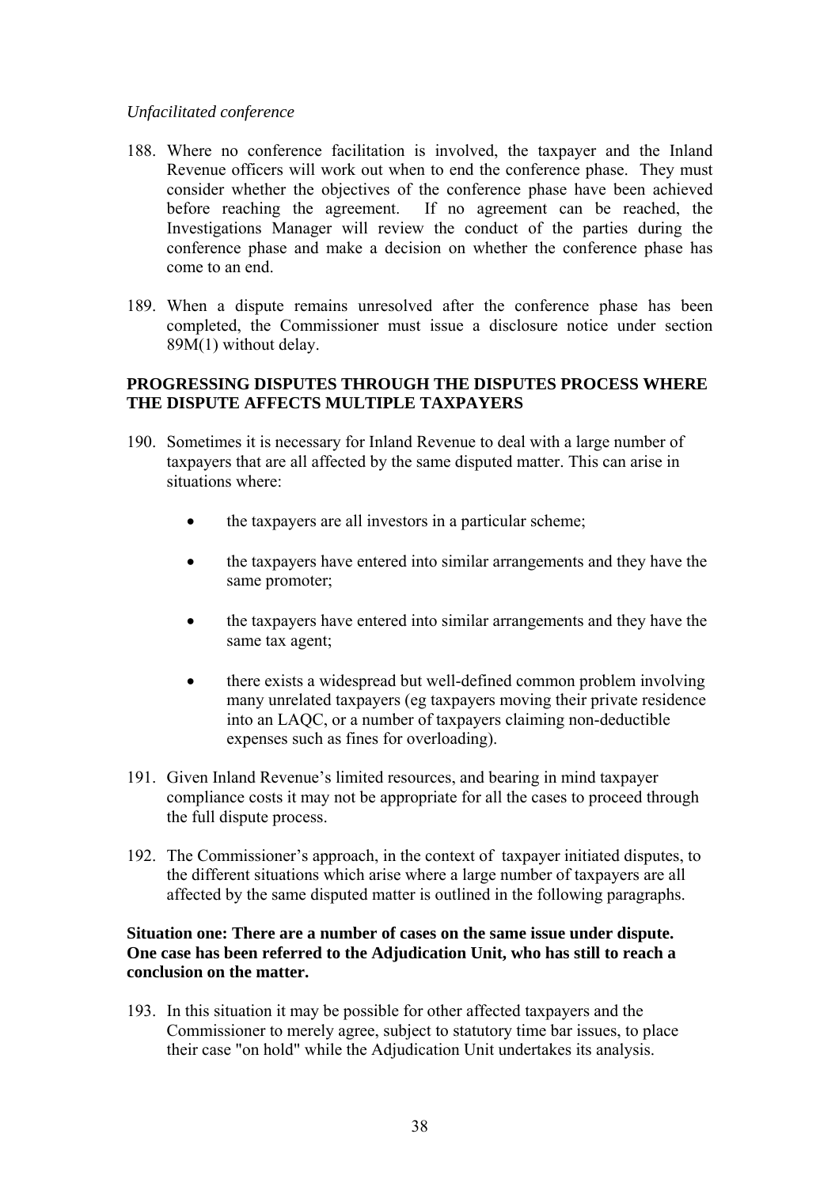*Unfacilitated conference*

188. Where no conference facilitation is involved, the taxpayer and the Inland Revenue officers will work out when to end the conference phase. They must consider whether the objectives of the conference phase have been achieved before reaching the agreement. If no agreement can be reached, the Investigations Manager will review the conduct of the parties during the conference phase and make a decision on whether the conference phase has come to an end.

189. When a dispute remains unresolved after the conference phase has been completed, the Commissioner must issue a disclosure notice under section 89M(1) without delay.

## PROGRESSING DISPUTES THROUGH THE DISPUTES PROCESS WHERE THE DISPUTE AFFECTS MULTIPLE TAXPAYERS

190. Sometimes it is necessary for Inland Revenue to deal with a large number of taxpayers that are all affected by the same disputed matter. This can arise in situations where:

    - the taxpayers are all investors in a particular scheme;
    - the taxpayers have entered into similar arrangements and they have the same promoter;
    - the taxpayers have entered into similar arrangements and they have the same tax agent;
    - there exists a widespread but well-defined common problem involving many unrelated taxpayers (eg taxpayers moving their private residence into an LAQC, or a number of taxpayers claiming non-deductible expenses such as fines for overloading).

191. Given Inland Revenue's limited resources, and bearing in mind taxpayer compliance costs it may not be appropriate for all the cases to proceed through the full dispute process.

192. The Commissioner's approach, in the context of taxpayer initiated disputes, to the different situations which arise where a large number of taxpayers are all affected by the same disputed matter is outlined in the following paragraphs.

**Situation one: There are a number of cases on the same issue under dispute. One case has been referred to the Adjudication Unit, who has still to reach a conclusion on the matter.**

193. In this situation it may be possible for other affected taxpayers and the Commissioner to merely agree, subject to statutory time bar issues, to place their case "on hold" while the Adjudication Unit undertakes its analysis.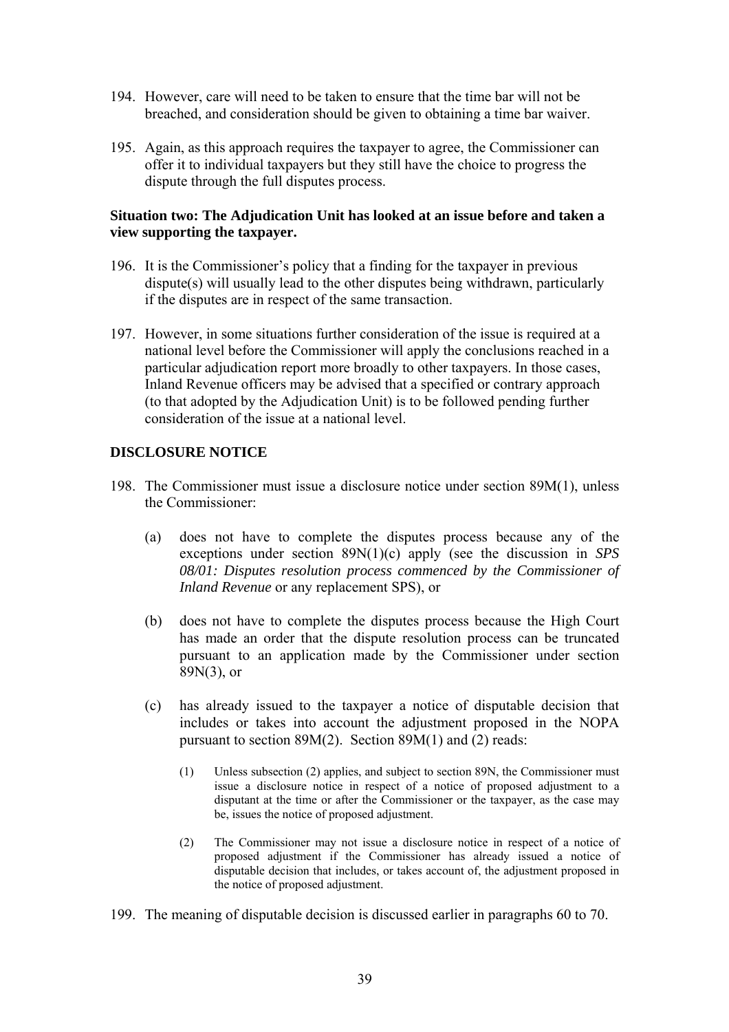194. However, care will need to be taken to ensure that the time bar will not be breached, and consideration should be given to obtaining a time bar waiver.

195. Again, as this approach requires the taxpayer to agree, the Commissioner can offer it to individual taxpayers but they still have the choice to progress the dispute through the full disputes process.

**Situation two: The Adjudication Unit has looked at an issue before and taken a view supporting the taxpayer.**

196. It is the Commissioner's policy that a finding for the taxpayer in previous dispute(s) will usually lead to the other disputes being withdrawn, particularly if the disputes are in respect of the same transaction.

197. However, in some situations further consideration of the issue is required at a national level before the Commissioner will apply the conclusions reached in a particular adjudication report more broadly to other taxpayers. In those cases, Inland Revenue officers may be advised that a specified or contrary approach (to that adopted by the Adjudication Unit) is to be followed pending further consideration of the issue at a national level.

## DISCLOSURE NOTICE

198. The Commissioner must issue a disclosure notice under section 89M(1), unless the Commissioner:

    (a) does not have to complete the disputes process because any of the exceptions under section 89N(1)(c) apply (see the discussion in *SPS 08/01: Disputes resolution process commenced by the Commissioner of Inland Revenue* or any replacement SPS), or

    (b) does not have to complete the disputes process because the High Court has made an order that the dispute resolution process can be truncated pursuant to an application made by the Commissioner under section 89N(3), or

    (c) has already issued to the taxpayer a notice of disputable decision that includes or takes into account the adjustment proposed in the NOPA pursuant to section 89M(2). Section 89M(1) and (2) reads:

    > (1) Unless subsection (2) applies, and subject to section 89N, the Commissioner must issue a disclosure notice in respect of a notice of proposed adjustment to a disputant at the time or after the Commissioner or the taxpayer, as the case may be, issues the notice of proposed adjustment.
    >
    > (2) The Commissioner may not issue a disclosure notice in respect of a notice of proposed adjustment if the Commissioner has already issued a notice of disputable decision that includes, or takes account of, the adjustment proposed in the notice of proposed adjustment.

199. The meaning of disputable decision is discussed earlier in paragraphs 60 to 70.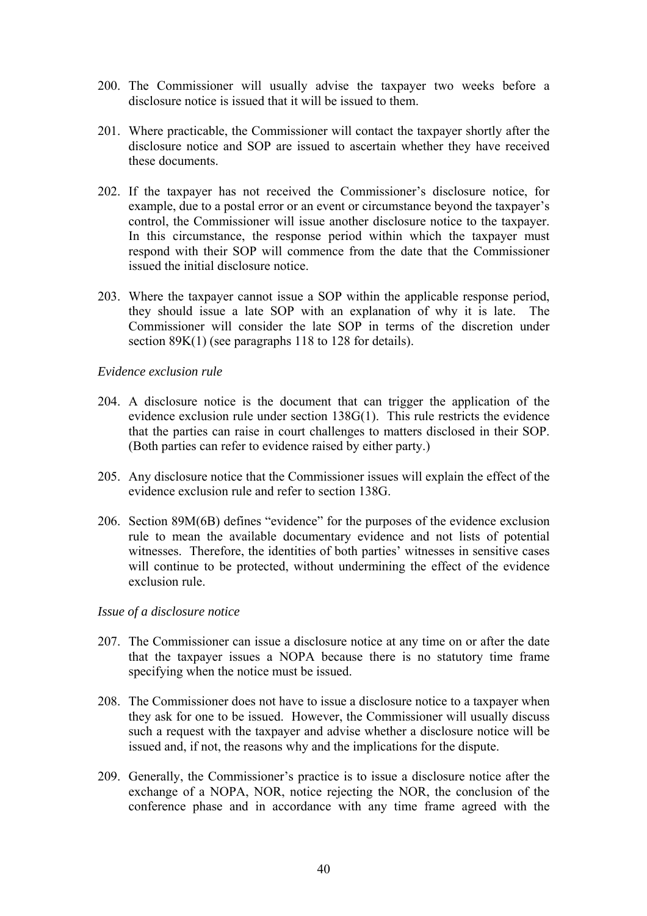200. The Commissioner will usually advise the taxpayer two weeks before a disclosure notice is issued that it will be issued to them.

201. Where practicable, the Commissioner will contact the taxpayer shortly after the disclosure notice and SOP are issued to ascertain whether they have received these documents.

202. If the taxpayer has not received the Commissioner's disclosure notice, for example, due to a postal error or an event or circumstance beyond the taxpayer's control, the Commissioner will issue another disclosure notice to the taxpayer. In this circumstance, the response period within which the taxpayer must respond with their SOP will commence from the date that the Commissioner issued the initial disclosure notice.

203. Where the taxpayer cannot issue a SOP within the applicable response period, they should issue a late SOP with an explanation of why it is late. The Commissioner will consider the late SOP in terms of the discretion under section 89K(1) (see paragraphs 118 to 128 for details).

*Evidence exclusion rule*

204. A disclosure notice is the document that can trigger the application of the evidence exclusion rule under section 138G(1). This rule restricts the evidence that the parties can raise in court challenges to matters disclosed in their SOP. (Both parties can refer to evidence raised by either party.)

205. Any disclosure notice that the Commissioner issues will explain the effect of the evidence exclusion rule and refer to section 138G.

206. Section 89M(6B) defines "evidence" for the purposes of the evidence exclusion rule to mean the available documentary evidence and not lists of potential witnesses. Therefore, the identities of both parties' witnesses in sensitive cases will continue to be protected, without undermining the effect of the evidence exclusion rule.

*Issue of a disclosure notice*

207. The Commissioner can issue a disclosure notice at any time on or after the date that the taxpayer issues a NOPA because there is no statutory time frame specifying when the notice must be issued.

208. The Commissioner does not have to issue a disclosure notice to a taxpayer when they ask for one to be issued. However, the Commissioner will usually discuss such a request with the taxpayer and advise whether a disclosure notice will be issued and, if not, the reasons why and the implications for the dispute.

209. Generally, the Commissioner's practice is to issue a disclosure notice after the exchange of a NOPA, NOR, notice rejecting the NOR, the conclusion of the conference phase and in accordance with any time frame agreed with the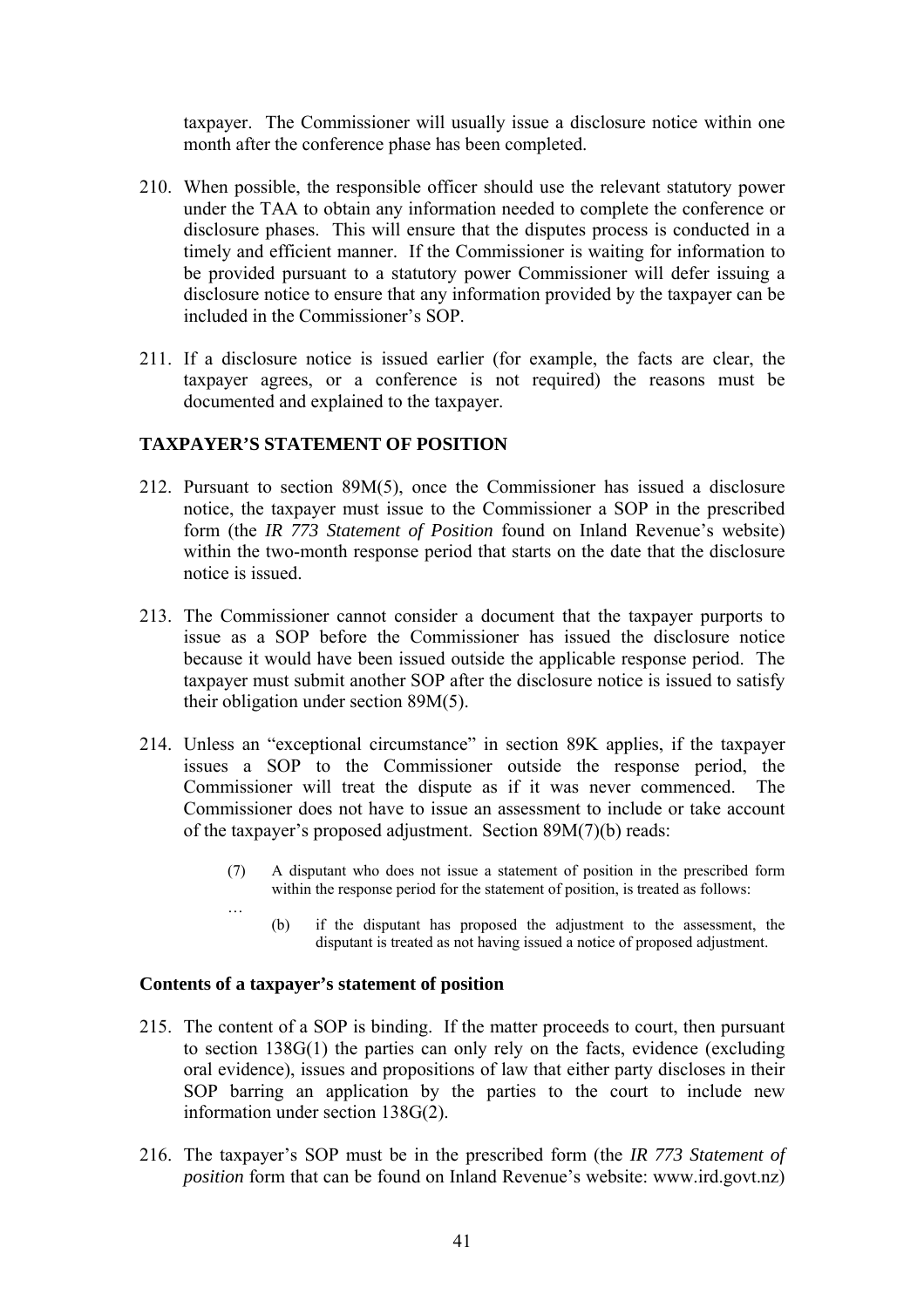taxpayer. The Commissioner will usually issue a disclosure notice within one month after the conference phase has been completed.

210. When possible, the responsible officer should use the relevant statutory power under the TAA to obtain any information needed to complete the conference or disclosure phases. This will ensure that the disputes process is conducted in a timely and efficient manner. If the Commissioner is waiting for information to be provided pursuant to a statutory power Commissioner will defer issuing a disclosure notice to ensure that any information provided by the taxpayer can be included in the Commissioner's SOP.

211. If a disclosure notice is issued earlier (for example, the facts are clear, the taxpayer agrees, or a conference is not required) the reasons must be documented and explained to the taxpayer.

## TAXPAYER'S STATEMENT OF POSITION

212. Pursuant to section 89M(5), once the Commissioner has issued a disclosure notice, the taxpayer must issue to the Commissioner a SOP in the prescribed form (the *IR 773 Statement of Position* found on Inland Revenue's website) within the two-month response period that starts on the date that the disclosure notice is issued.

213. The Commissioner cannot consider a document that the taxpayer purports to issue as a SOP before the Commissioner has issued the disclosure notice because it would have been issued outside the applicable response period. The taxpayer must submit another SOP after the disclosure notice is issued to satisfy their obligation under section 89M(5).

214. Unless an "exceptional circumstance" in section 89K applies, if the taxpayer issues a SOP to the Commissioner outside the response period, the Commissioner will treat the dispute as if it was never commenced. The Commissioner does not have to issue an assessment to include or take account of the taxpayer's proposed adjustment. Section 89M(7)(b) reads:

> (7) A disputant who does not issue a statement of position in the prescribed form within the response period for the statement of position, is treated as follows:
>
> …
>
> (b) if the disputant has proposed the adjustment to the assessment, the disputant is treated as not having issued a notice of proposed adjustment.

### Contents of a taxpayer's statement of position

215. The content of a SOP is binding. If the matter proceeds to court, then pursuant to section 138G(1) the parties can only rely on the facts, evidence (excluding oral evidence), issues and propositions of law that either party discloses in their SOP barring an application by the parties to the court to include new information under section 138G(2).

216. The taxpayer's SOP must be in the prescribed form (the *IR 773 Statement of position* form that can be found on Inland Revenue's website: www.ird.govt.nz)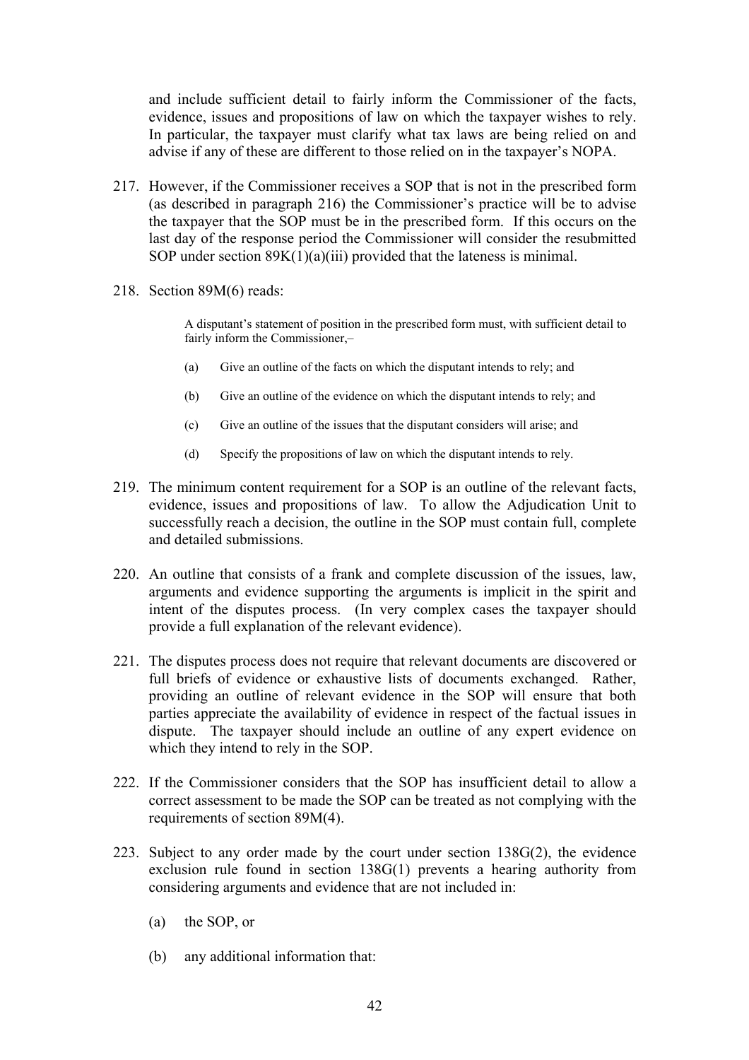and include sufficient detail to fairly inform the Commissioner of the facts, evidence, issues and propositions of law on which the taxpayer wishes to rely. In particular, the taxpayer must clarify what tax laws are being relied on and advise if any of these are different to those relied on in the taxpayer's NOPA.

217. However, if the Commissioner receives a SOP that is not in the prescribed form (as described in paragraph 216) the Commissioner's practice will be to advise the taxpayer that the SOP must be in the prescribed form. If this occurs on the last day of the response period the Commissioner will consider the resubmitted SOP under section 89K(1)(a)(iii) provided that the lateness is minimal.

218. Section 89M(6) reads:

> A disputant's statement of position in the prescribed form must, with sufficient detail to fairly inform the Commissioner,–
>
> (a) Give an outline of the facts on which the disputant intends to rely; and
>
> (b) Give an outline of the evidence on which the disputant intends to rely; and
>
> (c) Give an outline of the issues that the disputant considers will arise; and
>
> (d) Specify the propositions of law on which the disputant intends to rely.

219. The minimum content requirement for a SOP is an outline of the relevant facts, evidence, issues and propositions of law. To allow the Adjudication Unit to successfully reach a decision, the outline in the SOP must contain full, complete and detailed submissions.

220. An outline that consists of a frank and complete discussion of the issues, law, arguments and evidence supporting the arguments is implicit in the spirit and intent of the disputes process. (In very complex cases the taxpayer should provide a full explanation of the relevant evidence).

221. The disputes process does not require that relevant documents are discovered or full briefs of evidence or exhaustive lists of documents exchanged. Rather, providing an outline of relevant evidence in the SOP will ensure that both parties appreciate the availability of evidence in respect of the factual issues in dispute. The taxpayer should include an outline of any expert evidence on which they intend to rely in the SOP.

222. If the Commissioner considers that the SOP has insufficient detail to allow a correct assessment to be made the SOP can be treated as not complying with the requirements of section 89M(4).

223. Subject to any order made by the court under section 138G(2), the evidence exclusion rule found in section 138G(1) prevents a hearing authority from considering arguments and evidence that are not included in:

(a) the SOP, or

(b) any additional information that: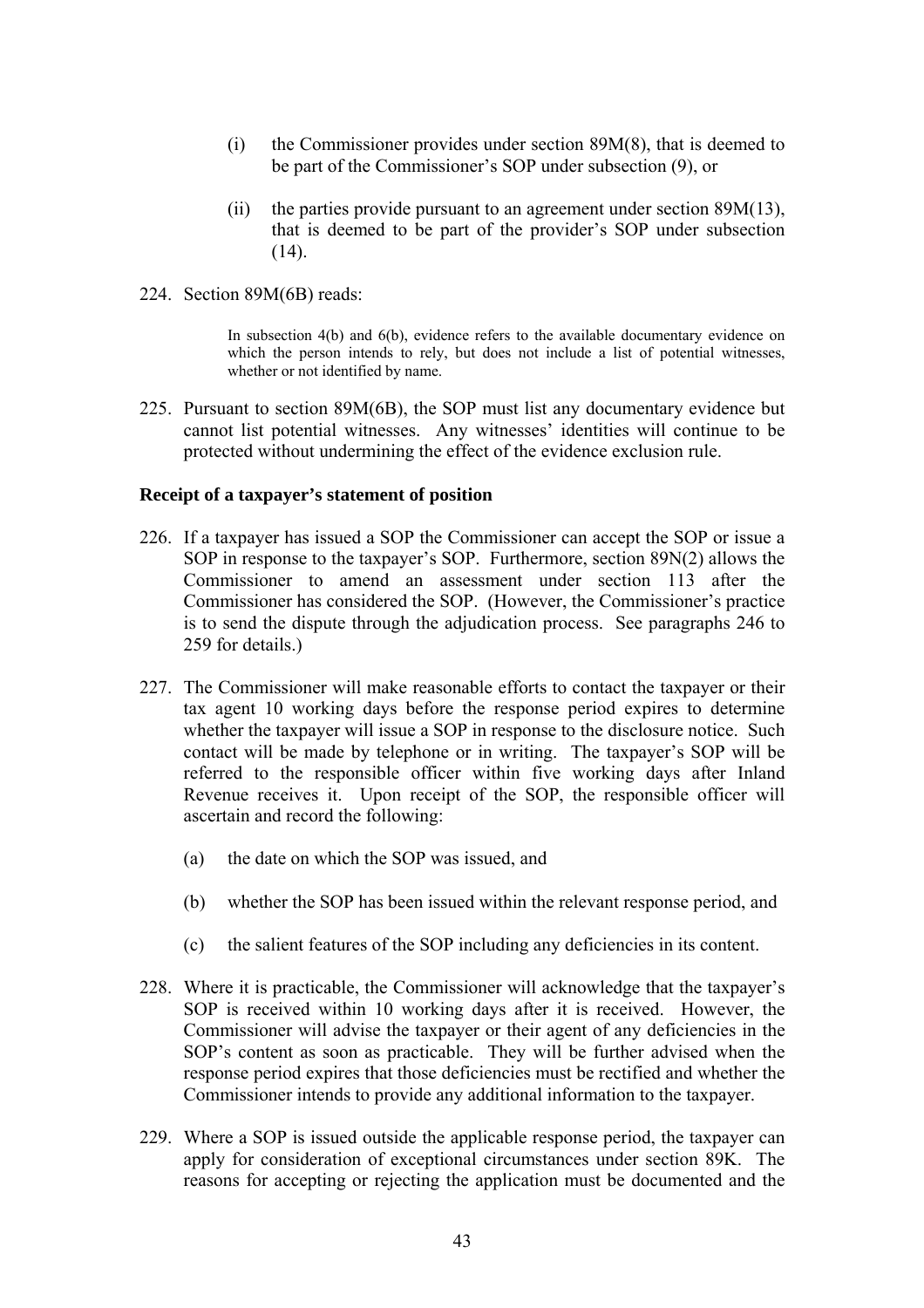(i) the Commissioner provides under section 89M(8), that is deemed to be part of the Commissioner's SOP under subsection (9), or

(ii) the parties provide pursuant to an agreement under section 89M(13), that is deemed to be part of the provider's SOP under subsection (14).

224. Section 89M(6B) reads:

> In subsection 4(b) and 6(b), evidence refers to the available documentary evidence on which the person intends to rely, but does not include a list of potential witnesses, whether or not identified by name.

225. Pursuant to section 89M(6B), the SOP must list any documentary evidence but cannot list potential witnesses. Any witnesses' identities will continue to be protected without undermining the effect of the evidence exclusion rule.

### Receipt of a taxpayer's statement of position

226. If a taxpayer has issued a SOP the Commissioner can accept the SOP or issue a SOP in response to the taxpayer's SOP. Furthermore, section 89N(2) allows the Commissioner to amend an assessment under section 113 after the Commissioner has considered the SOP. (However, the Commissioner's practice is to send the dispute through the adjudication process. See paragraphs 246 to 259 for details.)

227. The Commissioner will make reasonable efforts to contact the taxpayer or their tax agent 10 working days before the response period expires to determine whether the taxpayer will issue a SOP in response to the disclosure notice. Such contact will be made by telephone or in writing. The taxpayer's SOP will be referred to the responsible officer within five working days after Inland Revenue receives it. Upon receipt of the SOP, the responsible officer will ascertain and record the following:

(a) the date on which the SOP was issued, and

(b) whether the SOP has been issued within the relevant response period, and

(c) the salient features of the SOP including any deficiencies in its content.

228. Where it is practicable, the Commissioner will acknowledge that the taxpayer's SOP is received within 10 working days after it is received. However, the Commissioner will advise the taxpayer or their agent of any deficiencies in the SOP's content as soon as practicable. They will be further advised when the response period expires that those deficiencies must be rectified and whether the Commissioner intends to provide any additional information to the taxpayer.

229. Where a SOP is issued outside the applicable response period, the taxpayer can apply for consideration of exceptional circumstances under section 89K. The reasons for accepting or rejecting the application must be documented and the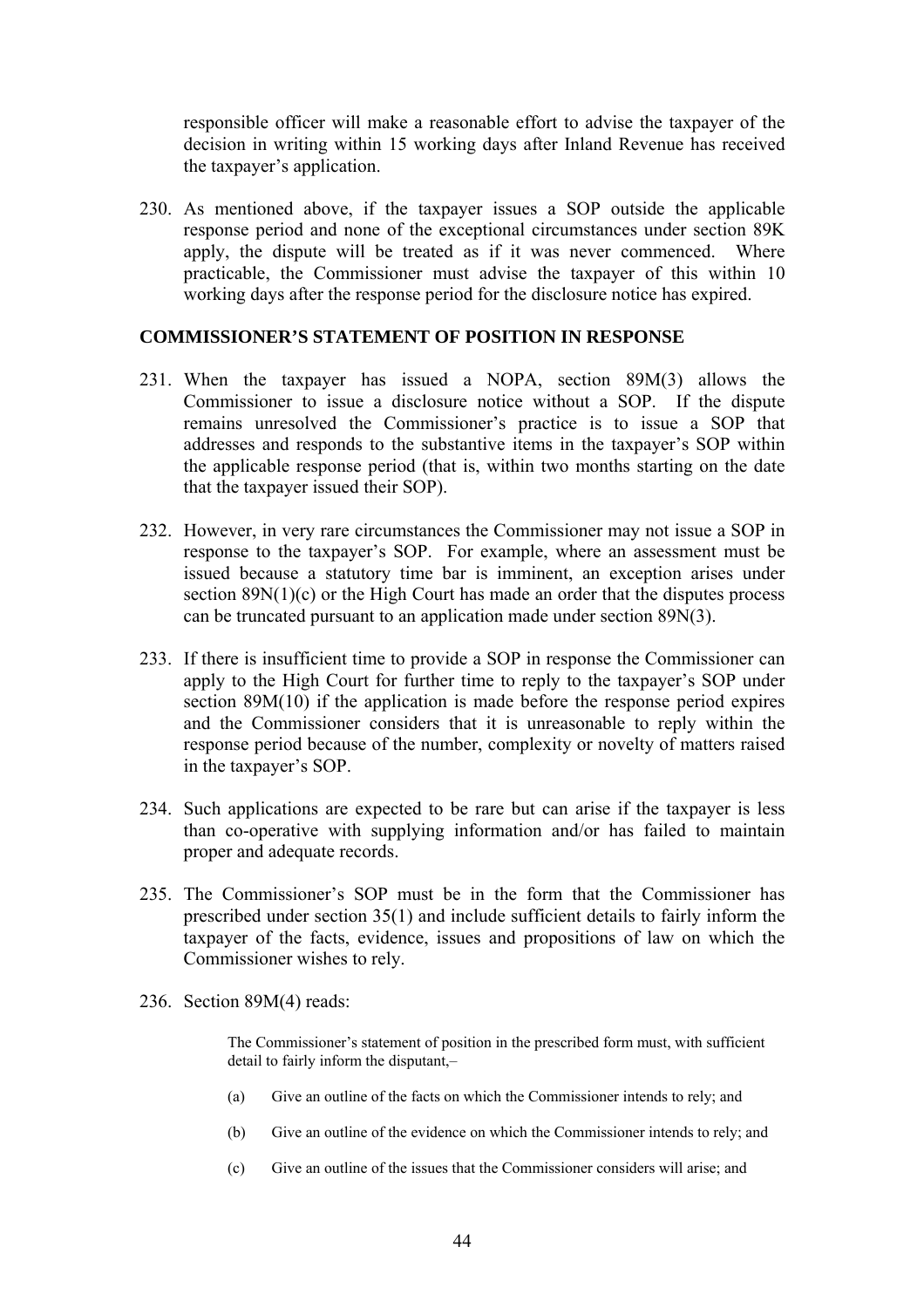responsible officer will make a reasonable effort to advise the taxpayer of the decision in writing within 15 working days after Inland Revenue has received the taxpayer's application.

230. As mentioned above, if the taxpayer issues a SOP outside the applicable response period and none of the exceptional circumstances under section 89K apply, the dispute will be treated as if it was never commenced. Where practicable, the Commissioner must advise the taxpayer of this within 10 working days after the response period for the disclosure notice has expired.

## COMMISSIONER'S STATEMENT OF POSITION IN RESPONSE

231. When the taxpayer has issued a NOPA, section 89M(3) allows the Commissioner to issue a disclosure notice without a SOP. If the dispute remains unresolved the Commissioner's practice is to issue a SOP that addresses and responds to the substantive items in the taxpayer's SOP within the applicable response period (that is, within two months starting on the date that the taxpayer issued their SOP).

232. However, in very rare circumstances the Commissioner may not issue a SOP in response to the taxpayer's SOP. For example, where an assessment must be issued because a statutory time bar is imminent, an exception arises under section 89N(1)(c) or the High Court has made an order that the disputes process can be truncated pursuant to an application made under section 89N(3).

233. If there is insufficient time to provide a SOP in response the Commissioner can apply to the High Court for further time to reply to the taxpayer's SOP under section 89M(10) if the application is made before the response period expires and the Commissioner considers that it is unreasonable to reply within the response period because of the number, complexity or novelty of matters raised in the taxpayer's SOP.

234. Such applications are expected to be rare but can arise if the taxpayer is less than co-operative with supplying information and/or has failed to maintain proper and adequate records.

235. The Commissioner's SOP must be in the form that the Commissioner has prescribed under section 35(1) and include sufficient details to fairly inform the taxpayer of the facts, evidence, issues and propositions of law on which the Commissioner wishes to rely.

236. Section 89M(4) reads:

> The Commissioner's statement of position in the prescribed form must, with sufficient detail to fairly inform the disputant,–
>
> (a) Give an outline of the facts on which the Commissioner intends to rely; and
>
> (b) Give an outline of the evidence on which the Commissioner intends to rely; and
>
> (c) Give an outline of the issues that the Commissioner considers will arise; and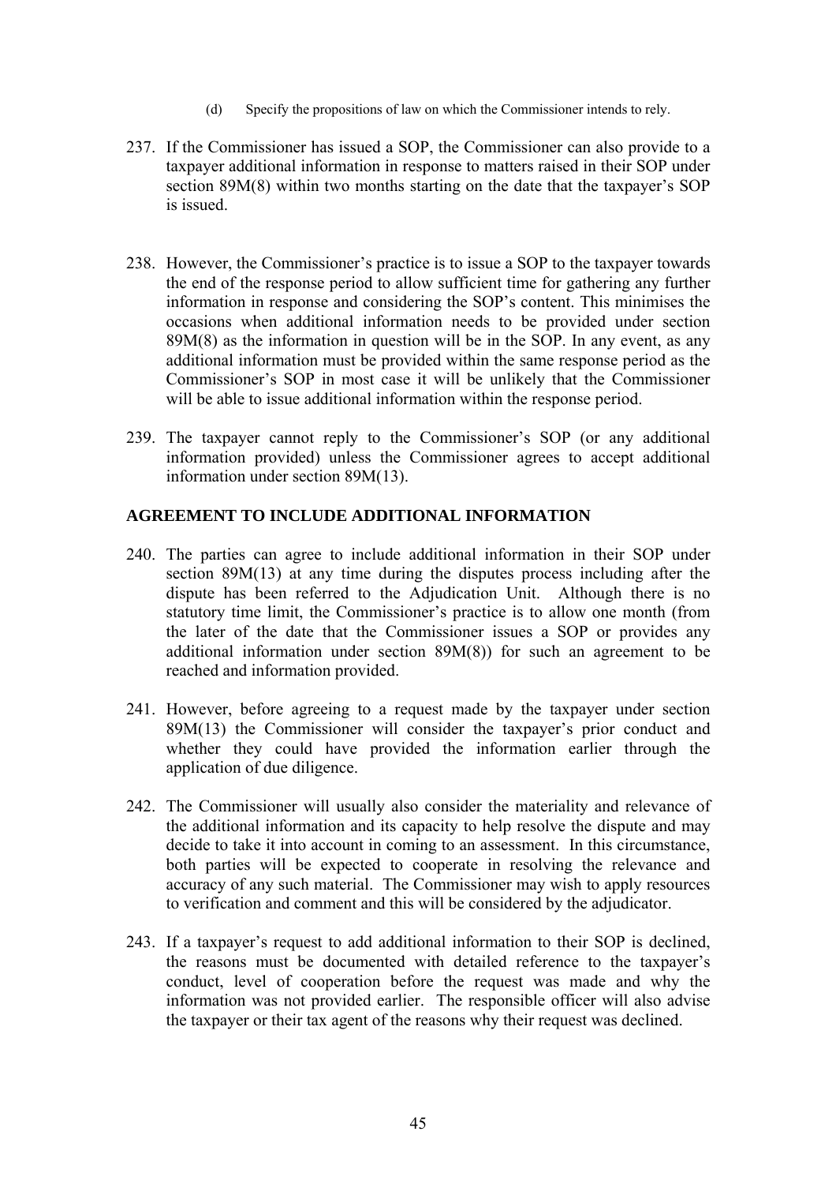(d) Specify the propositions of law on which the Commissioner intends to rely.

237. If the Commissioner has issued a SOP, the Commissioner can also provide to a taxpayer additional information in response to matters raised in their SOP under section 89M(8) within two months starting on the date that the taxpayer's SOP is issued.

238. However, the Commissioner's practice is to issue a SOP to the taxpayer towards the end of the response period to allow sufficient time for gathering any further information in response and considering the SOP's content. This minimises the occasions when additional information needs to be provided under section 89M(8) as the information in question will be in the SOP. In any event, as any additional information must be provided within the same response period as the Commissioner's SOP in most case it will be unlikely that the Commissioner will be able to issue additional information within the response period.

239. The taxpayer cannot reply to the Commissioner's SOP (or any additional information provided) unless the Commissioner agrees to accept additional information under section 89M(13).

## AGREEMENT TO INCLUDE ADDITIONAL INFORMATION

240. The parties can agree to include additional information in their SOP under section 89M(13) at any time during the disputes process including after the dispute has been referred to the Adjudication Unit. Although there is no statutory time limit, the Commissioner's practice is to allow one month (from the later of the date that the Commissioner issues a SOP or provides any additional information under section 89M(8)) for such an agreement to be reached and information provided.

241. However, before agreeing to a request made by the taxpayer under section 89M(13) the Commissioner will consider the taxpayer's prior conduct and whether they could have provided the information earlier through the application of due diligence.

242. The Commissioner will usually also consider the materiality and relevance of the additional information and its capacity to help resolve the dispute and may decide to take it into account in coming to an assessment. In this circumstance, both parties will be expected to cooperate in resolving the relevance and accuracy of any such material. The Commissioner may wish to apply resources to verification and comment and this will be considered by the adjudicator.

243. If a taxpayer's request to add additional information to their SOP is declined, the reasons must be documented with detailed reference to the taxpayer's conduct, level of cooperation before the request was made and why the information was not provided earlier. The responsible officer will also advise the taxpayer or their tax agent of the reasons why their request was declined.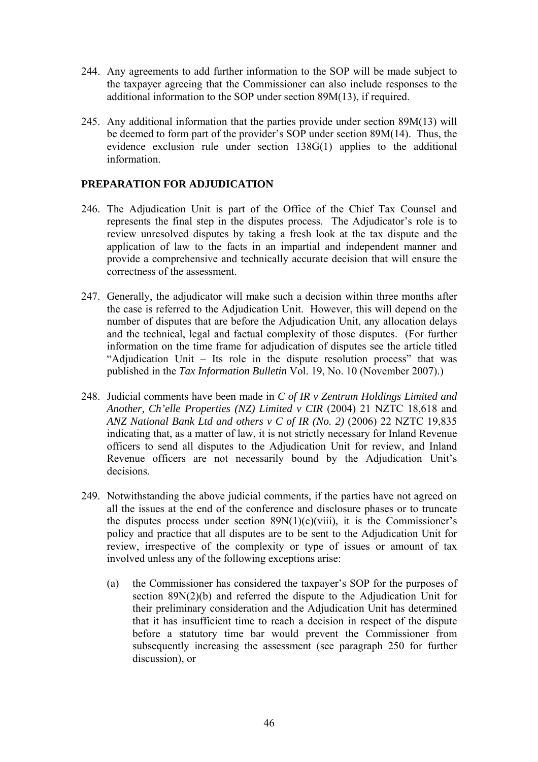244. Any agreements to add further information to the SOP will be made subject to the taxpayer agreeing that the Commissioner can also include responses to the additional information to the SOP under section 89M(13), if required.

245. Any additional information that the parties provide under section 89M(13) will be deemed to form part of the provider's SOP under section 89M(14). Thus, the evidence exclusion rule under section 138G(1) applies to the additional information.

## PREPARATION FOR ADJUDICATION

246. The Adjudication Unit is part of the Office of the Chief Tax Counsel and represents the final step in the disputes process. The Adjudicator's role is to review unresolved disputes by taking a fresh look at the tax dispute and the application of law to the facts in an impartial and independent manner and provide a comprehensive and technically accurate decision that will ensure the correctness of the assessment.

247. Generally, the adjudicator will make such a decision within three months after the case is referred to the Adjudication Unit. However, this will depend on the number of disputes that are before the Adjudication Unit, any allocation delays and the technical, legal and factual complexity of those disputes. (For further information on the time frame for adjudication of disputes see the article titled "Adjudication Unit – Its role in the dispute resolution process" that was published in the *Tax Information Bulletin* Vol. 19, No. 10 (November 2007).)

248. Judicial comments have been made in *C of IR v Zentrum Holdings Limited and Another, Ch'elle Properties (NZ) Limited v CIR* (2004) 21 NZTC 18,618 and *ANZ National Bank Ltd and others v C of IR (No. 2)* (2006) 22 NZTC 19,835 indicating that, as a matter of law, it is not strictly necessary for Inland Revenue officers to send all disputes to the Adjudication Unit for review, and Inland Revenue officers are not necessarily bound by the Adjudication Unit's decisions.

249. Notwithstanding the above judicial comments, if the parties have not agreed on all the issues at the end of the conference and disclosure phases or to truncate the disputes process under section 89N(1)(c)(viii), it is the Commissioner's policy and practice that all disputes are to be sent to the Adjudication Unit for review, irrespective of the complexity or type of issues or amount of tax involved unless any of the following exceptions arise:

    (a) the Commissioner has considered the taxpayer's SOP for the purposes of section 89N(2)(b) and referred the dispute to the Adjudication Unit for their preliminary consideration and the Adjudication Unit has determined that it has insufficient time to reach a decision in respect of the dispute before a statutory time bar would prevent the Commissioner from subsequently increasing the assessment (see paragraph 250 for further discussion), or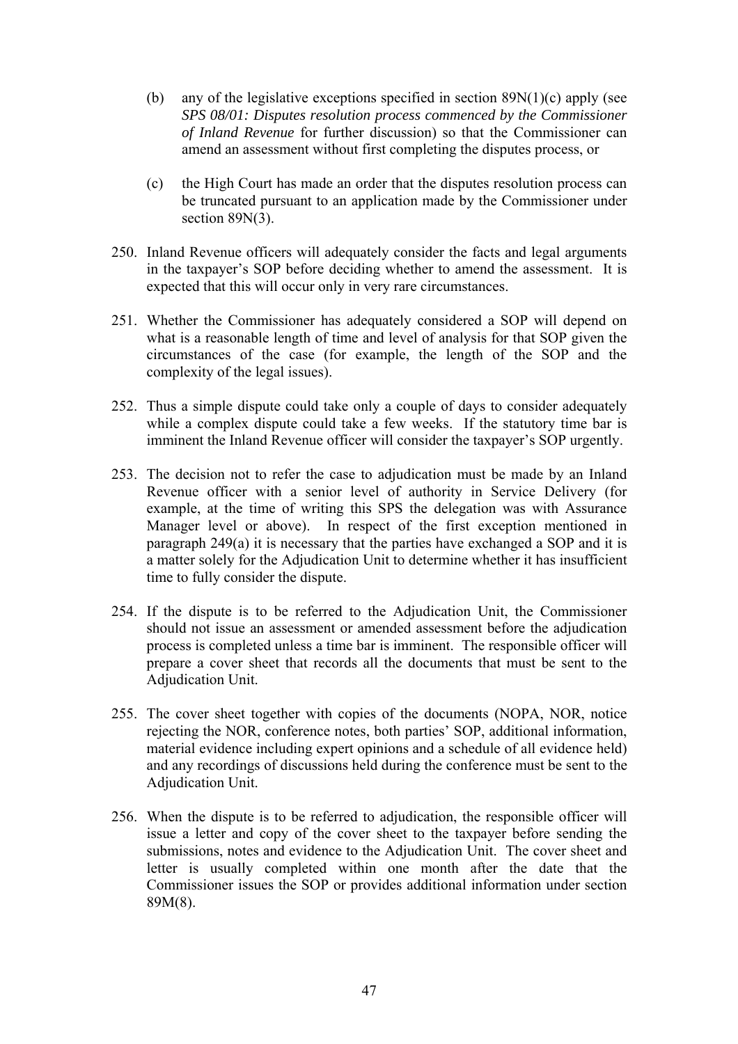(b) any of the legislative exceptions specified in section 89N(1)(c) apply (see *SPS 08/01: Disputes resolution process commenced by the Commissioner of Inland Revenue* for further discussion) so that the Commissioner can amend an assessment without first completing the disputes process, or

(c) the High Court has made an order that the disputes resolution process can be truncated pursuant to an application made by the Commissioner under section 89N(3).

250. Inland Revenue officers will adequately consider the facts and legal arguments in the taxpayer's SOP before deciding whether to amend the assessment. It is expected that this will occur only in very rare circumstances.

251. Whether the Commissioner has adequately considered a SOP will depend on what is a reasonable length of time and level of analysis for that SOP given the circumstances of the case (for example, the length of the SOP and the complexity of the legal issues).

252. Thus a simple dispute could take only a couple of days to consider adequately while a complex dispute could take a few weeks. If the statutory time bar is imminent the Inland Revenue officer will consider the taxpayer's SOP urgently.

253. The decision not to refer the case to adjudication must be made by an Inland Revenue officer with a senior level of authority in Service Delivery (for example, at the time of writing this SPS the delegation was with Assurance Manager level or above). In respect of the first exception mentioned in paragraph 249(a) it is necessary that the parties have exchanged a SOP and it is a matter solely for the Adjudication Unit to determine whether it has insufficient time to fully consider the dispute.

254. If the dispute is to be referred to the Adjudication Unit, the Commissioner should not issue an assessment or amended assessment before the adjudication process is completed unless a time bar is imminent. The responsible officer will prepare a cover sheet that records all the documents that must be sent to the Adjudication Unit.

255. The cover sheet together with copies of the documents (NOPA, NOR, notice rejecting the NOR, conference notes, both parties' SOP, additional information, material evidence including expert opinions and a schedule of all evidence held) and any recordings of discussions held during the conference must be sent to the Adjudication Unit.

256. When the dispute is to be referred to adjudication, the responsible officer will issue a letter and copy of the cover sheet to the taxpayer before sending the submissions, notes and evidence to the Adjudication Unit. The cover sheet and letter is usually completed within one month after the date that the Commissioner issues the SOP or provides additional information under section 89M(8).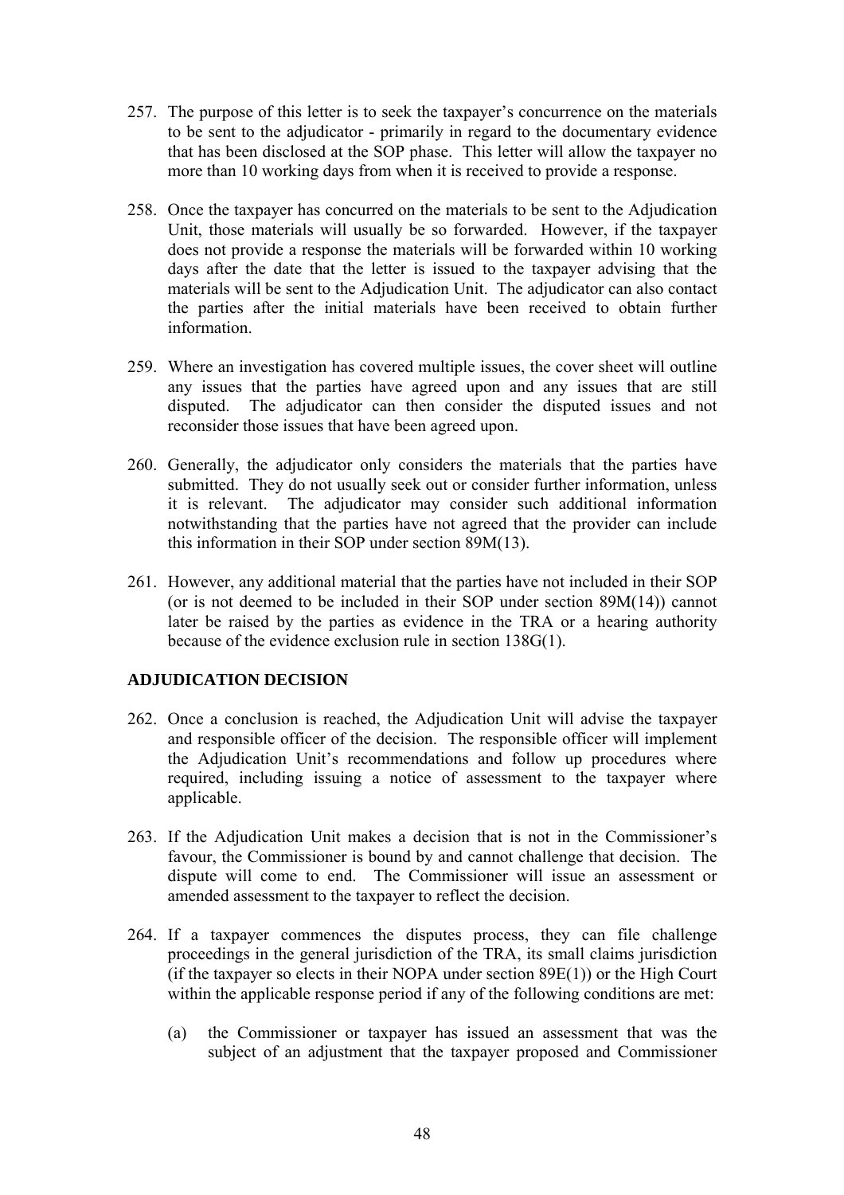257. The purpose of this letter is to seek the taxpayer's concurrence on the materials to be sent to the adjudicator - primarily in regard to the documentary evidence that has been disclosed at the SOP phase. This letter will allow the taxpayer no more than 10 working days from when it is received to provide a response.

258. Once the taxpayer has concurred on the materials to be sent to the Adjudication Unit, those materials will usually be so forwarded. However, if the taxpayer does not provide a response the materials will be forwarded within 10 working days after the date that the letter is issued to the taxpayer advising that the materials will be sent to the Adjudication Unit. The adjudicator can also contact the parties after the initial materials have been received to obtain further information.

259. Where an investigation has covered multiple issues, the cover sheet will outline any issues that the parties have agreed upon and any issues that are still disputed. The adjudicator can then consider the disputed issues and not reconsider those issues that have been agreed upon.

260. Generally, the adjudicator only considers the materials that the parties have submitted. They do not usually seek out or consider further information, unless it is relevant. The adjudicator may consider such additional information notwithstanding that the parties have not agreed that the provider can include this information in their SOP under section 89M(13).

261. However, any additional material that the parties have not included in their SOP (or is not deemed to be included in their SOP under section 89M(14)) cannot later be raised by the parties as evidence in the TRA or a hearing authority because of the evidence exclusion rule in section 138G(1).

## ADJUDICATION DECISION

262. Once a conclusion is reached, the Adjudication Unit will advise the taxpayer and responsible officer of the decision. The responsible officer will implement the Adjudication Unit's recommendations and follow up procedures where required, including issuing a notice of assessment to the taxpayer where applicable.

263. If the Adjudication Unit makes a decision that is not in the Commissioner's favour, the Commissioner is bound by and cannot challenge that decision. The dispute will come to end. The Commissioner will issue an assessment or amended assessment to the taxpayer to reflect the decision.

264. If a taxpayer commences the disputes process, they can file challenge proceedings in the general jurisdiction of the TRA, its small claims jurisdiction (if the taxpayer so elects in their NOPA under section 89E(1)) or the High Court within the applicable response period if any of the following conditions are met:

    (a) the Commissioner or taxpayer has issued an assessment that was the subject of an adjustment that the taxpayer proposed and Commissioner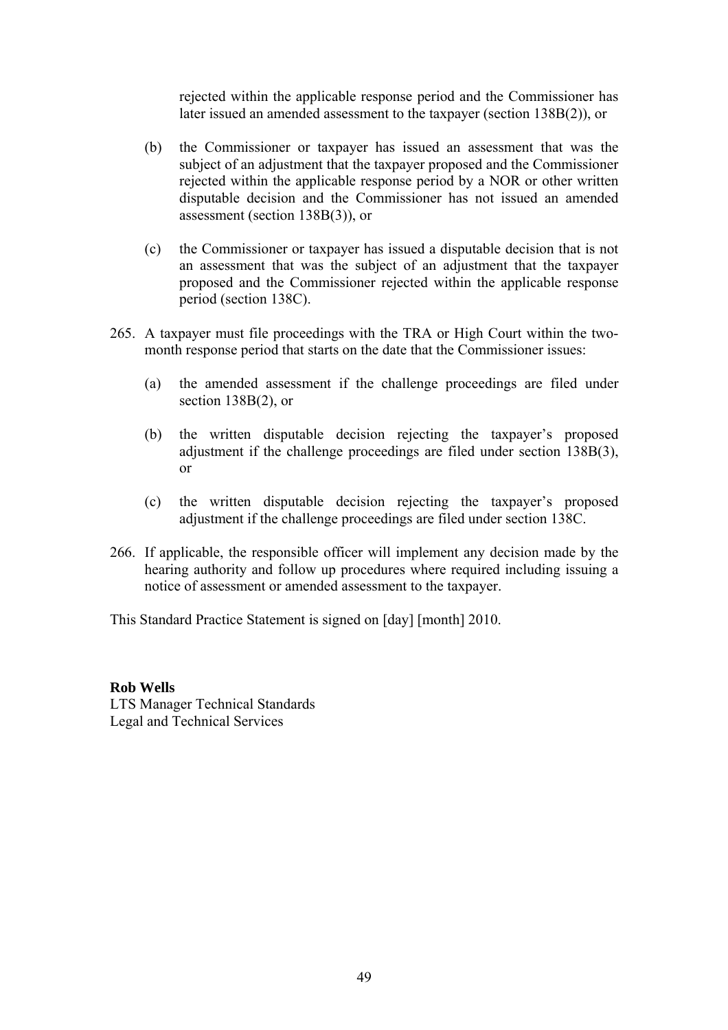rejected within the applicable response period and the Commissioner has later issued an amended assessment to the taxpayer (section 138B(2)), or

(b) the Commissioner or taxpayer has issued an assessment that was the subject of an adjustment that the taxpayer proposed and the Commissioner rejected within the applicable response period by a NOR or other written disputable decision and the Commissioner has not issued an amended assessment (section 138B(3)), or

(c) the Commissioner or taxpayer has issued a disputable decision that is not an assessment that was the subject of an adjustment that the taxpayer proposed and the Commissioner rejected within the applicable response period (section 138C).

265. A taxpayer must file proceedings with the TRA or High Court within the two-month response period that starts on the date that the Commissioner issues:

(a) the amended assessment if the challenge proceedings are filed under section 138B(2), or

(b) the written disputable decision rejecting the taxpayer's proposed adjustment if the challenge proceedings are filed under section 138B(3), or

(c) the written disputable decision rejecting the taxpayer's proposed adjustment if the challenge proceedings are filed under section 138C.

266. If applicable, the responsible officer will implement any decision made by the hearing authority and follow up procedures where required including issuing a notice of assessment or amended assessment to the taxpayer.

This Standard Practice Statement is signed on [day] [month] 2010.

**Rob Wells**
LTS Manager Technical Standards
Legal and Technical Services